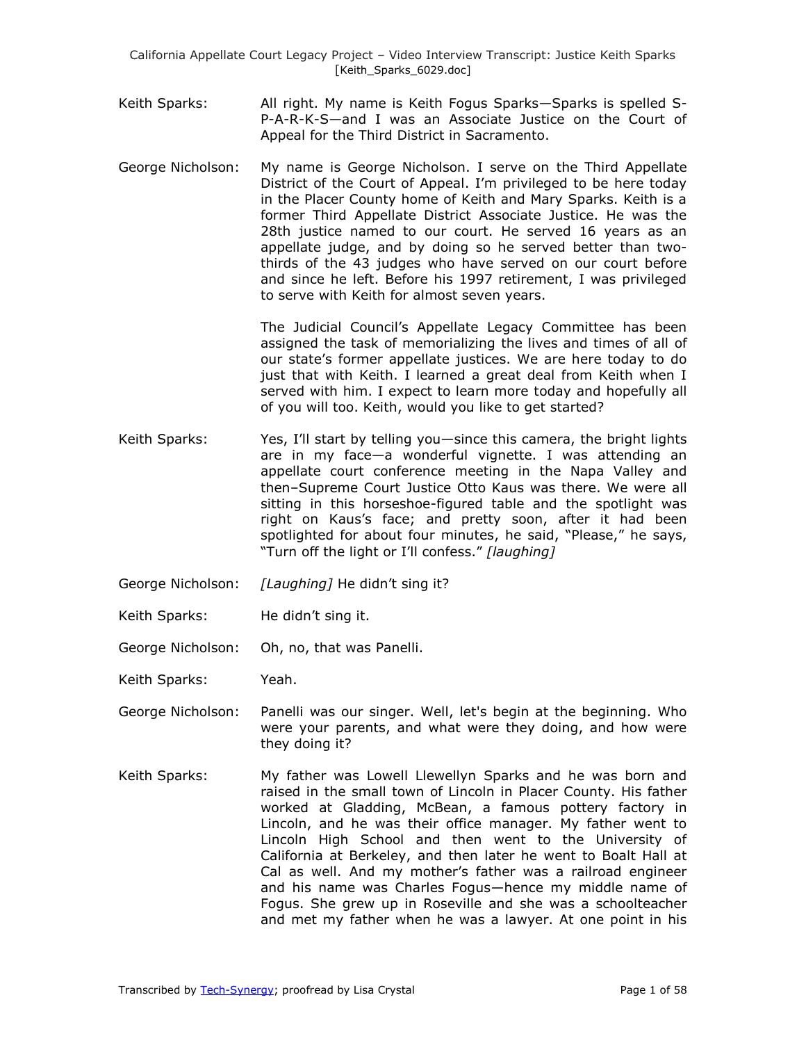Keith Sparks: All right. My name is Keith Fogus Sparks—Sparks is spelled S-P-A-R-K-S—and I was an Associate Justice on the Court of Appeal for the Third District in Sacramento.

George Nicholson: My name is George Nicholson. I serve on the Third Appellate District of the Court of Appeal. I'm privileged to be here today in the Placer County home of Keith and Mary Sparks. Keith is a former Third Appellate District Associate Justice. He was the 28th justice named to our court. He served 16 years as an appellate judge, and by doing so he served better than two-thirds of the 43 judges who have served on our court before and since he left. Before his 1997 retirement, I was privileged to serve with Keith for almost seven years.

The Judicial Council's Appellate Legacy Committee has been assigned the task of memorializing the lives and times of all of our state's former appellate justices. We are here today to do just that with Keith. I learned a great deal from Keith when I served with him. I expect to learn more today and hopefully all of you will too. Keith, would you like to get started?

Keith Sparks: Yes, I'll start by telling you—since this camera, the bright lights are in my face—a wonderful vignette. I was attending an appellate court conference meeting in the Napa Valley and then–Supreme Court Justice Otto Kaus was there. We were all sitting in this horseshoe-figured table and the spotlight was right on Kaus's face; and pretty soon, after it had been spotlighted for about four minutes, he said, "Please," he says, "Turn off the light or I'll confess." *[laughing]*

George Nicholson: *[Laughing]* He didn't sing it?

Keith Sparks: He didn't sing it.

George Nicholson: Oh, no, that was Panelli.

Keith Sparks: Yeah.

George Nicholson: Panelli was our singer. Well, let's begin at the beginning. Who were your parents, and what were they doing, and how were they doing it?

Keith Sparks: My father was Lowell Llewellyn Sparks and he was born and raised in the small town of Lincoln in Placer County. His father worked at Gladding, McBean, a famous pottery factory in Lincoln, and he was their office manager. My father went to Lincoln High School and then went to the University of California at Berkeley, and then later he went to Boalt Hall at Cal as well. And my mother's father was a railroad engineer and his name was Charles Fogus—hence my middle name of Fogus. She grew up in Roseville and she was a schoolteacher and met my father when he was a lawyer. At one point in his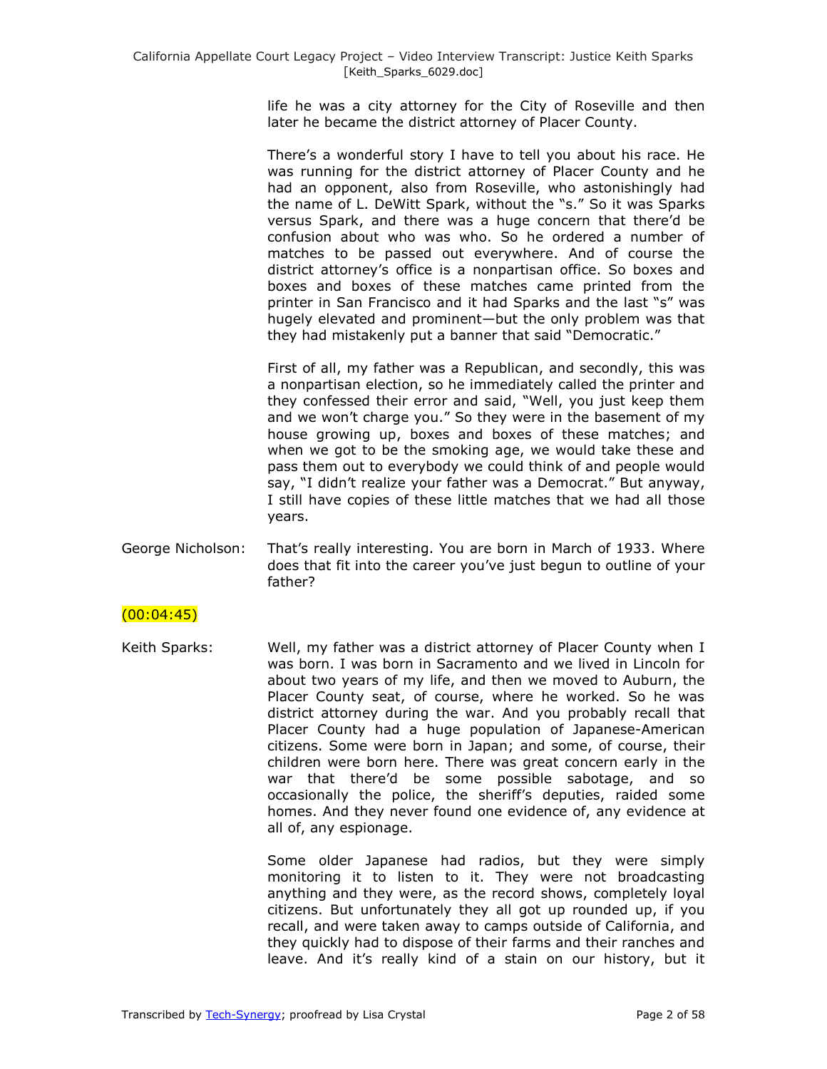life he was a city attorney for the City of Roseville and then later he became the district attorney of Placer County.

There's a wonderful story I have to tell you about his race. He was running for the district attorney of Placer County and he had an opponent, also from Roseville, who astonishingly had the name of L. DeWitt Spark, without the "s." So it was Sparks versus Spark, and there was a huge concern that there'd be confusion about who was who. So he ordered a number of matches to be passed out everywhere. And of course the district attorney's office is a nonpartisan office. So boxes and boxes and boxes of these matches came printed from the printer in San Francisco and it had Sparks and the last "s" was hugely elevated and prominent—but the only problem was that they had mistakenly put a banner that said "Democratic."

First of all, my father was a Republican, and secondly, this was a nonpartisan election, so he immediately called the printer and they confessed their error and said, "Well, you just keep them and we won't charge you." So they were in the basement of my house growing up, boxes and boxes of these matches; and when we got to be the smoking age, we would take these and pass them out to everybody we could think of and people would say, "I didn't realize your father was a Democrat." But anyway, I still have copies of these little matches that we had all those years.

George Nicholson: That's really interesting. You are born in March of 1933. Where does that fit into the career you've just begun to outline of your father?

(00:04:45)

Keith Sparks: Well, my father was a district attorney of Placer County when I was born. I was born in Sacramento and we lived in Lincoln for about two years of my life, and then we moved to Auburn, the Placer County seat, of course, where he worked. So he was district attorney during the war. And you probably recall that Placer County had a huge population of Japanese-American citizens. Some were born in Japan; and some, of course, their children were born here. There was great concern early in the war that there'd be some possible sabotage, and so occasionally the police, the sheriff's deputies, raided some homes. And they never found one evidence of, any evidence at all of, any espionage.

Some older Japanese had radios, but they were simply monitoring it to listen to it. They were not broadcasting anything and they were, as the record shows, completely loyal citizens. But unfortunately they all got up rounded up, if you recall, and were taken away to camps outside of California, and they quickly had to dispose of their farms and their ranches and leave. And it's really kind of a stain on our history, but it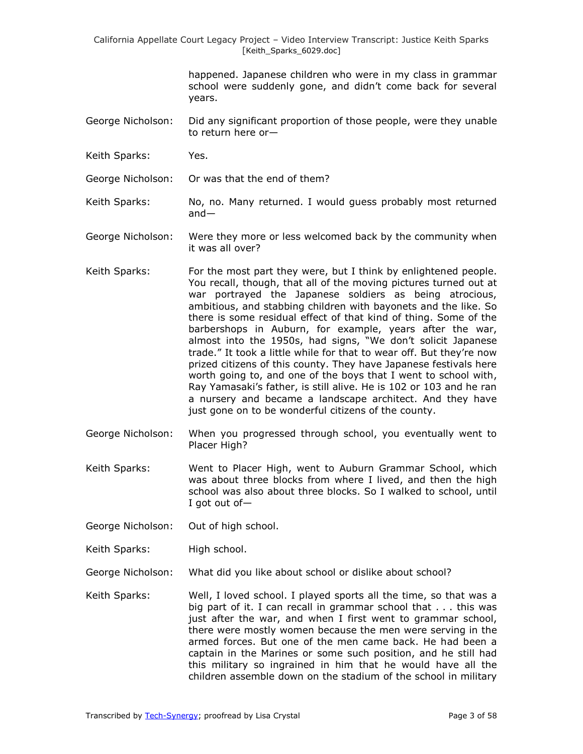happened. Japanese children who were in my class in grammar school were suddenly gone, and didn't come back for several years.

George Nicholson: Did any significant proportion of those people, were they unable to return here or—

Keith Sparks: Yes.

George Nicholson: Or was that the end of them?

Keith Sparks: No, no. Many returned. I would guess probably most returned and—

George Nicholson: Were they more or less welcomed back by the community when it was all over?

Keith Sparks: For the most part they were, but I think by enlightened people. You recall, though, that all of the moving pictures turned out at war portrayed the Japanese soldiers as being atrocious, ambitious, and stabbing children with bayonets and the like. So there is some residual effect of that kind of thing. Some of the barbershops in Auburn, for example, years after the war, almost into the 1950s, had signs, "We don't solicit Japanese trade." It took a little while for that to wear off. But they're now prized citizens of this county. They have Japanese festivals here worth going to, and one of the boys that I went to school with, Ray Yamasaki's father, is still alive. He is 102 or 103 and he ran a nursery and became a landscape architect. And they have just gone on to be wonderful citizens of the county.

George Nicholson: When you progressed through school, you eventually went to Placer High?

Keith Sparks: Went to Placer High, went to Auburn Grammar School, which was about three blocks from where I lived, and then the high school was also about three blocks. So I walked to school, until I got out of—

George Nicholson: Out of high school.

Keith Sparks: High school.

George Nicholson: What did you like about school or dislike about school?

Keith Sparks: Well, I loved school. I played sports all the time, so that was a big part of it. I can recall in grammar school that . . . this was just after the war, and when I first went to grammar school, there were mostly women because the men were serving in the armed forces. But one of the men came back. He had been a captain in the Marines or some such position, and he still had this military so ingrained in him that he would have all the children assemble down on the stadium of the school in military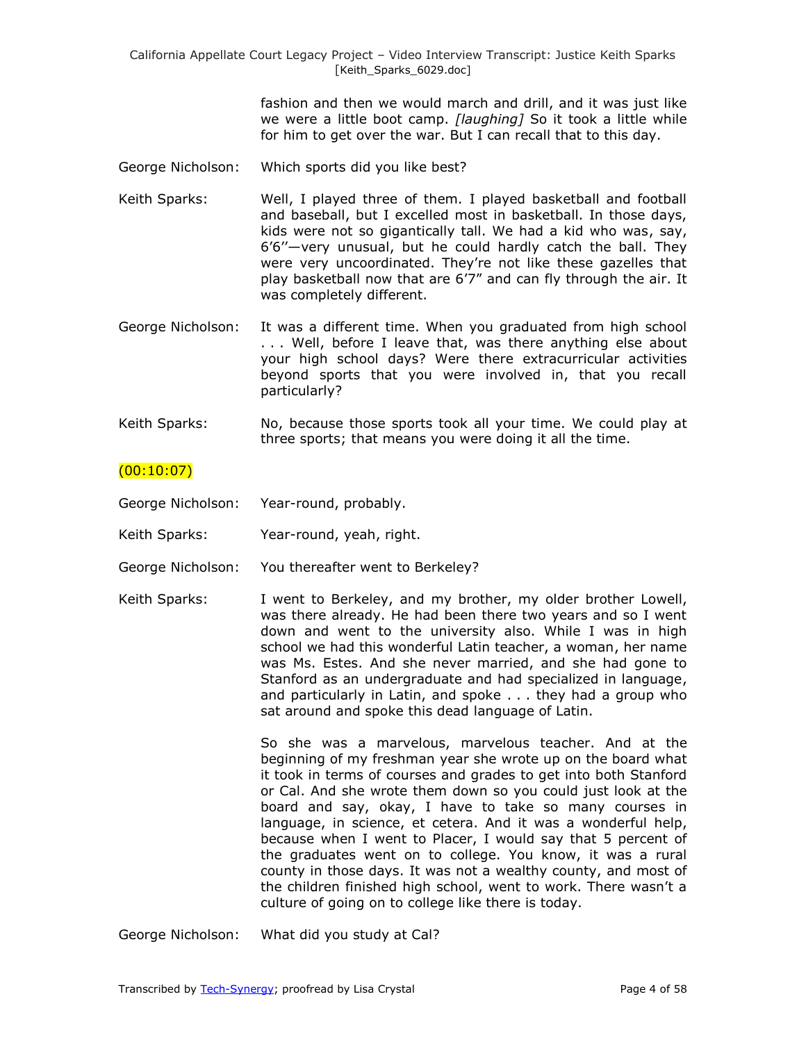fashion and then we would march and drill, and it was just like we were a little boot camp. *[laughing]* So it took a little while for him to get over the war. But I can recall that to this day.

George Nicholson: Which sports did you like best?

Keith Sparks: Well, I played three of them. I played basketball and football and baseball, but I excelled most in basketball. In those days, kids were not so gigantically tall. We had a kid who was, say, 6'6''—very unusual, but he could hardly catch the ball. They were very uncoordinated. They're not like these gazelles that play basketball now that are 6'7" and can fly through the air. It was completely different.

George Nicholson: It was a different time. When you graduated from high school . . . Well, before I leave that, was there anything else about your high school days? Were there extracurricular activities beyond sports that you were involved in, that you recall particularly?

Keith Sparks: No, because those sports took all your time. We could play at three sports; that means you were doing it all the time.

(00:10:07)

George Nicholson: Year-round, probably.

Keith Sparks: Year-round, yeah, right.

George Nicholson: You thereafter went to Berkeley?

Keith Sparks: I went to Berkeley, and my brother, my older brother Lowell, was there already. He had been there two years and so I went down and went to the university also. While I was in high school we had this wonderful Latin teacher, a woman, her name was Ms. Estes. And she never married, and she had gone to Stanford as an undergraduate and had specialized in language, and particularly in Latin, and spoke . . . they had a group who sat around and spoke this dead language of Latin.

So she was a marvelous, marvelous teacher. And at the beginning of my freshman year she wrote up on the board what it took in terms of courses and grades to get into both Stanford or Cal. And she wrote them down so you could just look at the board and say, okay, I have to take so many courses in language, in science, et cetera. And it was a wonderful help, because when I went to Placer, I would say that 5 percent of the graduates went on to college. You know, it was a rural county in those days. It was not a wealthy county, and most of the children finished high school, went to work. There wasn't a culture of going on to college like there is today.

George Nicholson: What did you study at Cal?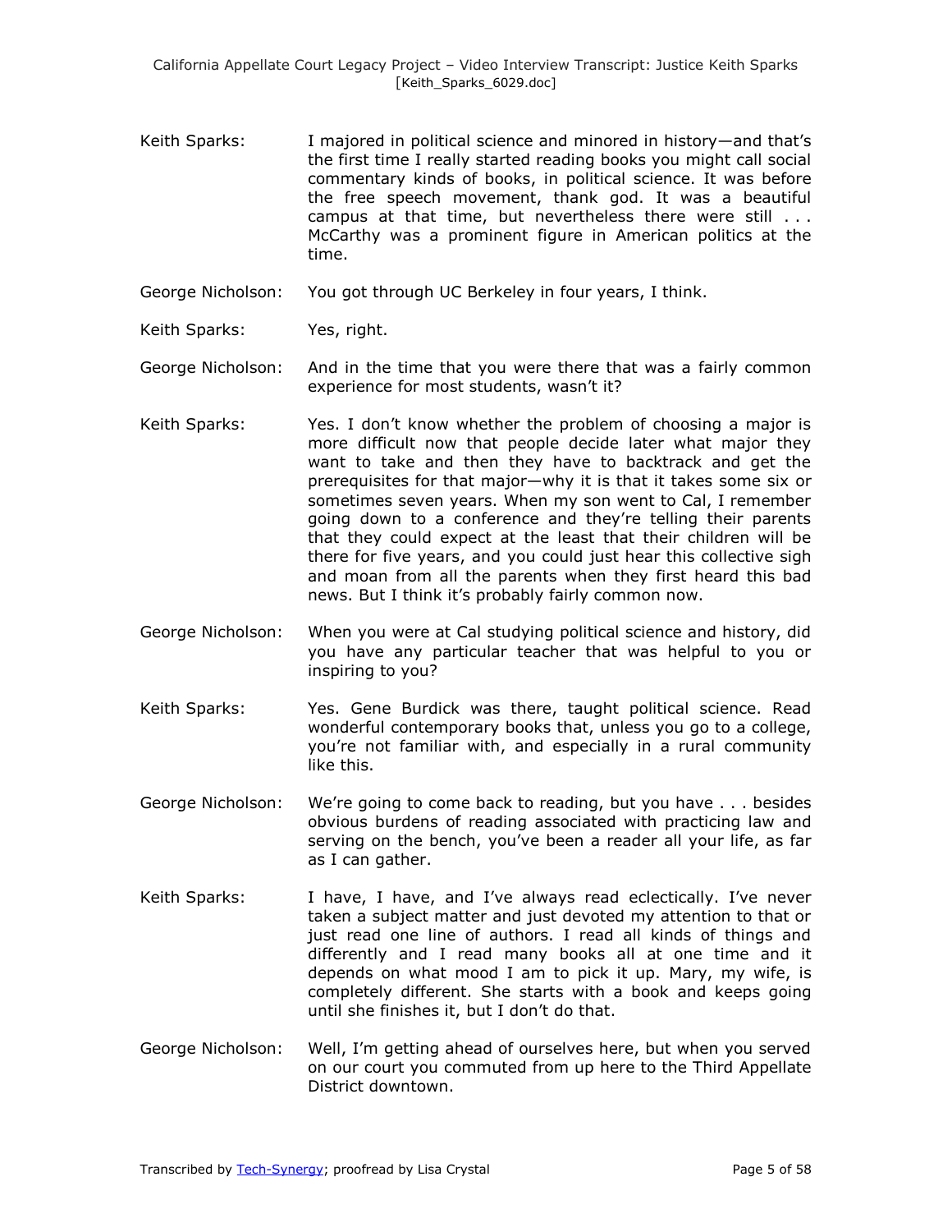Keith Sparks: I majored in political science and minored in history—and that's the first time I really started reading books you might call social commentary kinds of books, in political science. It was before the free speech movement, thank god. It was a beautiful campus at that time, but nevertheless there were still . . . McCarthy was a prominent figure in American politics at the time.

George Nicholson: You got through UC Berkeley in four years, I think.

Keith Sparks: Yes, right.

George Nicholson: And in the time that you were there that was a fairly common experience for most students, wasn't it?

Keith Sparks: Yes. I don't know whether the problem of choosing a major is more difficult now that people decide later what major they want to take and then they have to backtrack and get the prerequisites for that major—why it is that it takes some six or sometimes seven years. When my son went to Cal, I remember going down to a conference and they're telling their parents that they could expect at the least that their children will be there for five years, and you could just hear this collective sigh and moan from all the parents when they first heard this bad news. But I think it's probably fairly common now.

George Nicholson: When you were at Cal studying political science and history, did you have any particular teacher that was helpful to you or inspiring to you?

Keith Sparks: Yes. Gene Burdick was there, taught political science. Read wonderful contemporary books that, unless you go to a college, you're not familiar with, and especially in a rural community like this.

George Nicholson: We're going to come back to reading, but you have . . . besides obvious burdens of reading associated with practicing law and serving on the bench, you've been a reader all your life, as far as I can gather.

Keith Sparks: I have, I have, and I've always read eclectically. I've never taken a subject matter and just devoted my attention to that or just read one line of authors. I read all kinds of things and differently and I read many books all at one time and it depends on what mood I am to pick it up. Mary, my wife, is completely different. She starts with a book and keeps going until she finishes it, but I don't do that.

George Nicholson: Well, I'm getting ahead of ourselves here, but when you served on our court you commuted from up here to the Third Appellate District downtown.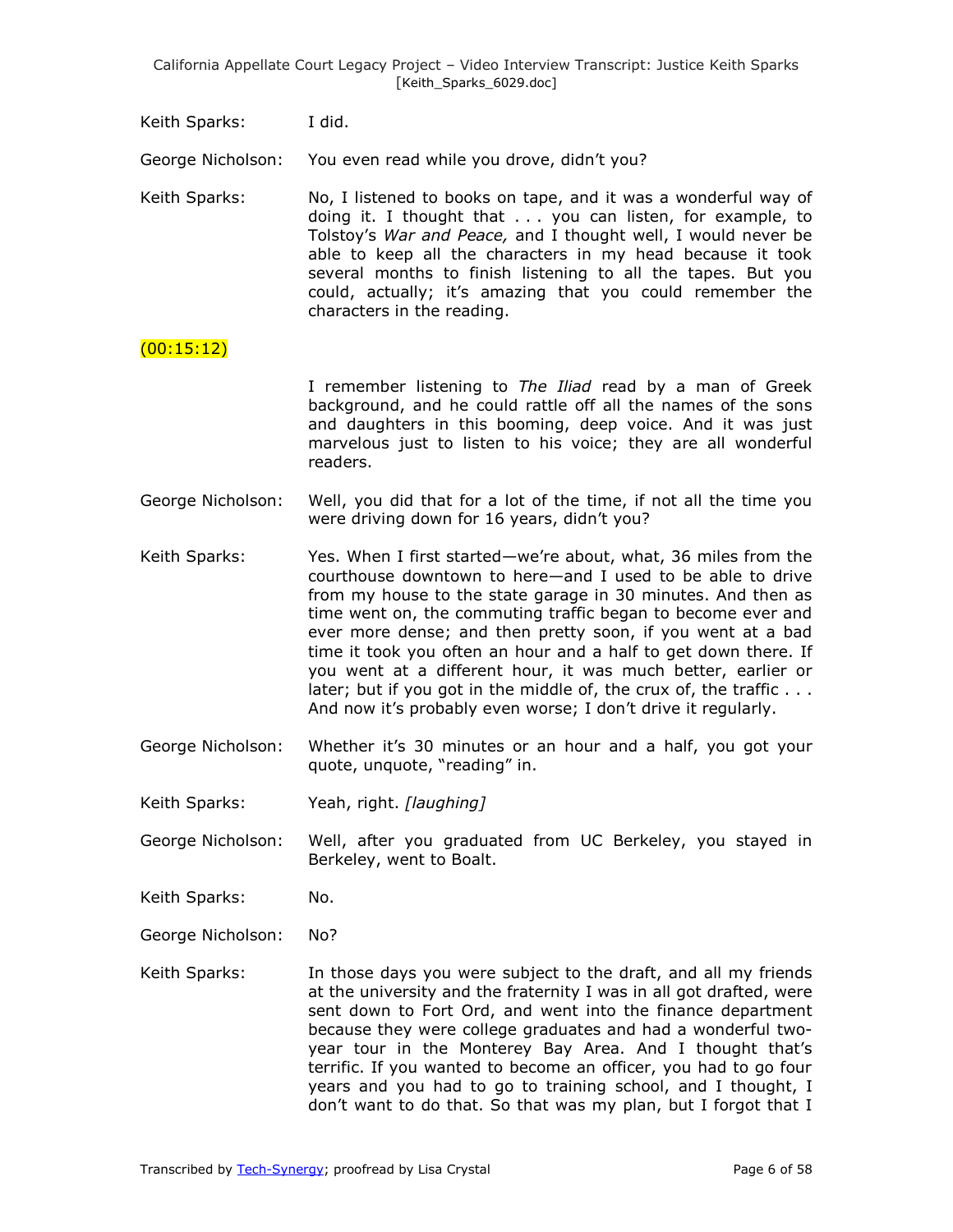Keith Sparks: I did.

George Nicholson: You even read while you drove, didn't you?

Keith Sparks: No, I listened to books on tape, and it was a wonderful way of doing it. I thought that . . . you can listen, for example, to Tolstoy's *War and Peace,* and I thought well, I would never be able to keep all the characters in my head because it took several months to finish listening to all the tapes. But you could, actually; it's amazing that you could remember the characters in the reading.

(00:15:12)

I remember listening to *The Iliad* read by a man of Greek background, and he could rattle off all the names of the sons and daughters in this booming, deep voice. And it was just marvelous just to listen to his voice; they are all wonderful readers.

George Nicholson: Well, you did that for a lot of the time, if not all the time you were driving down for 16 years, didn't you?

Keith Sparks: Yes. When I first started—we're about, what, 36 miles from the courthouse downtown to here—and I used to be able to drive from my house to the state garage in 30 minutes. And then as time went on, the commuting traffic began to become ever and ever more dense; and then pretty soon, if you went at a bad time it took you often an hour and a half to get down there. If you went at a different hour, it was much better, earlier or later; but if you got in the middle of, the crux of, the traffic . . . And now it's probably even worse; I don't drive it regularly.

George Nicholson: Whether it's 30 minutes or an hour and a half, you got your quote, unquote, "reading" in.

Keith Sparks: Yeah, right. *[laughing]*

George Nicholson: Well, after you graduated from UC Berkeley, you stayed in Berkeley, went to Boalt.

Keith Sparks: No.

George Nicholson: No?

Keith Sparks: In those days you were subject to the draft, and all my friends at the university and the fraternity I was in all got drafted, were sent down to Fort Ord, and went into the finance department because they were college graduates and had a wonderful two-year tour in the Monterey Bay Area. And I thought that's terrific. If you wanted to become an officer, you had to go four years and you had to go to training school, and I thought, I don't want to do that. So that was my plan, but I forgot that I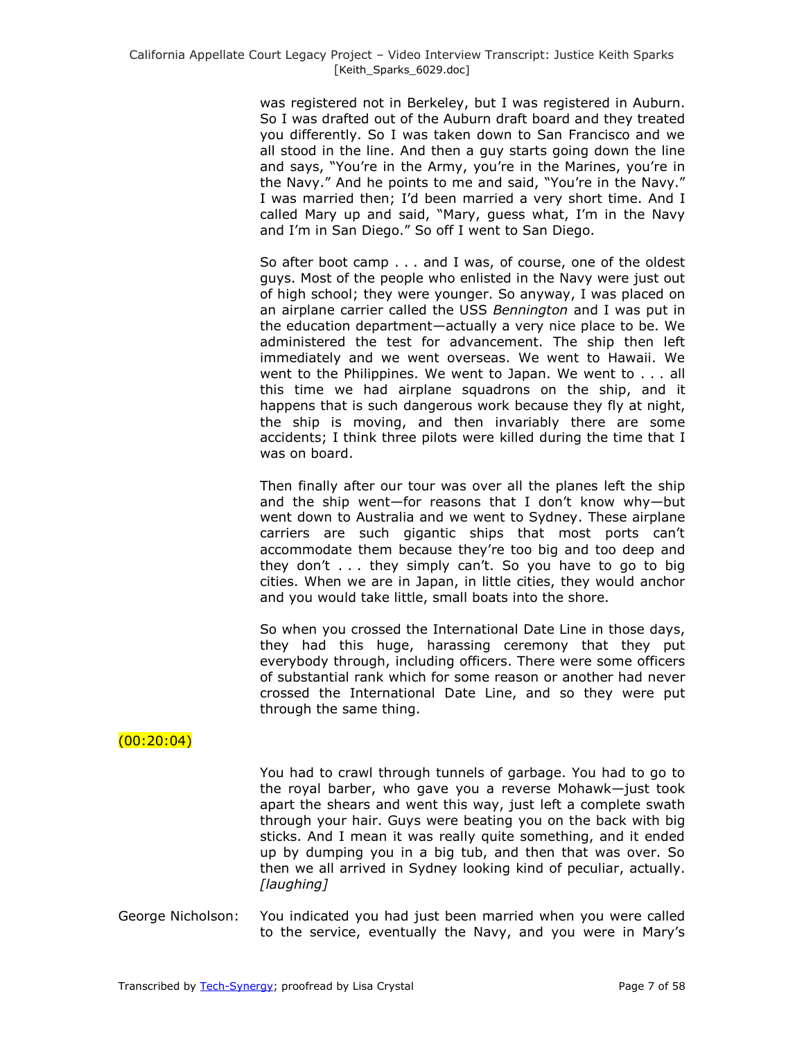was registered not in Berkeley, but I was registered in Auburn. So I was drafted out of the Auburn draft board and they treated you differently. So I was taken down to San Francisco and we all stood in the line. And then a guy starts going down the line and says, "You're in the Army, you're in the Marines, you're in the Navy." And he points to me and said, "You're in the Navy." I was married then; I'd been married a very short time. And I called Mary up and said, "Mary, guess what, I'm in the Navy and I'm in San Diego." So off I went to San Diego.

So after boot camp . . . and I was, of course, one of the oldest guys. Most of the people who enlisted in the Navy were just out of high school; they were younger. So anyway, I was placed on an airplane carrier called the USS *Bennington* and I was put in the education department—actually a very nice place to be. We administered the test for advancement. The ship then left immediately and we went overseas. We went to Hawaii. We went to the Philippines. We went to Japan. We went to . . . all this time we had airplane squadrons on the ship, and it happens that is such dangerous work because they fly at night, the ship is moving, and then invariably there are some accidents; I think three pilots were killed during the time that I was on board.

Then finally after our tour was over all the planes left the ship and the ship went—for reasons that I don't know why—but went down to Australia and we went to Sydney. These airplane carriers are such gigantic ships that most ports can't accommodate them because they're too big and too deep and they don't . . . they simply can't. So you have to go to big cities. When we are in Japan, in little cities, they would anchor and you would take little, small boats into the shore.

So when you crossed the International Date Line in those days, they had this huge, harassing ceremony that they put everybody through, including officers. There were some officers of substantial rank which for some reason or another had never crossed the International Date Line, and so they were put through the same thing.

(00:20:04)

You had to crawl through tunnels of garbage. You had to go to the royal barber, who gave you a reverse Mohawk—just took apart the shears and went this way, just left a complete swath through your hair. Guys were beating you on the back with big sticks. And I mean it was really quite something, and it ended up by dumping you in a big tub, and then that was over. So then we all arrived in Sydney looking kind of peculiar, actually. *[laughing]*

George Nicholson: You indicated you had just been married when you were called to the service, eventually the Navy, and you were in Mary's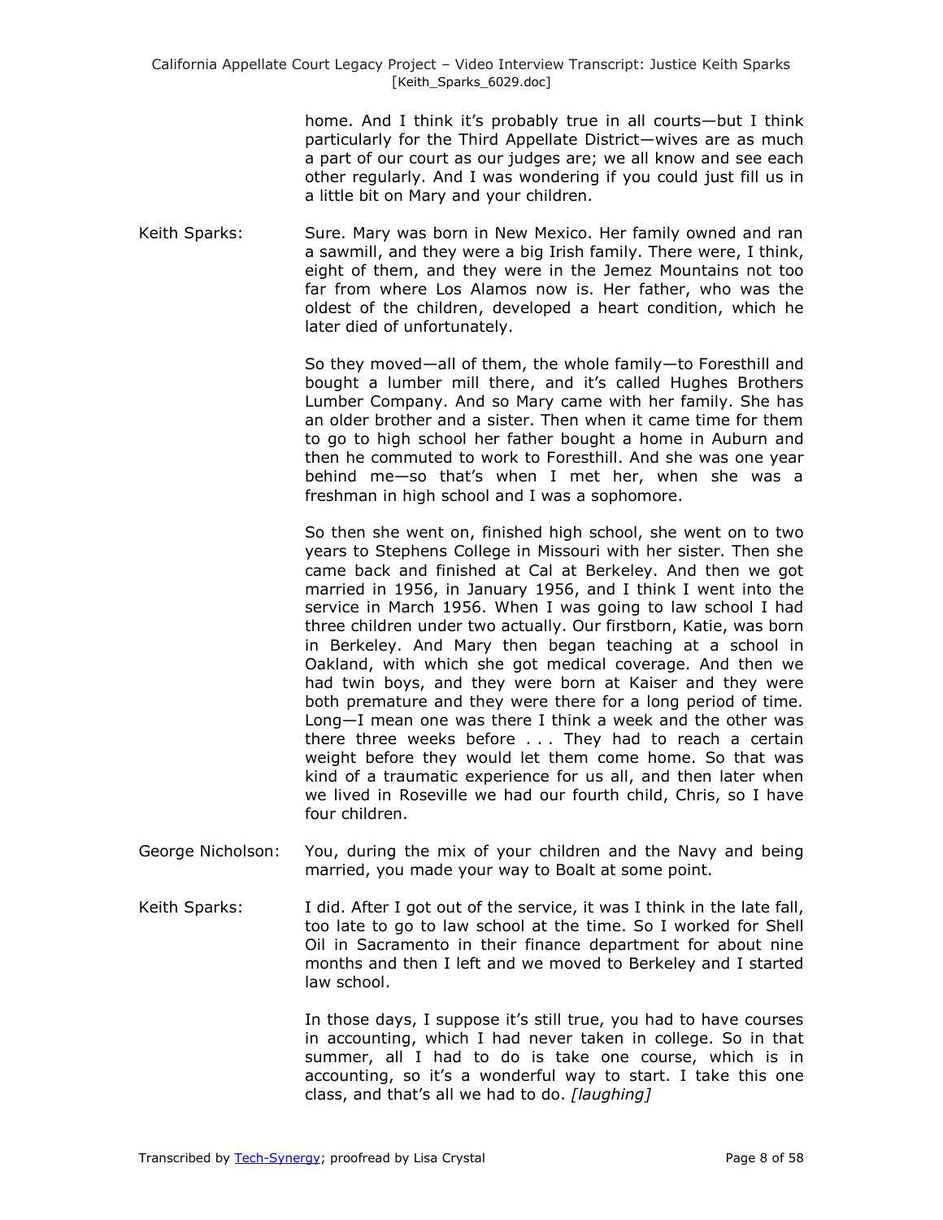home. And I think it's probably true in all courts—but I think particularly for the Third Appellate District—wives are as much a part of our court as our judges are; we all know and see each other regularly. And I was wondering if you could just fill us in a little bit on Mary and your children.

Keith Sparks: Sure. Mary was born in New Mexico. Her family owned and ran a sawmill, and they were a big Irish family. There were, I think, eight of them, and they were in the Jemez Mountains not too far from where Los Alamos now is. Her father, who was the oldest of the children, developed a heart condition, which he later died of unfortunately.

So they moved—all of them, the whole family—to Foresthill and bought a lumber mill there, and it's called Hughes Brothers Lumber Company. And so Mary came with her family. She has an older brother and a sister. Then when it came time for them to go to high school her father bought a home in Auburn and then he commuted to work to Foresthill. And she was one year behind me—so that's when I met her, when she was a freshman in high school and I was a sophomore.

So then she went on, finished high school, she went on to two years to Stephens College in Missouri with her sister. Then she came back and finished at Cal at Berkeley. And then we got married in 1956, in January 1956, and I think I went into the service in March 1956. When I was going to law school I had three children under two actually. Our firstborn, Katie, was born in Berkeley. And Mary then began teaching at a school in Oakland, with which she got medical coverage. And then we had twin boys, and they were born at Kaiser and they were both premature and they were there for a long period of time. Long—I mean one was there I think a week and the other was there three weeks before . . . They had to reach a certain weight before they would let them come home. So that was kind of a traumatic experience for us all, and then later when we lived in Roseville we had our fourth child, Chris, so I have four children.

George Nicholson: You, during the mix of your children and the Navy and being married, you made your way to Boalt at some point.

Keith Sparks: I did. After I got out of the service, it was I think in the late fall, too late to go to law school at the time. So I worked for Shell Oil in Sacramento in their finance department for about nine months and then I left and we moved to Berkeley and I started law school.

In those days, I suppose it's still true, you had to have courses in accounting, which I had never taken in college. So in that summer, all I had to do is take one course, which is in accounting, so it's a wonderful way to start. I take this one class, and that's all we had to do. *[laughing]*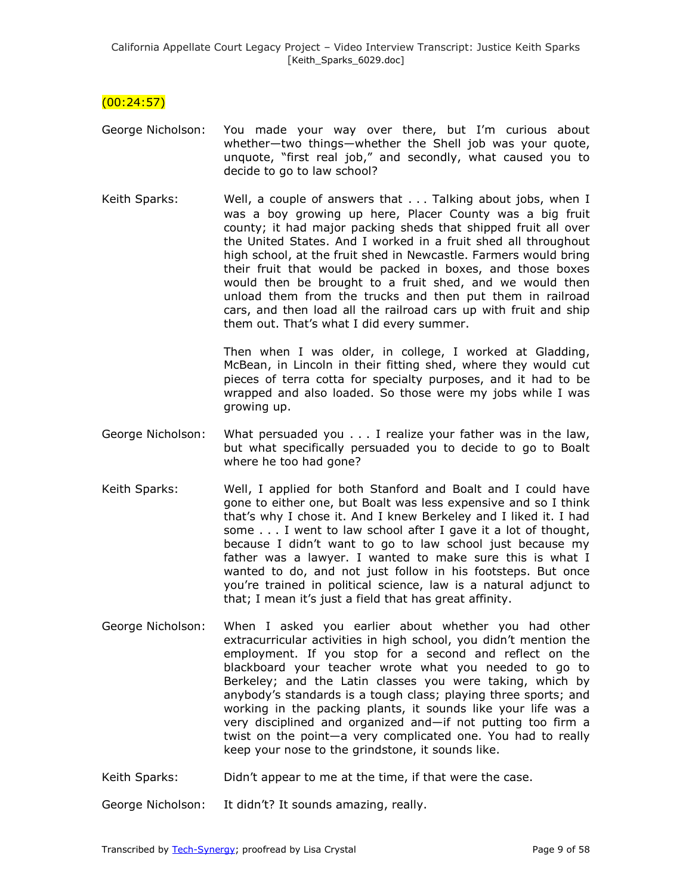(00:24:57)

George Nicholson: You made your way over there, but I'm curious about whether—two things—whether the Shell job was your quote, unquote, "first real job," and secondly, what caused you to decide to go to law school?

Keith Sparks: Well, a couple of answers that . . . Talking about jobs, when I was a boy growing up here, Placer County was a big fruit county; it had major packing sheds that shipped fruit all over the United States. And I worked in a fruit shed all throughout high school, at the fruit shed in Newcastle. Farmers would bring their fruit that would be packed in boxes, and those boxes would then be brought to a fruit shed, and we would then unload them from the trucks and then put them in railroad cars, and then load all the railroad cars up with fruit and ship them out. That's what I did every summer.

Then when I was older, in college, I worked at Gladding, McBean, in Lincoln in their fitting shed, where they would cut pieces of terra cotta for specialty purposes, and it had to be wrapped and also loaded. So those were my jobs while I was growing up.

George Nicholson: What persuaded you . . . I realize your father was in the law, but what specifically persuaded you to decide to go to Boalt where he too had gone?

Keith Sparks: Well, I applied for both Stanford and Boalt and I could have gone to either one, but Boalt was less expensive and so I think that's why I chose it. And I knew Berkeley and I liked it. I had some . . . I went to law school after I gave it a lot of thought, because I didn't want to go to law school just because my father was a lawyer. I wanted to make sure this is what I wanted to do, and not just follow in his footsteps. But once you're trained in political science, law is a natural adjunct to that; I mean it's just a field that has great affinity.

George Nicholson: When I asked you earlier about whether you had other extracurricular activities in high school, you didn't mention the employment. If you stop for a second and reflect on the blackboard your teacher wrote what you needed to go to Berkeley; and the Latin classes you were taking, which by anybody's standards is a tough class; playing three sports; and working in the packing plants, it sounds like your life was a very disciplined and organized and—if not putting too firm a twist on the point—a very complicated one. You had to really keep your nose to the grindstone, it sounds like.

Keith Sparks: Didn't appear to me at the time, if that were the case.

George Nicholson: It didn't? It sounds amazing, really.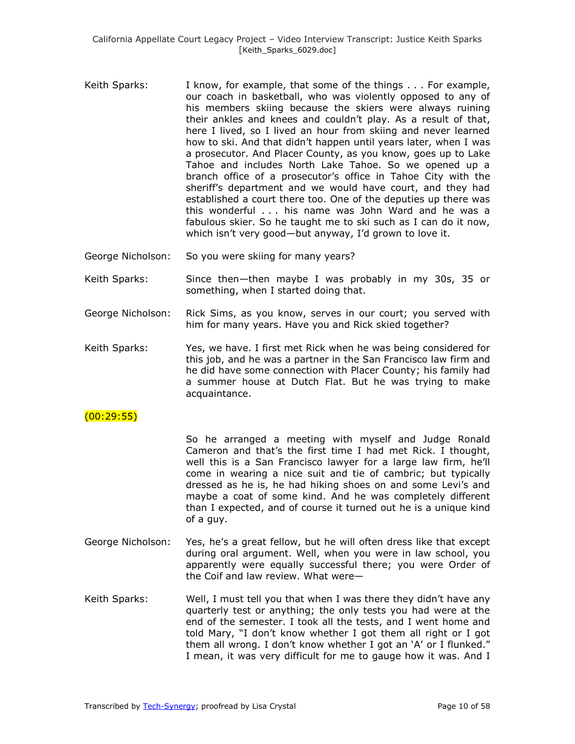Keith Sparks: I know, for example, that some of the things . . . For example, our coach in basketball, who was violently opposed to any of his members skiing because the skiers were always ruining their ankles and knees and couldn't play. As a result of that, here I lived, so I lived an hour from skiing and never learned how to ski. And that didn't happen until years later, when I was a prosecutor. And Placer County, as you know, goes up to Lake Tahoe and includes North Lake Tahoe. So we opened up a branch office of a prosecutor's office in Tahoe City with the sheriff's department and we would have court, and they had established a court there too. One of the deputies up there was this wonderful . . . his name was John Ward and he was a fabulous skier. So he taught me to ski such as I can do it now, which isn't very good—but anyway, I'd grown to love it.

George Nicholson: So you were skiing for many years?

Keith Sparks: Since then—then maybe I was probably in my 30s, 35 or something, when I started doing that.

George Nicholson: Rick Sims, as you know, serves in our court; you served with him for many years. Have you and Rick skied together?

Keith Sparks: Yes, we have. I first met Rick when he was being considered for this job, and he was a partner in the San Francisco law firm and he did have some connection with Placer County; his family had a summer house at Dutch Flat. But he was trying to make acquaintance.

(00:29:55)

So he arranged a meeting with myself and Judge Ronald Cameron and that's the first time I had met Rick. I thought, well this is a San Francisco lawyer for a large law firm, he'll come in wearing a nice suit and tie of cambric; but typically dressed as he is, he had hiking shoes on and some Levi's and maybe a coat of some kind. And he was completely different than I expected, and of course it turned out he is a unique kind of a guy.

George Nicholson: Yes, he's a great fellow, but he will often dress like that except during oral argument. Well, when you were in law school, you apparently were equally successful there; you were Order of the Coif and law review. What were—

Keith Sparks: Well, I must tell you that when I was there they didn't have any quarterly test or anything; the only tests you had were at the end of the semester. I took all the tests, and I went home and told Mary, "I don't know whether I got them all right or I got them all wrong. I don't know whether I got an 'A' or I flunked." I mean, it was very difficult for me to gauge how it was. And I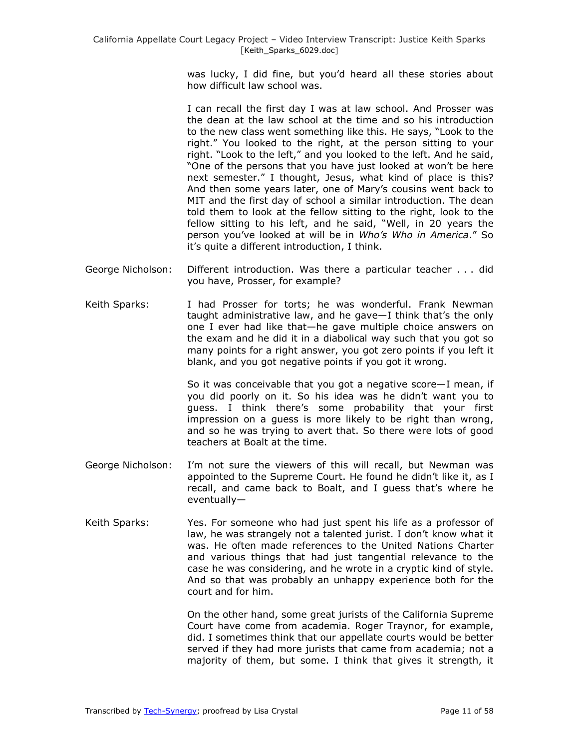was lucky, I did fine, but you'd heard all these stories about how difficult law school was.

I can recall the first day I was at law school. And Prosser was the dean at the law school at the time and so his introduction to the new class went something like this. He says, "Look to the right." You looked to the right, at the person sitting to your right. "Look to the left," and you looked to the left. And he said, "One of the persons that you have just looked at won't be here next semester." I thought, Jesus, what kind of place is this? And then some years later, one of Mary's cousins went back to MIT and the first day of school a similar introduction. The dean told them to look at the fellow sitting to the right, look to the fellow sitting to his left, and he said, "Well, in 20 years the person you've looked at will be in *Who's Who in America*." So it's quite a different introduction, I think.

George Nicholson: Different introduction. Was there a particular teacher . . . did you have, Prosser, for example?

Keith Sparks: I had Prosser for torts; he was wonderful. Frank Newman taught administrative law, and he gave—I think that's the only one I ever had like that—he gave multiple choice answers on the exam and he did it in a diabolical way such that you got so many points for a right answer, you got zero points if you left it blank, and you got negative points if you got it wrong.

So it was conceivable that you got a negative score—I mean, if you did poorly on it. So his idea was he didn't want you to guess. I think there's some probability that your first impression on a guess is more likely to be right than wrong, and so he was trying to avert that. So there were lots of good teachers at Boalt at the time.

George Nicholson: I'm not sure the viewers of this will recall, but Newman was appointed to the Supreme Court. He found he didn't like it, as I recall, and came back to Boalt, and I guess that's where he eventually—

Keith Sparks: Yes. For someone who had just spent his life as a professor of law, he was strangely not a talented jurist. I don't know what it was. He often made references to the United Nations Charter and various things that had just tangential relevance to the case he was considering, and he wrote in a cryptic kind of style. And so that was probably an unhappy experience both for the court and for him.

On the other hand, some great jurists of the California Supreme Court have come from academia. Roger Traynor, for example, did. I sometimes think that our appellate courts would be better served if they had more jurists that came from academia; not a majority of them, but some. I think that gives it strength, it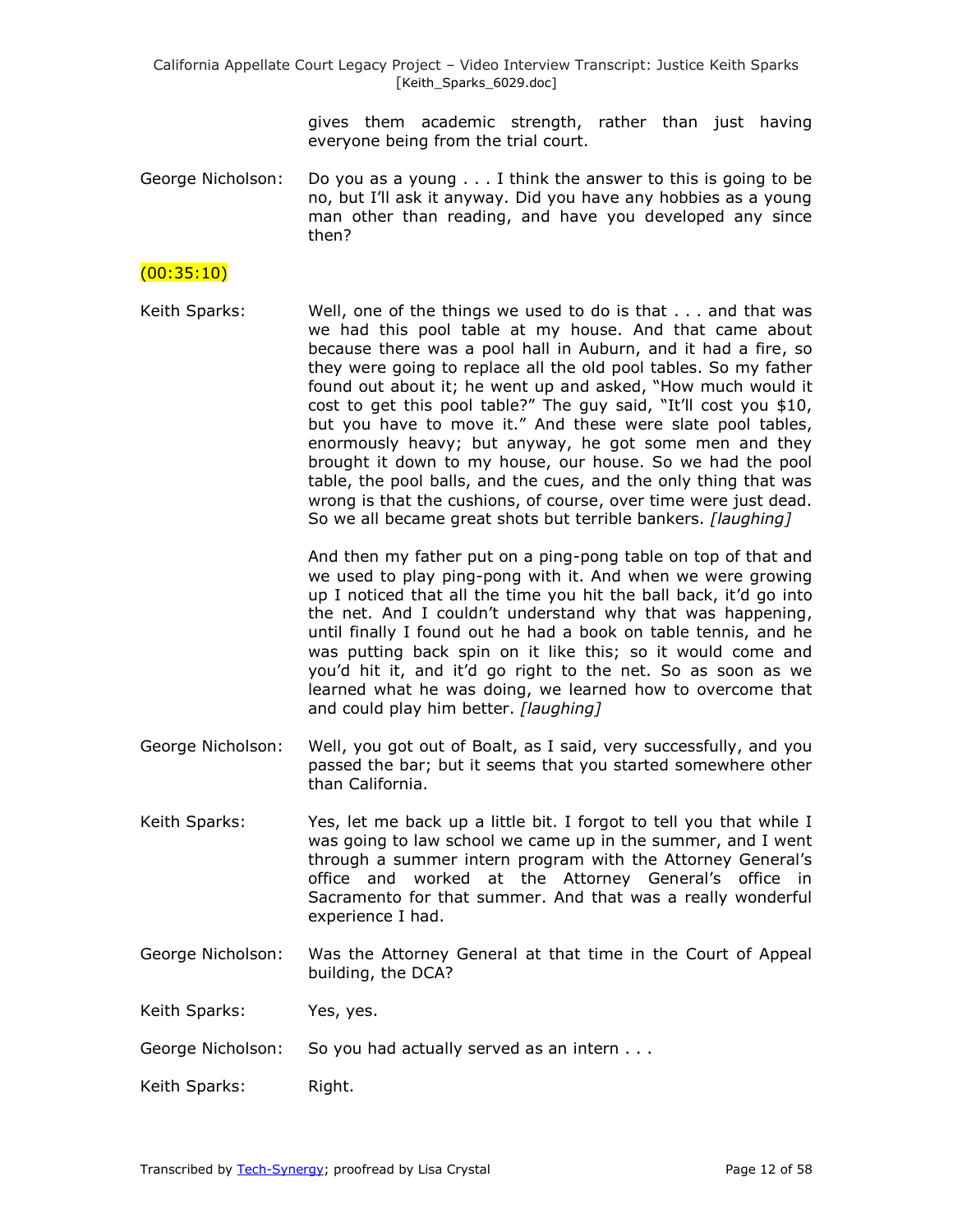gives them academic strength, rather than just having everyone being from the trial court.

George Nicholson: Do you as a young . . . I think the answer to this is going to be no, but I'll ask it anyway. Did you have any hobbies as a young man other than reading, and have you developed any since then?

(00:35:10)

Keith Sparks: Well, one of the things we used to do is that . . . and that was we had this pool table at my house. And that came about because there was a pool hall in Auburn, and it had a fire, so they were going to replace all the old pool tables. So my father found out about it; he went up and asked, "How much would it cost to get this pool table?" The guy said, "It'll cost you $10, but you have to move it." And these were slate pool tables, enormously heavy; but anyway, he got some men and they brought it down to my house, our house. So we had the pool table, the pool balls, and the cues, and the only thing that was wrong is that the cushions, of course, over time were just dead. So we all became great shots but terrible bankers. *[laughing]*

And then my father put on a ping-pong table on top of that and we used to play ping-pong with it. And when we were growing up I noticed that all the time you hit the ball back, it'd go into the net. And I couldn't understand why that was happening, until finally I found out he had a book on table tennis, and he was putting back spin on it like this; so it would come and you'd hit it, and it'd go right to the net. So as soon as we learned what he was doing, we learned how to overcome that and could play him better. *[laughing]*

George Nicholson: Well, you got out of Boalt, as I said, very successfully, and you passed the bar; but it seems that you started somewhere other than California.

Keith Sparks: Yes, let me back up a little bit. I forgot to tell you that while I was going to law school we came up in the summer, and I went through a summer intern program with the Attorney General's office and worked at the Attorney General's office in Sacramento for that summer. And that was a really wonderful experience I had.

George Nicholson: Was the Attorney General at that time in the Court of Appeal building, the DCA?

Keith Sparks: Yes, yes.

George Nicholson: So you had actually served as an intern . . .

Keith Sparks: Right.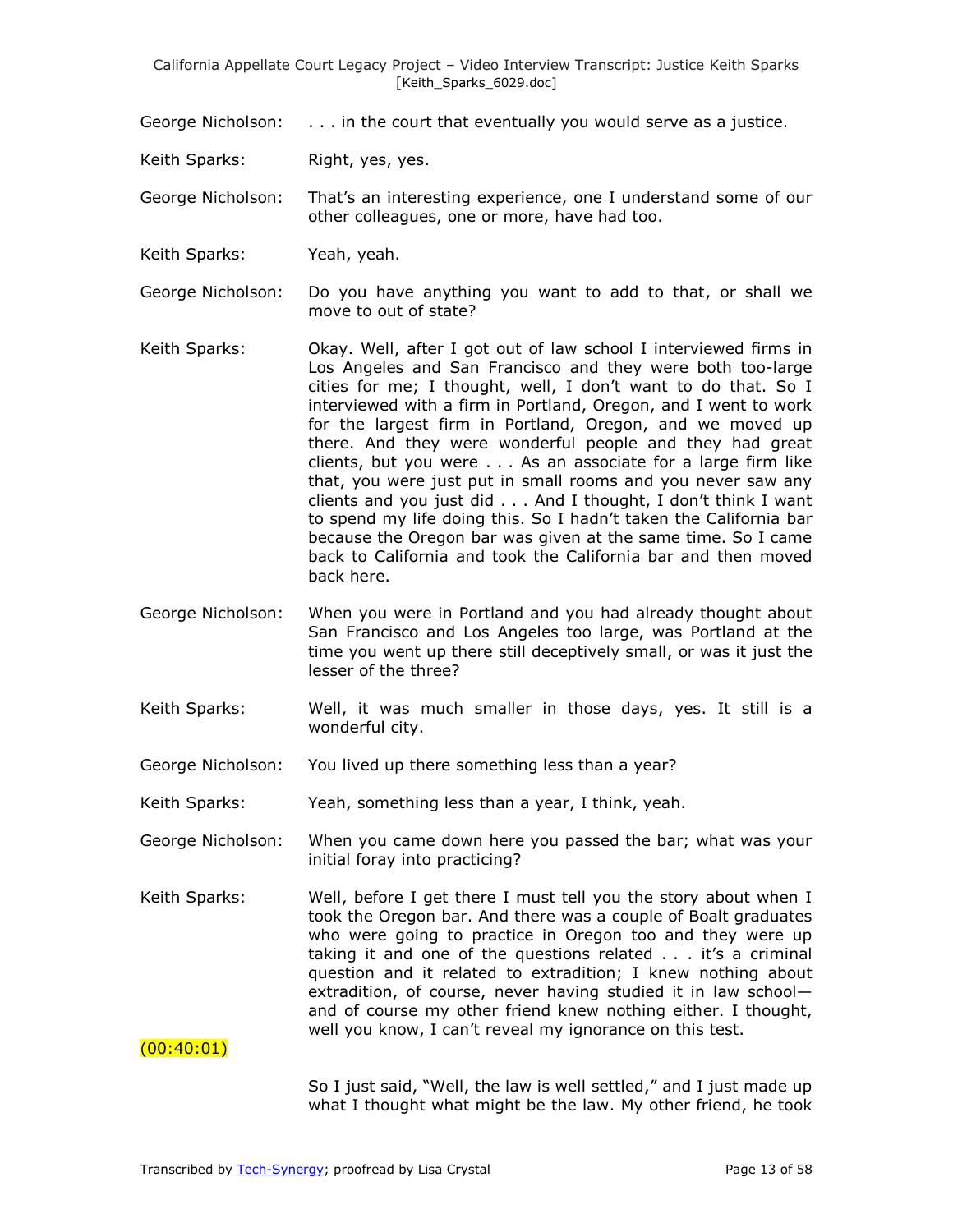George Nicholson: . . . in the court that eventually you would serve as a justice.

Keith Sparks: Right, yes, yes.

George Nicholson: That's an interesting experience, one I understand some of our other colleagues, one or more, have had too.

Keith Sparks: Yeah, yeah.

George Nicholson: Do you have anything you want to add to that, or shall we move to out of state?

Keith Sparks: Okay. Well, after I got out of law school I interviewed firms in Los Angeles and San Francisco and they were both too-large cities for me; I thought, well, I don't want to do that. So I interviewed with a firm in Portland, Oregon, and I went to work for the largest firm in Portland, Oregon, and we moved up there. And they were wonderful people and they had great clients, but you were . . . As an associate for a large firm like that, you were just put in small rooms and you never saw any clients and you just did . . . And I thought, I don't think I want to spend my life doing this. So I hadn't taken the California bar because the Oregon bar was given at the same time. So I came back to California and took the California bar and then moved back here.

George Nicholson: When you were in Portland and you had already thought about San Francisco and Los Angeles too large, was Portland at the time you went up there still deceptively small, or was it just the lesser of the three?

Keith Sparks: Well, it was much smaller in those days, yes. It still is a wonderful city.

George Nicholson: You lived up there something less than a year?

Keith Sparks: Yeah, something less than a year, I think, yeah.

George Nicholson: When you came down here you passed the bar; what was your initial foray into practicing?

Keith Sparks: Well, before I get there I must tell you the story about when I took the Oregon bar. And there was a couple of Boalt graduates who were going to practice in Oregon too and they were up taking it and one of the questions related . . . it's a criminal question and it related to extradition; I knew nothing about extradition, of course, never having studied it in law school—and of course my other friend knew nothing either. I thought, well you know, I can't reveal my ignorance on this test.

(00:40:01)

So I just said, "Well, the law is well settled," and I just made up what I thought what might be the law. My other friend, he took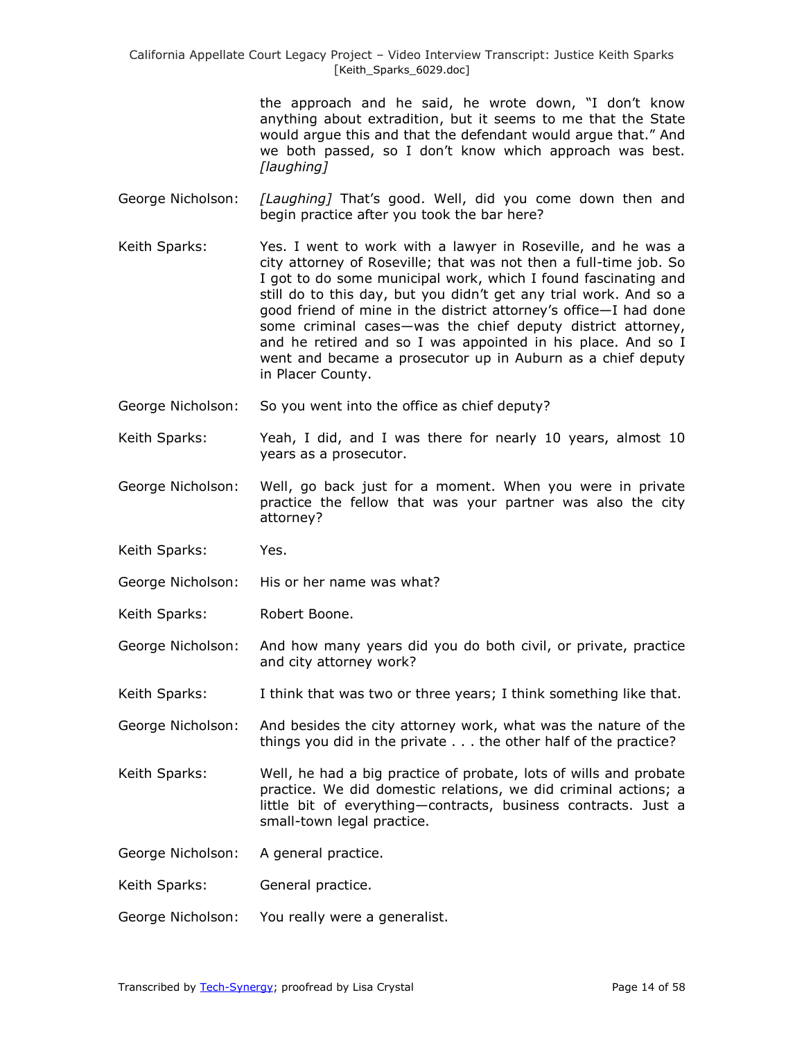the approach and he said, he wrote down, "I don't know anything about extradition, but it seems to me that the State would argue this and that the defendant would argue that." And we both passed, so I don't know which approach was best. *[laughing]*

George Nicholson: *[Laughing]* That's good. Well, did you come down then and begin practice after you took the bar here?

Keith Sparks: Yes. I went to work with a lawyer in Roseville, and he was a city attorney of Roseville; that was not then a full-time job. So I got to do some municipal work, which I found fascinating and still do to this day, but you didn't get any trial work. And so a good friend of mine in the district attorney's office—I had done some criminal cases—was the chief deputy district attorney, and he retired and so I was appointed in his place. And so I went and became a prosecutor up in Auburn as a chief deputy in Placer County.

George Nicholson: So you went into the office as chief deputy?

Keith Sparks: Yeah, I did, and I was there for nearly 10 years, almost 10 years as a prosecutor.

George Nicholson: Well, go back just for a moment. When you were in private practice the fellow that was your partner was also the city attorney?

Keith Sparks: Yes.

George Nicholson: His or her name was what?

Keith Sparks: Robert Boone.

George Nicholson: And how many years did you do both civil, or private, practice and city attorney work?

Keith Sparks: I think that was two or three years; I think something like that.

George Nicholson: And besides the city attorney work, what was the nature of the things you did in the private . . . the other half of the practice?

Keith Sparks: Well, he had a big practice of probate, lots of wills and probate practice. We did domestic relations, we did criminal actions; a little bit of everything—contracts, business contracts. Just a small-town legal practice.

George Nicholson: A general practice.

Keith Sparks: General practice.

George Nicholson: You really were a generalist.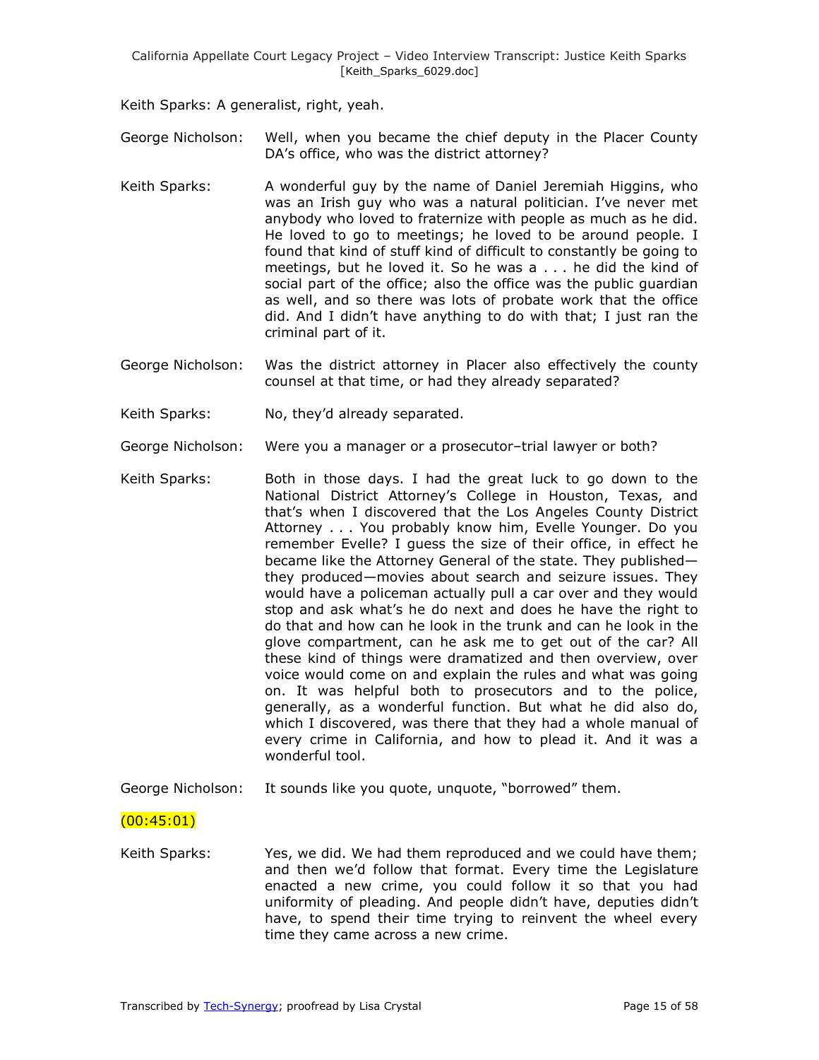Keith Sparks: A generalist, right, yeah.

George Nicholson: Well, when you became the chief deputy in the Placer County DA's office, who was the district attorney?

Keith Sparks: A wonderful guy by the name of Daniel Jeremiah Higgins, who was an Irish guy who was a natural politician. I've never met anybody who loved to fraternize with people as much as he did. He loved to go to meetings; he loved to be around people. I found that kind of stuff kind of difficult to constantly be going to meetings, but he loved it. So he was a . . . he did the kind of social part of the office; also the office was the public guardian as well, and so there was lots of probate work that the office did. And I didn't have anything to do with that; I just ran the criminal part of it.

George Nicholson: Was the district attorney in Placer also effectively the county counsel at that time, or had they already separated?

Keith Sparks: No, they'd already separated.

George Nicholson: Were you a manager or a prosecutor–trial lawyer or both?

Keith Sparks: Both in those days. I had the great luck to go down to the National District Attorney's College in Houston, Texas, and that's when I discovered that the Los Angeles County District Attorney . . . You probably know him, Evelle Younger. Do you remember Evelle? I guess the size of their office, in effect he became like the Attorney General of the state. They published—they produced—movies about search and seizure issues. They would have a policeman actually pull a car over and they would stop and ask what's he do next and does he have the right to do that and how can he look in the trunk and can he look in the glove compartment, can he ask me to get out of the car? All these kind of things were dramatized and then overview, over voice would come on and explain the rules and what was going on. It was helpful both to prosecutors and to the police, generally, as a wonderful function. But what he did also do, which I discovered, was there that they had a whole manual of every crime in California, and how to plead it. And it was a wonderful tool.

George Nicholson: It sounds like you quote, unquote, "borrowed" them.

(00:45:01)

Keith Sparks: Yes, we did. We had them reproduced and we could have them; and then we'd follow that format. Every time the Legislature enacted a new crime, you could follow it so that you had uniformity of pleading. And people didn't have, deputies didn't have, to spend their time trying to reinvent the wheel every time they came across a new crime.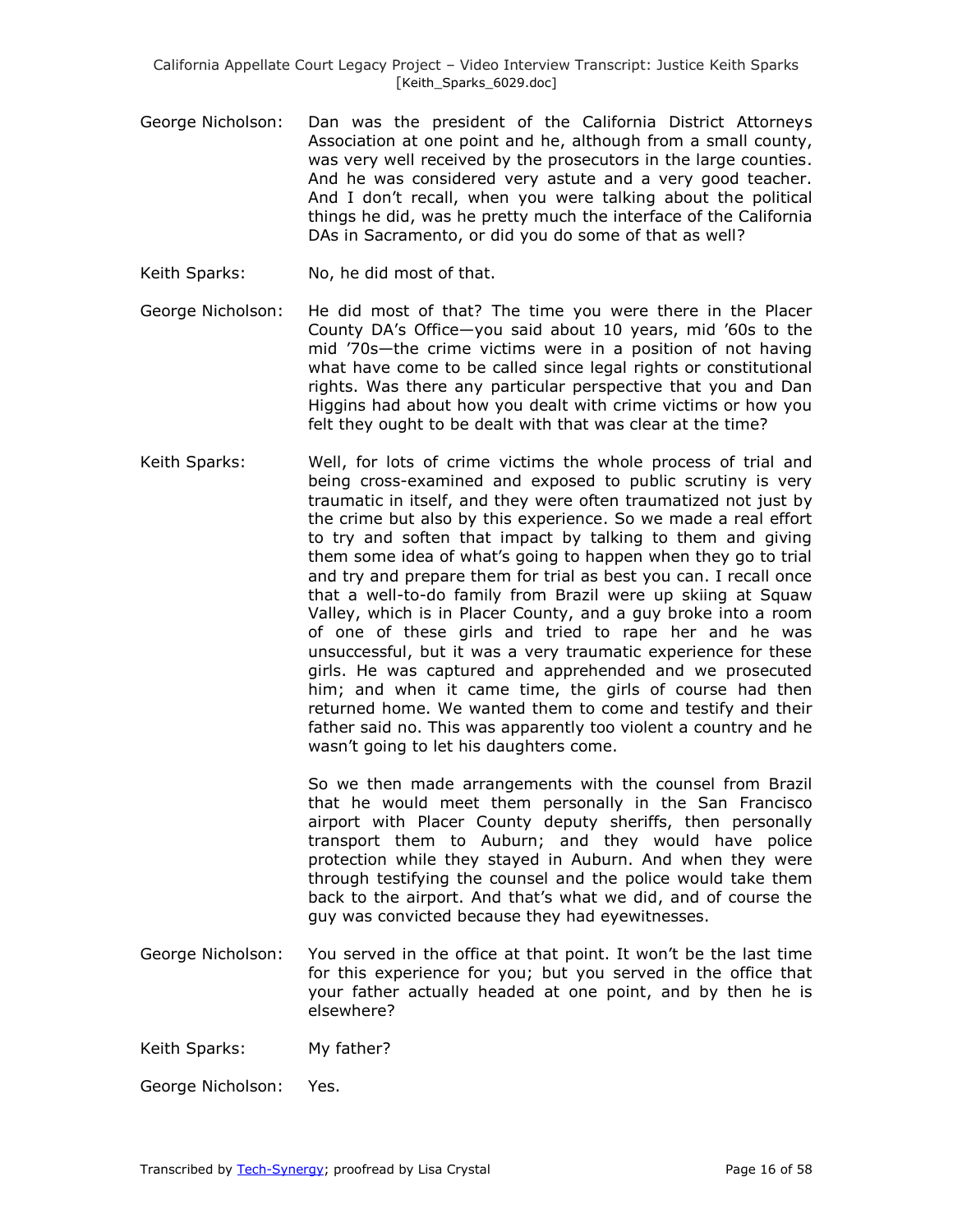George Nicholson: Dan was the president of the California District Attorneys Association at one point and he, although from a small county, was very well received by the prosecutors in the large counties. And he was considered very astute and a very good teacher. And I don't recall, when you were talking about the political things he did, was he pretty much the interface of the California DAs in Sacramento, or did you do some of that as well?

Keith Sparks: No, he did most of that.

George Nicholson: He did most of that? The time you were there in the Placer County DA's Office—you said about 10 years, mid '60s to the mid '70s—the crime victims were in a position of not having what have come to be called since legal rights or constitutional rights. Was there any particular perspective that you and Dan Higgins had about how you dealt with crime victims or how you felt they ought to be dealt with that was clear at the time?

Keith Sparks: Well, for lots of crime victims the whole process of trial and being cross-examined and exposed to public scrutiny is very traumatic in itself, and they were often traumatized not just by the crime but also by this experience. So we made a real effort to try and soften that impact by talking to them and giving them some idea of what's going to happen when they go to trial and try and prepare them for trial as best you can. I recall once that a well-to-do family from Brazil were up skiing at Squaw Valley, which is in Placer County, and a guy broke into a room of one of these girls and tried to rape her and he was unsuccessful, but it was a very traumatic experience for these girls. He was captured and apprehended and we prosecuted him; and when it came time, the girls of course had then returned home. We wanted them to come and testify and their father said no. This was apparently too violent a country and he wasn't going to let his daughters come.

So we then made arrangements with the counsel from Brazil that he would meet them personally in the San Francisco airport with Placer County deputy sheriffs, then personally transport them to Auburn; and they would have police protection while they stayed in Auburn. And when they were through testifying the counsel and the police would take them back to the airport. And that's what we did, and of course the guy was convicted because they had eyewitnesses.

George Nicholson: You served in the office at that point. It won't be the last time for this experience for you; but you served in the office that your father actually headed at one point, and by then he is elsewhere?

Keith Sparks: My father?

George Nicholson: Yes.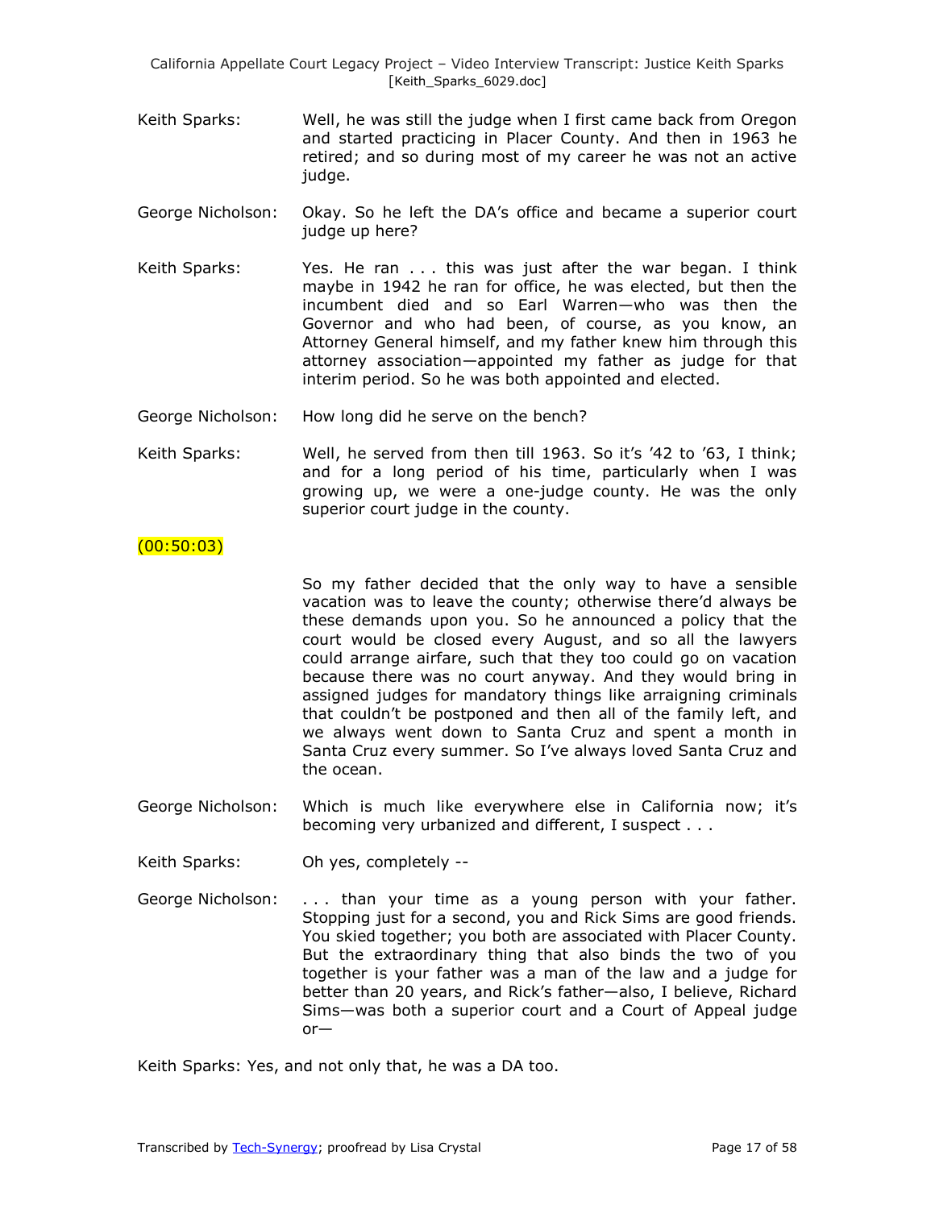Keith Sparks: Well, he was still the judge when I first came back from Oregon and started practicing in Placer County. And then in 1963 he retired; and so during most of my career he was not an active judge.

George Nicholson: Okay. So he left the DA's office and became a superior court judge up here?

Keith Sparks: Yes. He ran . . . this was just after the war began. I think maybe in 1942 he ran for office, he was elected, but then the incumbent died and so Earl Warren—who was then the Governor and who had been, of course, as you know, an Attorney General himself, and my father knew him through this attorney association—appointed my father as judge for that interim period. So he was both appointed and elected.

George Nicholson: How long did he serve on the bench?

Keith Sparks: Well, he served from then till 1963. So it's '42 to '63, I think; and for a long period of his time, particularly when I was growing up, we were a one-judge county. He was the only superior court judge in the county.

(00:50:03)

So my father decided that the only way to have a sensible vacation was to leave the county; otherwise there'd always be these demands upon you. So he announced a policy that the court would be closed every August, and so all the lawyers could arrange airfare, such that they too could go on vacation because there was no court anyway. And they would bring in assigned judges for mandatory things like arraigning criminals that couldn't be postponed and then all of the family left, and we always went down to Santa Cruz and spent a month in Santa Cruz every summer. So I've always loved Santa Cruz and the ocean.

George Nicholson: Which is much like everywhere else in California now; it's becoming very urbanized and different, I suspect . . .

Keith Sparks: Oh yes, completely --

George Nicholson: . . . than your time as a young person with your father. Stopping just for a second, you and Rick Sims are good friends. You skied together; you both are associated with Placer County. But the extraordinary thing that also binds the two of you together is your father was a man of the law and a judge for better than 20 years, and Rick's father—also, I believe, Richard Sims—was both a superior court and a Court of Appeal judge or—

Keith Sparks: Yes, and not only that, he was a DA too.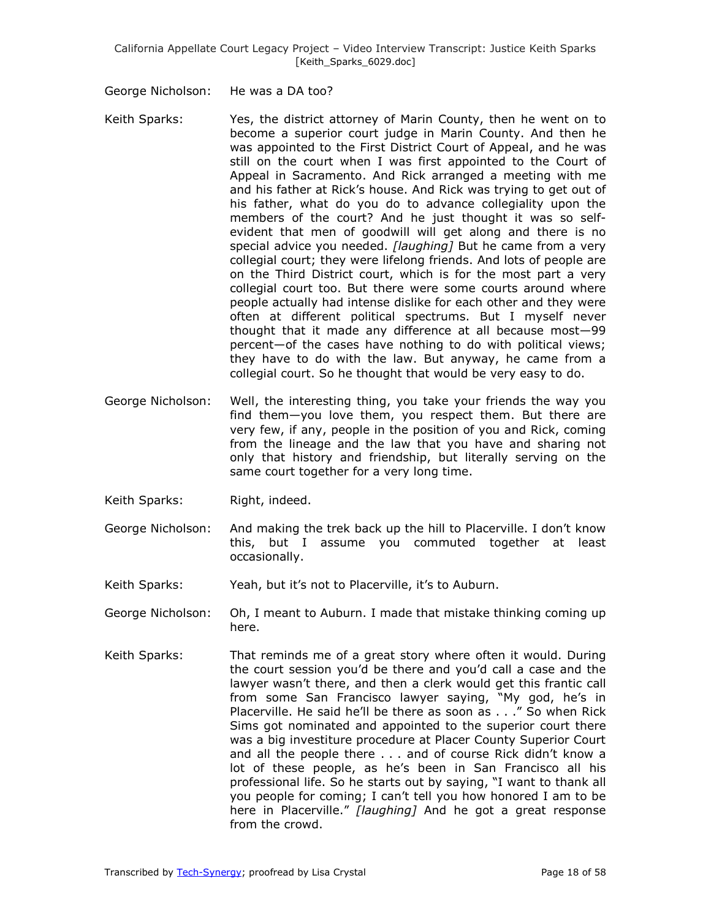George Nicholson: He was a DA too?

Keith Sparks: Yes, the district attorney of Marin County, then he went on to become a superior court judge in Marin County. And then he was appointed to the First District Court of Appeal, and he was still on the court when I was first appointed to the Court of Appeal in Sacramento. And Rick arranged a meeting with me and his father at Rick's house. And Rick was trying to get out of his father, what do you do to advance collegiality upon the members of the court? And he just thought it was so self-evident that men of goodwill will get along and there is no special advice you needed. *[laughing]* But he came from a very collegial court; they were lifelong friends. And lots of people are on the Third District court, which is for the most part a very collegial court too. But there were some courts around where people actually had intense dislike for each other and they were often at different political spectrums. But I myself never thought that it made any difference at all because most—99 percent—of the cases have nothing to do with political views; they have to do with the law. But anyway, he came from a collegial court. So he thought that would be very easy to do.

George Nicholson: Well, the interesting thing, you take your friends the way you find them—you love them, you respect them. But there are very few, if any, people in the position of you and Rick, coming from the lineage and the law that you have and sharing not only that history and friendship, but literally serving on the same court together for a very long time.

Keith Sparks: Right, indeed.

George Nicholson: And making the trek back up the hill to Placerville. I don't know this, but I assume you commuted together at least occasionally.

Keith Sparks: Yeah, but it's not to Placerville, it's to Auburn.

George Nicholson: Oh, I meant to Auburn. I made that mistake thinking coming up here.

Keith Sparks: That reminds me of a great story where often it would. During the court session you'd be there and you'd call a case and the lawyer wasn't there, and then a clerk would get this frantic call from some San Francisco lawyer saying, "My god, he's in Placerville. He said he'll be there as soon as . . ." So when Rick Sims got nominated and appointed to the superior court there was a big investiture procedure at Placer County Superior Court and all the people there . . . and of course Rick didn't know a lot of these people, as he's been in San Francisco all his professional life. So he starts out by saying, "I want to thank all you people for coming; I can't tell you how honored I am to be here in Placerville." *[laughing]* And he got a great response from the crowd.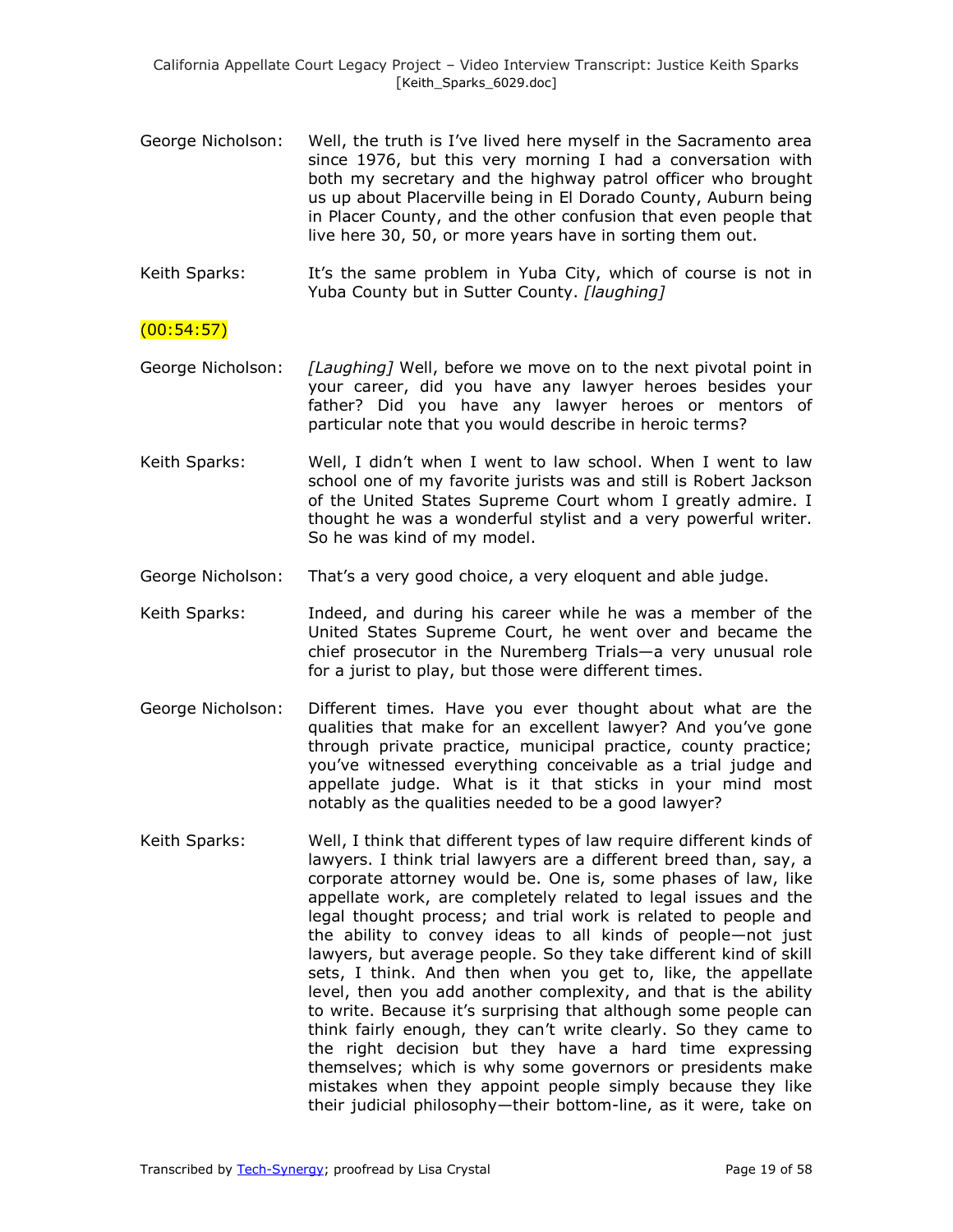George Nicholson: Well, the truth is I've lived here myself in the Sacramento area since 1976, but this very morning I had a conversation with both my secretary and the highway patrol officer who brought us up about Placerville being in El Dorado County, Auburn being in Placer County, and the other confusion that even people that live here 30, 50, or more years have in sorting them out.

Keith Sparks: It's the same problem in Yuba City, which of course is not in Yuba County but in Sutter County. *[laughing]*

(00:54:57)

George Nicholson: *[Laughing]* Well, before we move on to the next pivotal point in your career, did you have any lawyer heroes besides your father? Did you have any lawyer heroes or mentors of particular note that you would describe in heroic terms?

Keith Sparks: Well, I didn't when I went to law school. When I went to law school one of my favorite jurists was and still is Robert Jackson of the United States Supreme Court whom I greatly admire. I thought he was a wonderful stylist and a very powerful writer. So he was kind of my model.

George Nicholson: That's a very good choice, a very eloquent and able judge.

Keith Sparks: Indeed, and during his career while he was a member of the United States Supreme Court, he went over and became the chief prosecutor in the Nuremberg Trials—a very unusual role for a jurist to play, but those were different times.

George Nicholson: Different times. Have you ever thought about what are the qualities that make for an excellent lawyer? And you've gone through private practice, municipal practice, county practice; you've witnessed everything conceivable as a trial judge and appellate judge. What is it that sticks in your mind most notably as the qualities needed to be a good lawyer?

Keith Sparks: Well, I think that different types of law require different kinds of lawyers. I think trial lawyers are a different breed than, say, a corporate attorney would be. One is, some phases of law, like appellate work, are completely related to legal issues and the legal thought process; and trial work is related to people and the ability to convey ideas to all kinds of people—not just lawyers, but average people. So they take different kind of skill sets, I think. And then when you get to, like, the appellate level, then you add another complexity, and that is the ability to write. Because it's surprising that although some people can think fairly enough, they can't write clearly. So they came to the right decision but they have a hard time expressing themselves; which is why some governors or presidents make mistakes when they appoint people simply because they like their judicial philosophy—their bottom-line, as it were, take on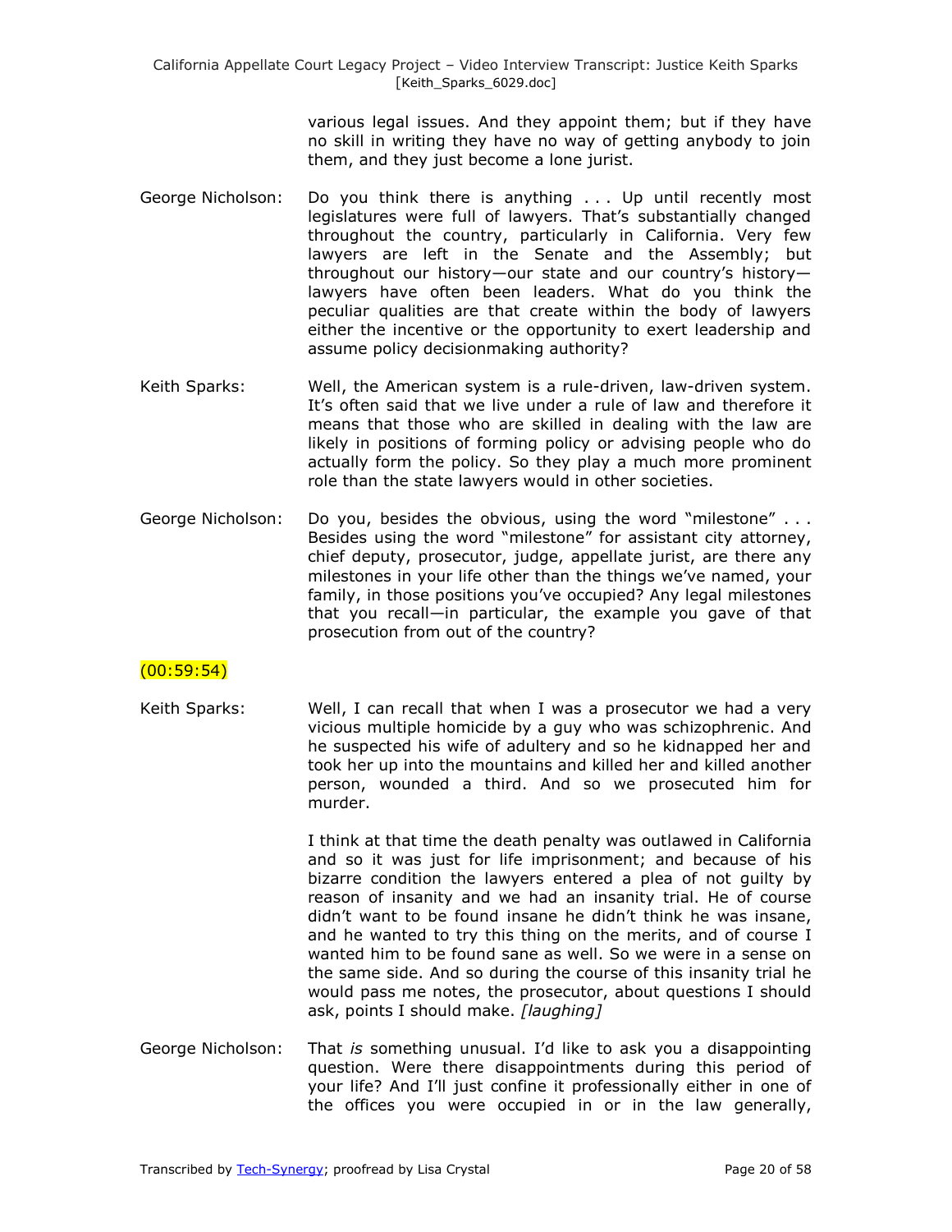various legal issues. And they appoint them; but if they have no skill in writing they have no way of getting anybody to join them, and they just become a lone jurist.

George Nicholson: Do you think there is anything . . . Up until recently most legislatures were full of lawyers. That's substantially changed throughout the country, particularly in California. Very few lawyers are left in the Senate and the Assembly; but throughout our history—our state and our country's history—lawyers have often been leaders. What do you think the peculiar qualities are that create within the body of lawyers either the incentive or the opportunity to exert leadership and assume policy decisionmaking authority?

Keith Sparks: Well, the American system is a rule-driven, law-driven system. It's often said that we live under a rule of law and therefore it means that those who are skilled in dealing with the law are likely in positions of forming policy or advising people who do actually form the policy. So they play a much more prominent role than the state lawyers would in other societies.

George Nicholson: Do you, besides the obvious, using the word "milestone" . . . Besides using the word "milestone" for assistant city attorney, chief deputy, prosecutor, judge, appellate jurist, are there any milestones in your life other than the things we've named, your family, in those positions you've occupied? Any legal milestones that you recall—in particular, the example you gave of that prosecution from out of the country?

(00:59:54)

Keith Sparks: Well, I can recall that when I was a prosecutor we had a very vicious multiple homicide by a guy who was schizophrenic. And he suspected his wife of adultery and so he kidnapped her and took her up into the mountains and killed her and killed another person, wounded a third. And so we prosecuted him for murder.

I think at that time the death penalty was outlawed in California and so it was just for life imprisonment; and because of his bizarre condition the lawyers entered a plea of not guilty by reason of insanity and we had an insanity trial. He of course didn't want to be found insane he didn't think he was insane, and he wanted to try this thing on the merits, and of course I wanted him to be found sane as well. So we were in a sense on the same side. And so during the course of this insanity trial he would pass me notes, the prosecutor, about questions I should ask, points I should make. *[laughing]*

George Nicholson: That *is* something unusual. I'd like to ask you a disappointing question. Were there disappointments during this period of your life? And I'll just confine it professionally either in one of the offices you were occupied in or in the law generally,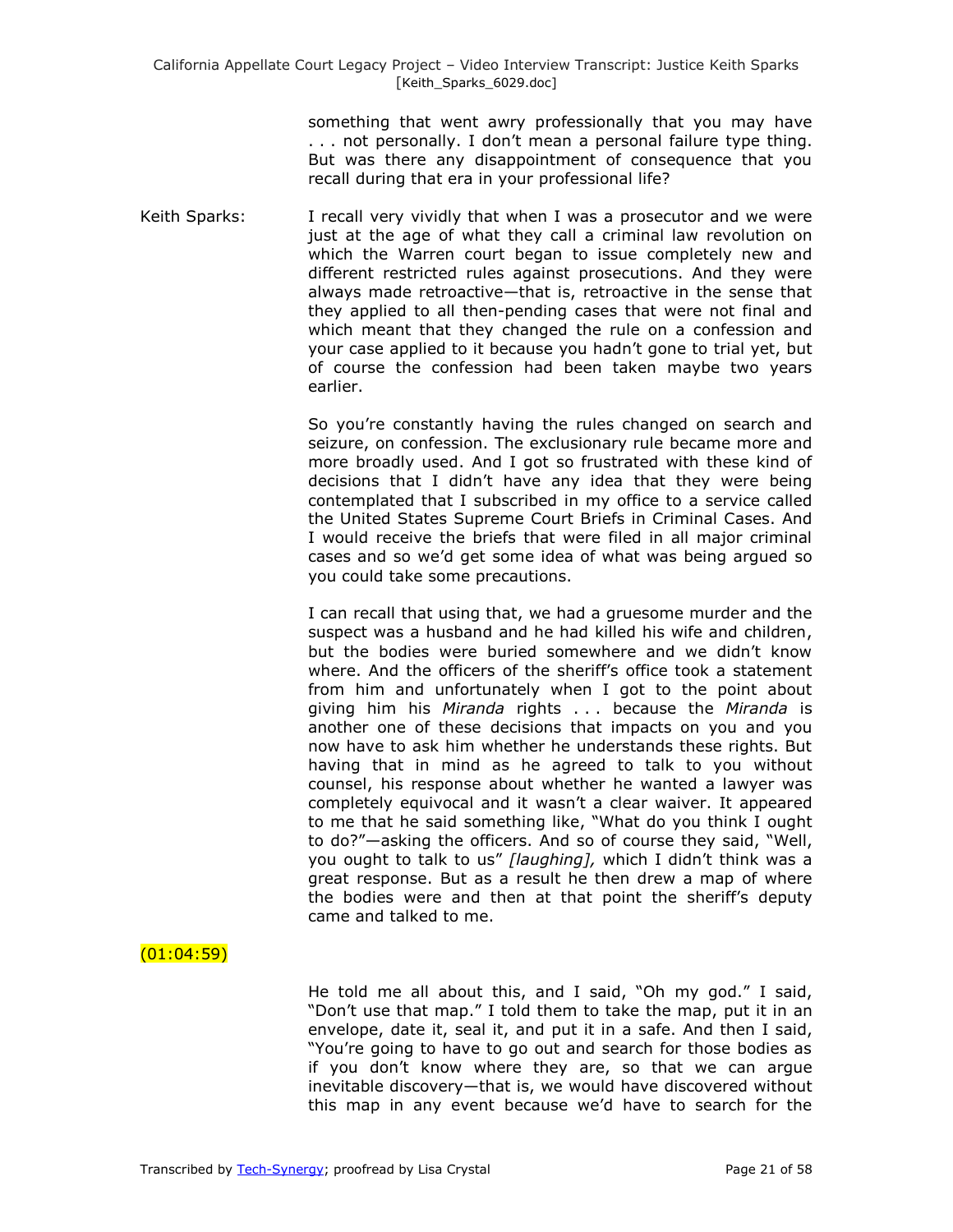something that went awry professionally that you may have . . . not personally. I don't mean a personal failure type thing. But was there any disappointment of consequence that you recall during that era in your professional life?

Keith Sparks: I recall very vividly that when I was a prosecutor and we were just at the age of what they call a criminal law revolution on which the Warren court began to issue completely new and different restricted rules against prosecutions. And they were always made retroactive—that is, retroactive in the sense that they applied to all then-pending cases that were not final and which meant that they changed the rule on a confession and your case applied to it because you hadn't gone to trial yet, but of course the confession had been taken maybe two years earlier.

So you're constantly having the rules changed on search and seizure, on confession. The exclusionary rule became more and more broadly used. And I got so frustrated with these kind of decisions that I didn't have any idea that they were being contemplated that I subscribed in my office to a service called the United States Supreme Court Briefs in Criminal Cases. And I would receive the briefs that were filed in all major criminal cases and so we'd get some idea of what was being argued so you could take some precautions.

I can recall that using that, we had a gruesome murder and the suspect was a husband and he had killed his wife and children, but the bodies were buried somewhere and we didn't know where. And the officers of the sheriff's office took a statement from him and unfortunately when I got to the point about giving him his *Miranda* rights . . . because the *Miranda* is another one of these decisions that impacts on you and you now have to ask him whether he understands these rights. But having that in mind as he agreed to talk to you without counsel, his response about whether he wanted a lawyer was completely equivocal and it wasn't a clear waiver. It appeared to me that he said something like, "What do you think I ought to do?"—asking the officers. And so of course they said, "Well, you ought to talk to us" *[laughing],* which I didn't think was a great response. But as a result he then drew a map of where the bodies were and then at that point the sheriff's deputy came and talked to me.

(01:04:59)

He told me all about this, and I said, "Oh my god." I said, "Don't use that map." I told them to take the map, put it in an envelope, date it, seal it, and put it in a safe. And then I said, "You're going to have to go out and search for those bodies as if you don't know where they are, so that we can argue inevitable discovery—that is, we would have discovered without this map in any event because we'd have to search for the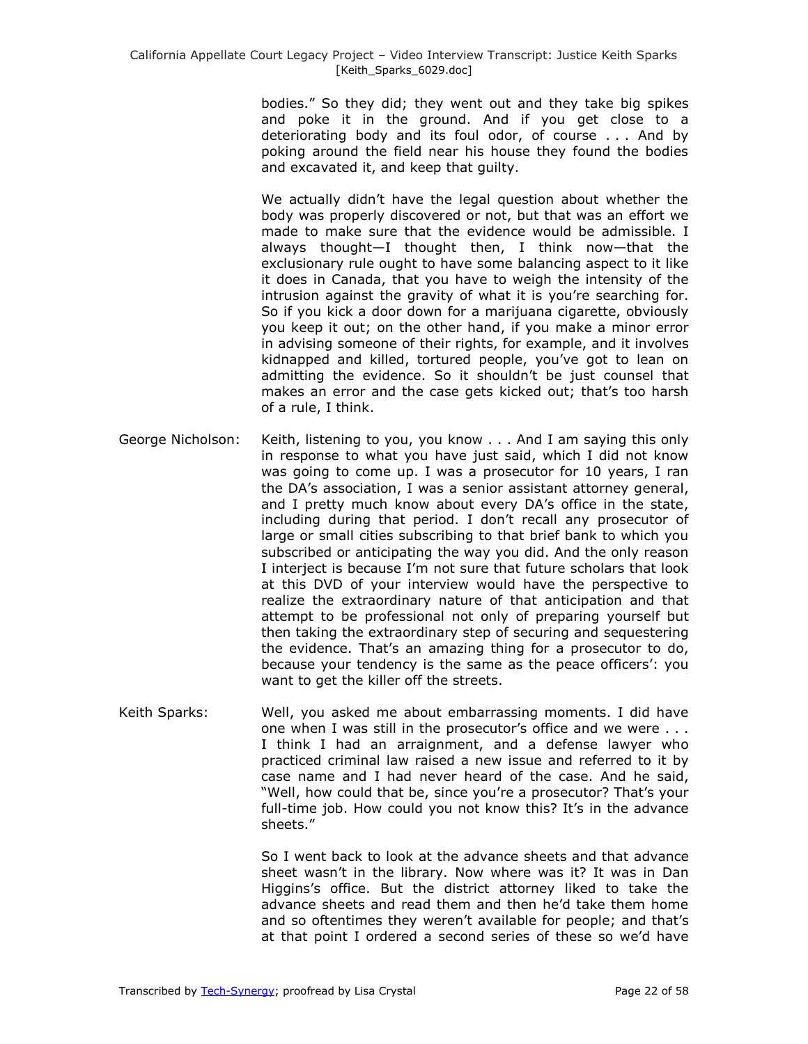bodies." So they did; they went out and they take big spikes and poke it in the ground. And if you get close to a deteriorating body and its foul odor, of course . . . And by poking around the field near his house they found the bodies and excavated it, and keep that guilty.

We actually didn't have the legal question about whether the body was properly discovered or not, but that was an effort we made to make sure that the evidence would be admissible. I always thought—I thought then, I think now—that the exclusionary rule ought to have some balancing aspect to it like it does in Canada, that you have to weigh the intensity of the intrusion against the gravity of what it is you're searching for. So if you kick a door down for a marijuana cigarette, obviously you keep it out; on the other hand, if you make a minor error in advising someone of their rights, for example, and it involves kidnapped and killed, tortured people, you've got to lean on admitting the evidence. So it shouldn't be just counsel that makes an error and the case gets kicked out; that's too harsh of a rule, I think.

George Nicholson: Keith, listening to you, you know . . . And I am saying this only in response to what you have just said, which I did not know was going to come up. I was a prosecutor for 10 years, I ran the DA's association, I was a senior assistant attorney general, and I pretty much know about every DA's office in the state, including during that period. I don't recall any prosecutor of large or small cities subscribing to that brief bank to which you subscribed or anticipating the way you did. And the only reason I interject is because I'm not sure that future scholars that look at this DVD of your interview would have the perspective to realize the extraordinary nature of that anticipation and that attempt to be professional not only of preparing yourself but then taking the extraordinary step of securing and sequestering the evidence. That's an amazing thing for a prosecutor to do, because your tendency is the same as the peace officers': you want to get the killer off the streets.

Keith Sparks: Well, you asked me about embarrassing moments. I did have one when I was still in the prosecutor's office and we were . . . I think I had an arraignment, and a defense lawyer who practiced criminal law raised a new issue and referred to it by case name and I had never heard of the case. And he said, "Well, how could that be, since you're a prosecutor? That's your full-time job. How could you not know this? It's in the advance sheets."

So I went back to look at the advance sheets and that advance sheet wasn't in the library. Now where was it? It was in Dan Higgins's office. But the district attorney liked to take the advance sheets and read them and then he'd take them home and so oftentimes they weren't available for people; and that's at that point I ordered a second series of these so we'd have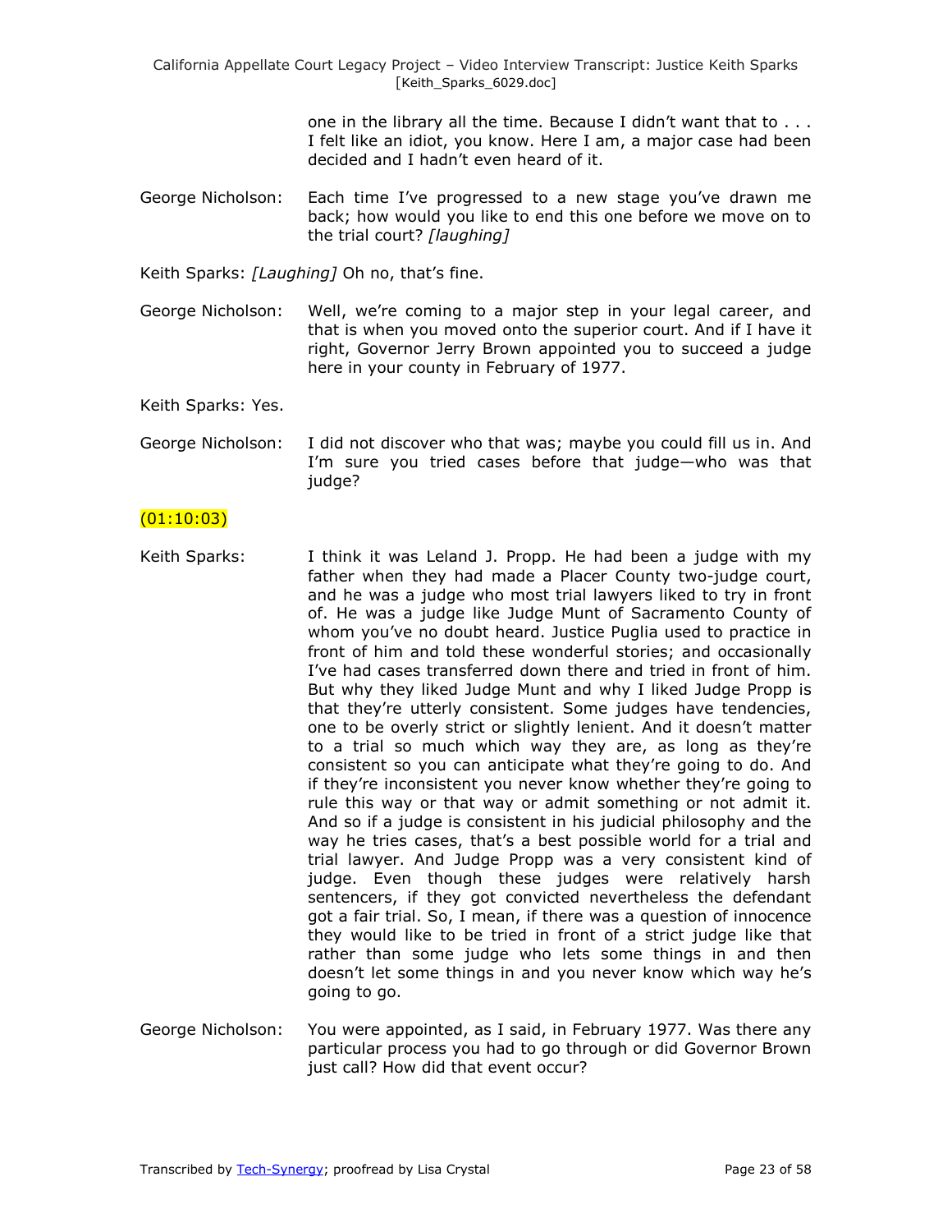one in the library all the time. Because I didn't want that to . . . I felt like an idiot, you know. Here I am, a major case had been decided and I hadn't even heard of it.

George Nicholson: Each time I've progressed to a new stage you've drawn me back; how would you like to end this one before we move on to the trial court? *[laughing]*

Keith Sparks: *[Laughing]* Oh no, that's fine.

George Nicholson: Well, we're coming to a major step in your legal career, and that is when you moved onto the superior court. And if I have it right, Governor Jerry Brown appointed you to succeed a judge here in your county in February of 1977.

Keith Sparks: Yes.

George Nicholson: I did not discover who that was; maybe you could fill us in. And I'm sure you tried cases before that judge—who was that judge?

(01:10:03)

Keith Sparks: I think it was Leland J. Propp. He had been a judge with my father when they had made a Placer County two-judge court, and he was a judge who most trial lawyers liked to try in front of. He was a judge like Judge Munt of Sacramento County of whom you've no doubt heard. Justice Puglia used to practice in front of him and told these wonderful stories; and occasionally I've had cases transferred down there and tried in front of him. But why they liked Judge Munt and why I liked Judge Propp is that they're utterly consistent. Some judges have tendencies, one to be overly strict or slightly lenient. And it doesn't matter to a trial so much which way they are, as long as they're consistent so you can anticipate what they're going to do. And if they're inconsistent you never know whether they're going to rule this way or that way or admit something or not admit it. And so if a judge is consistent in his judicial philosophy and the way he tries cases, that's a best possible world for a trial and trial lawyer. And Judge Propp was a very consistent kind of judge. Even though these judges were relatively harsh sentencers, if they got convicted nevertheless the defendant got a fair trial. So, I mean, if there was a question of innocence they would like to be tried in front of a strict judge like that rather than some judge who lets some things in and then doesn't let some things in and you never know which way he's going to go.

George Nicholson: You were appointed, as I said, in February 1977. Was there any particular process you had to go through or did Governor Brown just call? How did that event occur?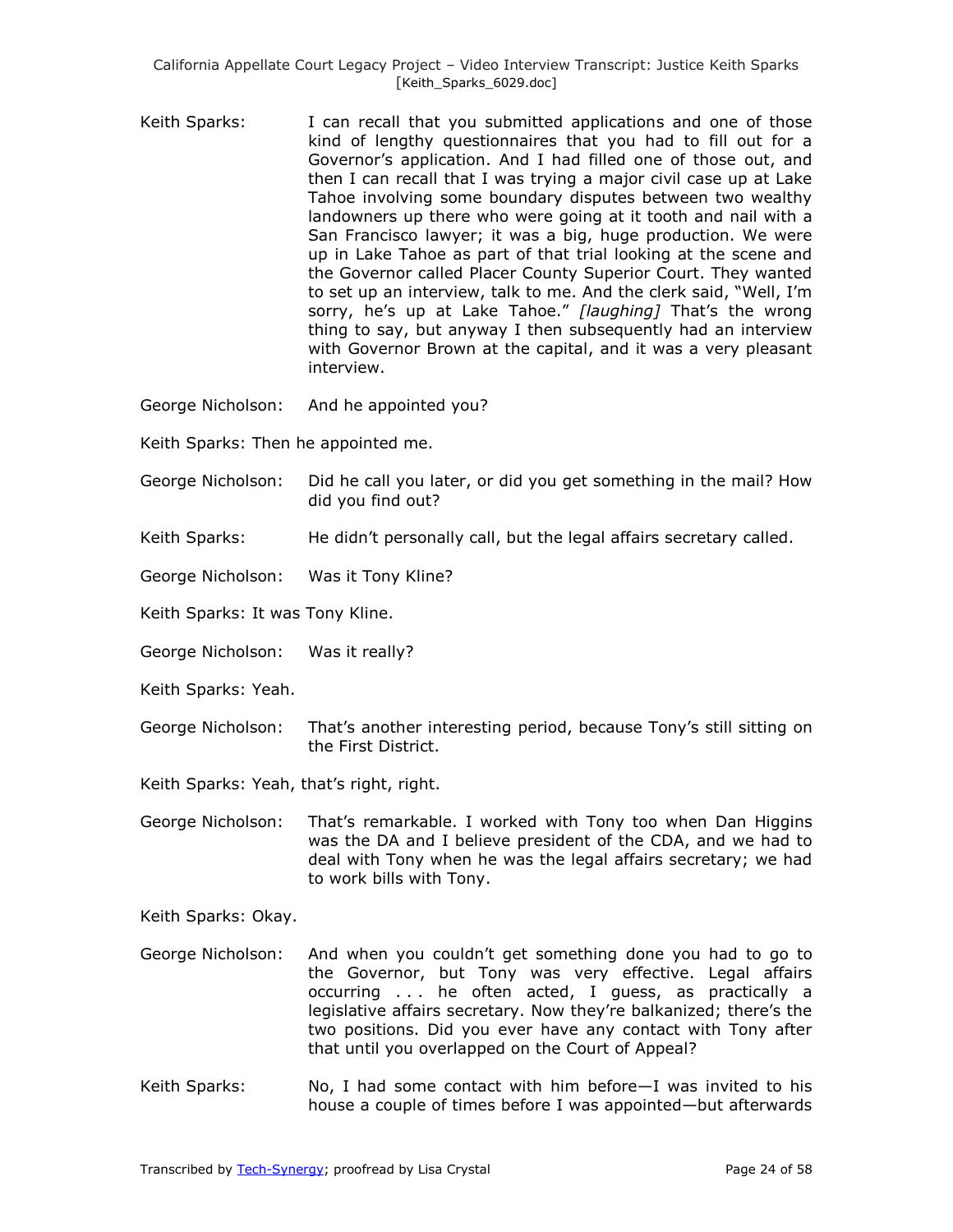Keith Sparks: I can recall that you submitted applications and one of those kind of lengthy questionnaires that you had to fill out for a Governor's application. And I had filled one of those out, and then I can recall that I was trying a major civil case up at Lake Tahoe involving some boundary disputes between two wealthy landowners up there who were going at it tooth and nail with a San Francisco lawyer; it was a big, huge production. We were up in Lake Tahoe as part of that trial looking at the scene and the Governor called Placer County Superior Court. They wanted to set up an interview, talk to me. And the clerk said, "Well, I'm sorry, he's up at Lake Tahoe." *[laughing]* That's the wrong thing to say, but anyway I then subsequently had an interview with Governor Brown at the capital, and it was a very pleasant interview.

George Nicholson: And he appointed you?

Keith Sparks: Then he appointed me.

George Nicholson: Did he call you later, or did you get something in the mail? How did you find out?

Keith Sparks: He didn't personally call, but the legal affairs secretary called.

George Nicholson: Was it Tony Kline?

Keith Sparks: It was Tony Kline.

George Nicholson: Was it really?

Keith Sparks: Yeah.

George Nicholson: That's another interesting period, because Tony's still sitting on the First District.

Keith Sparks: Yeah, that's right, right.

George Nicholson: That's remarkable. I worked with Tony too when Dan Higgins was the DA and I believe president of the CDA, and we had to deal with Tony when he was the legal affairs secretary; we had to work bills with Tony.

Keith Sparks: Okay.

George Nicholson: And when you couldn't get something done you had to go to the Governor, but Tony was very effective. Legal affairs occurring . . . he often acted, I guess, as practically a legislative affairs secretary. Now they're balkanized; there's the two positions. Did you ever have any contact with Tony after that until you overlapped on the Court of Appeal?

Keith Sparks: No, I had some contact with him before—I was invited to his house a couple of times before I was appointed—but afterwards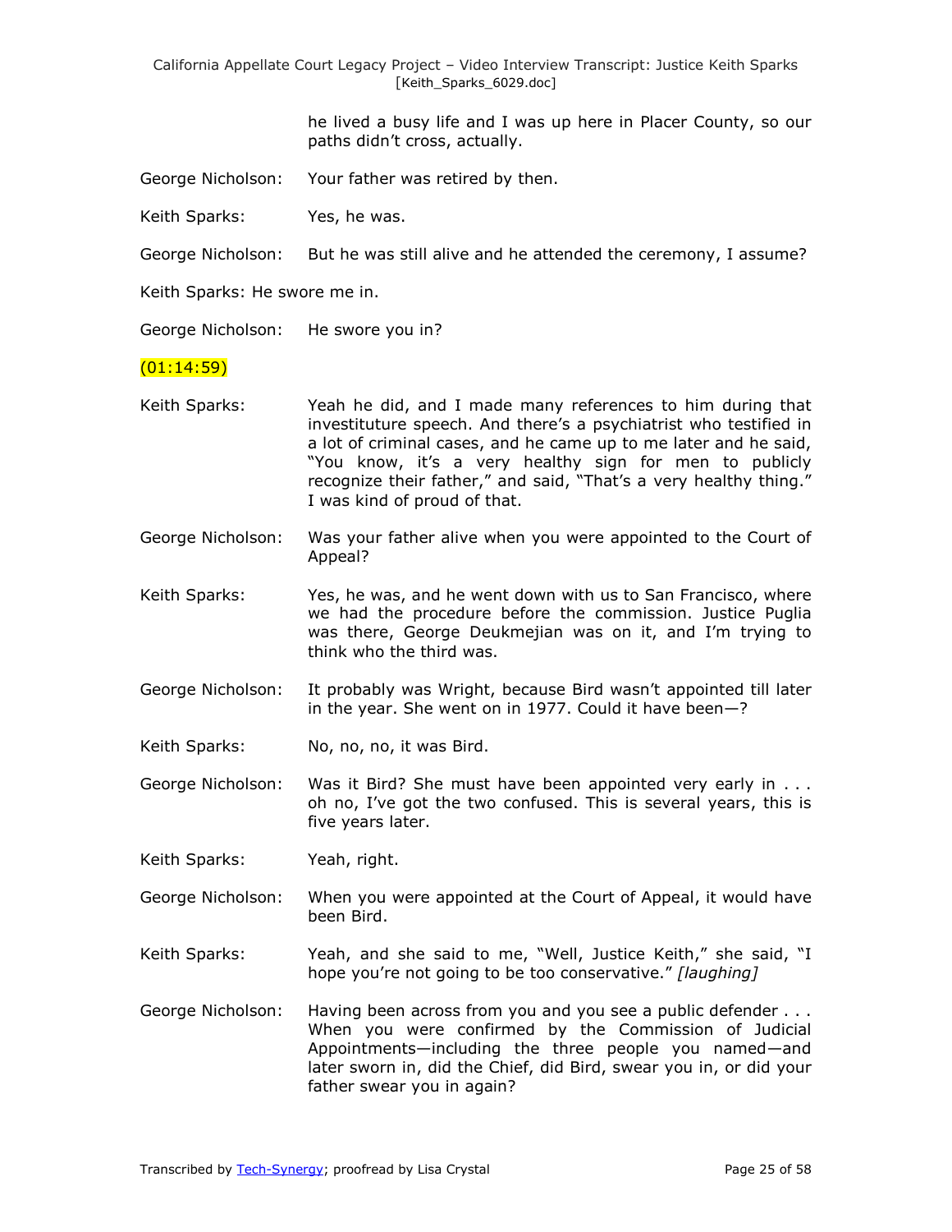he lived a busy life and I was up here in Placer County, so our paths didn't cross, actually.

George Nicholson: Your father was retired by then.

Keith Sparks: Yes, he was.

George Nicholson: But he was still alive and he attended the ceremony, I assume?

Keith Sparks: He swore me in.

George Nicholson: He swore you in?

(01:14:59)

Keith Sparks: Yeah he did, and I made many references to him during that investituture speech. And there's a psychiatrist who testified in a lot of criminal cases, and he came up to me later and he said, "You know, it's a very healthy sign for men to publicly recognize their father," and said, "That's a very healthy thing." I was kind of proud of that.

George Nicholson: Was your father alive when you were appointed to the Court of Appeal?

Keith Sparks: Yes, he was, and he went down with us to San Francisco, where we had the procedure before the commission. Justice Puglia was there, George Deukmejian was on it, and I'm trying to think who the third was.

George Nicholson: It probably was Wright, because Bird wasn't appointed till later in the year. She went on in 1977. Could it have been—?

Keith Sparks: No, no, no, it was Bird.

George Nicholson: Was it Bird? She must have been appointed very early in . . . oh no, I've got the two confused. This is several years, this is five years later.

Keith Sparks: Yeah, right.

George Nicholson: When you were appointed at the Court of Appeal, it would have been Bird.

Keith Sparks: Yeah, and she said to me, "Well, Justice Keith," she said, "I hope you're not going to be too conservative." *[laughing]*

George Nicholson: Having been across from you and you see a public defender . . . When you were confirmed by the Commission of Judicial Appointments—including the three people you named—and later sworn in, did the Chief, did Bird, swear you in, or did your father swear you in again?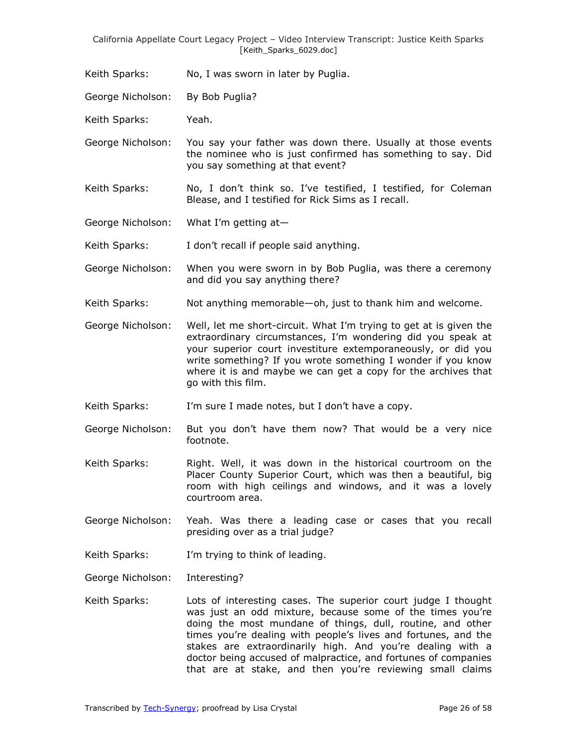Keith Sparks: No, I was sworn in later by Puglia.

George Nicholson: By Bob Puglia?

Keith Sparks: Yeah.

George Nicholson: You say your father was down there. Usually at those events the nominee who is just confirmed has something to say. Did you say something at that event?

Keith Sparks: No, I don't think so. I've testified, I testified, for Coleman Blease, and I testified for Rick Sims as I recall.

George Nicholson: What I'm getting at—

Keith Sparks: I don't recall if people said anything.

George Nicholson: When you were sworn in by Bob Puglia, was there a ceremony and did you say anything there?

Keith Sparks: Not anything memorable—oh, just to thank him and welcome.

George Nicholson: Well, let me short-circuit. What I'm trying to get at is given the extraordinary circumstances, I'm wondering did you speak at your superior court investiture extemporaneously, or did you write something? If you wrote something I wonder if you know where it is and maybe we can get a copy for the archives that go with this film.

Keith Sparks: I'm sure I made notes, but I don't have a copy.

George Nicholson: But you don't have them now? That would be a very nice footnote.

Keith Sparks: Right. Well, it was down in the historical courtroom on the Placer County Superior Court, which was then a beautiful, big room with high ceilings and windows, and it was a lovely courtroom area.

George Nicholson: Yeah. Was there a leading case or cases that you recall presiding over as a trial judge?

Keith Sparks: I'm trying to think of leading.

George Nicholson: Interesting?

Keith Sparks: Lots of interesting cases. The superior court judge I thought was just an odd mixture, because some of the times you're doing the most mundane of things, dull, routine, and other times you're dealing with people's lives and fortunes, and the stakes are extraordinarily high. And you're dealing with a doctor being accused of malpractice, and fortunes of companies that are at stake, and then you're reviewing small claims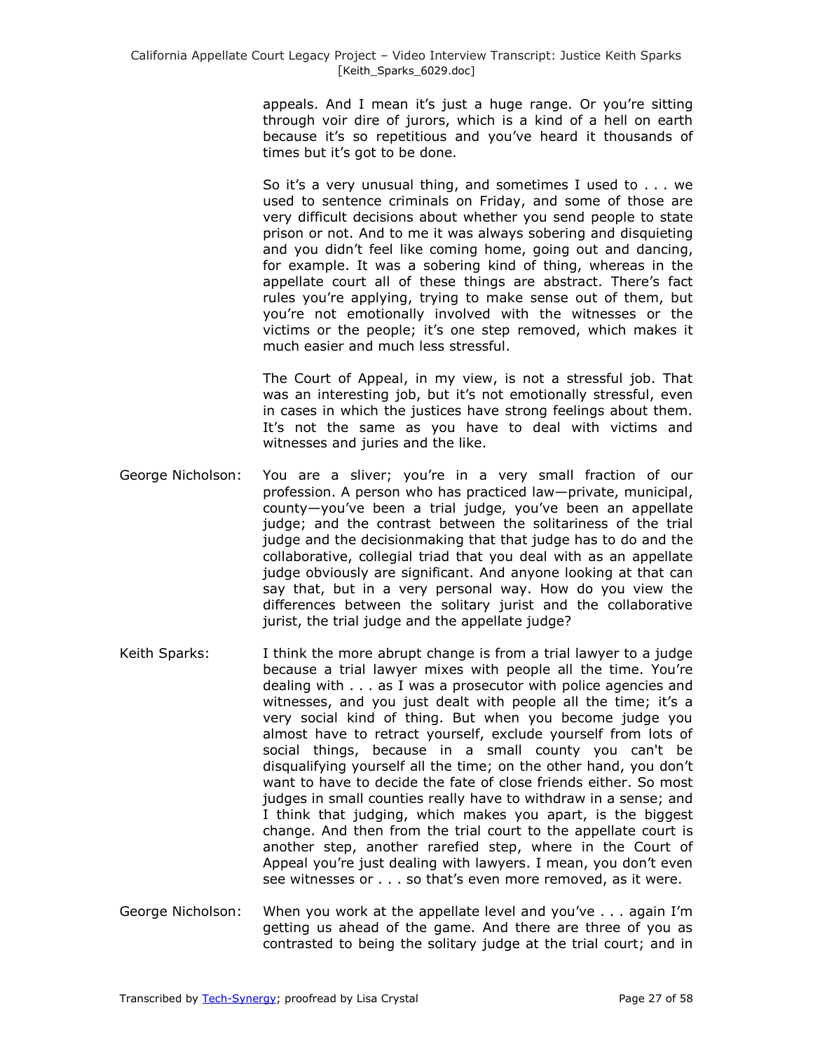appeals. And I mean it's just a huge range. Or you're sitting through voir dire of jurors, which is a kind of a hell on earth because it's so repetitious and you've heard it thousands of times but it's got to be done.

So it's a very unusual thing, and sometimes I used to . . . we used to sentence criminals on Friday, and some of those are very difficult decisions about whether you send people to state prison or not. And to me it was always sobering and disquieting and you didn't feel like coming home, going out and dancing, for example. It was a sobering kind of thing, whereas in the appellate court all of these things are abstract. There's fact rules you're applying, trying to make sense out of them, but you're not emotionally involved with the witnesses or the victims or the people; it's one step removed, which makes it much easier and much less stressful.

The Court of Appeal, in my view, is not a stressful job. That was an interesting job, but it's not emotionally stressful, even in cases in which the justices have strong feelings about them. It's not the same as you have to deal with victims and witnesses and juries and the like.

George Nicholson: You are a sliver; you're in a very small fraction of our profession. A person who has practiced law—private, municipal, county—you've been a trial judge, you've been an appellate judge; and the contrast between the solitariness of the trial judge and the decisionmaking that that judge has to do and the collaborative, collegial triad that you deal with as an appellate judge obviously are significant. And anyone looking at that can say that, but in a very personal way. How do you view the differences between the solitary jurist and the collaborative jurist, the trial judge and the appellate judge?

Keith Sparks: I think the more abrupt change is from a trial lawyer to a judge because a trial lawyer mixes with people all the time. You're dealing with . . . as I was a prosecutor with police agencies and witnesses, and you just dealt with people all the time; it's a very social kind of thing. But when you become judge you almost have to retract yourself, exclude yourself from lots of social things, because in a small county you can't be disqualifying yourself all the time; on the other hand, you don't want to have to decide the fate of close friends either. So most judges in small counties really have to withdraw in a sense; and I think that judging, which makes you apart, is the biggest change. And then from the trial court to the appellate court is another step, another rarefied step, where in the Court of Appeal you're just dealing with lawyers. I mean, you don't even see witnesses or . . . so that's even more removed, as it were.

George Nicholson: When you work at the appellate level and you've . . . again I'm getting us ahead of the game. And there are three of you as contrasted to being the solitary judge at the trial court; and in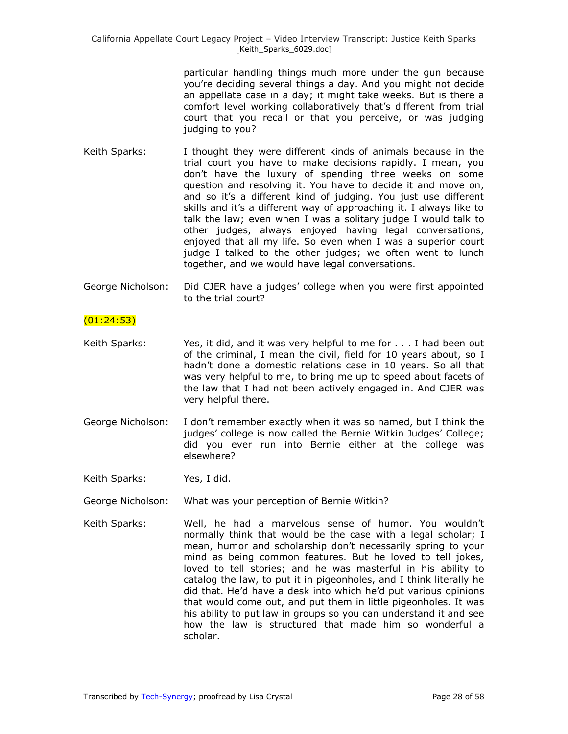particular handling things much more under the gun because you're deciding several things a day. And you might not decide an appellate case in a day; it might take weeks. But is there a comfort level working collaboratively that's different from trial court that you recall or that you perceive, or was judging judging to you?

Keith Sparks: I thought they were different kinds of animals because in the trial court you have to make decisions rapidly. I mean, you don't have the luxury of spending three weeks on some question and resolving it. You have to decide it and move on, and so it's a different kind of judging. You just use different skills and it's a different way of approaching it. I always like to talk the law; even when I was a solitary judge I would talk to other judges, always enjoyed having legal conversations, enjoyed that all my life. So even when I was a superior court judge I talked to the other judges; we often went to lunch together, and we would have legal conversations.

George Nicholson: Did CJER have a judges' college when you were first appointed to the trial court?

(01:24:53)

Keith Sparks: Yes, it did, and it was very helpful to me for . . . I had been out of the criminal, I mean the civil, field for 10 years about, so I hadn't done a domestic relations case in 10 years. So all that was very helpful to me, to bring me up to speed about facets of the law that I had not been actively engaged in. And CJER was very helpful there.

George Nicholson: I don't remember exactly when it was so named, but I think the judges' college is now called the Bernie Witkin Judges' College; did you ever run into Bernie either at the college was elsewhere?

Keith Sparks: Yes, I did.

George Nicholson: What was your perception of Bernie Witkin?

Keith Sparks: Well, he had a marvelous sense of humor. You wouldn't normally think that would be the case with a legal scholar; I mean, humor and scholarship don't necessarily spring to your mind as being common features. But he loved to tell jokes, loved to tell stories; and he was masterful in his ability to catalog the law, to put it in pigeonholes, and I think literally he did that. He'd have a desk into which he'd put various opinions that would come out, and put them in little pigeonholes. It was his ability to put law in groups so you can understand it and see how the law is structured that made him so wonderful a scholar.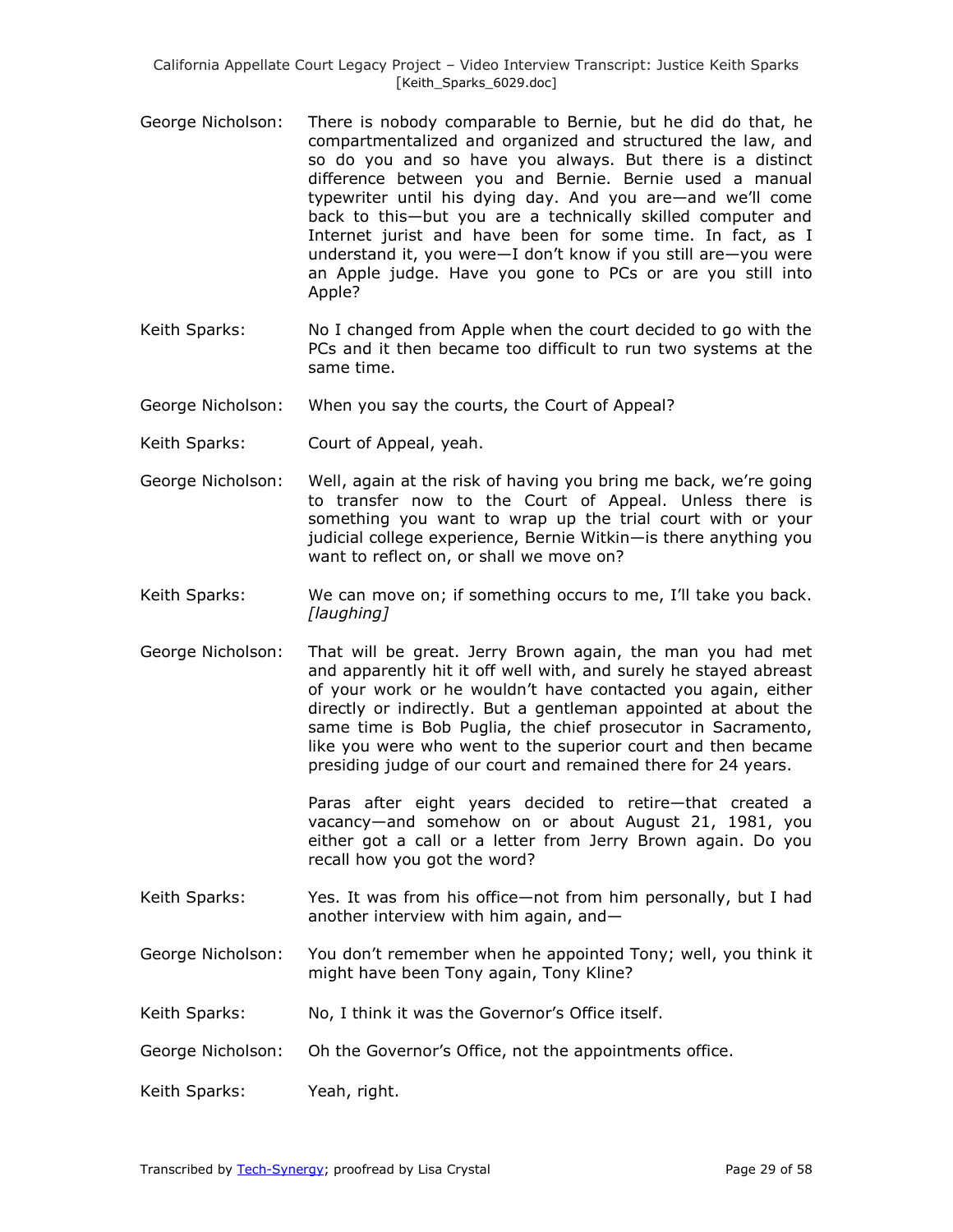George Nicholson: There is nobody comparable to Bernie, but he did do that, he compartmentalized and organized and structured the law, and so do you and so have you always. But there is a distinct difference between you and Bernie. Bernie used a manual typewriter until his dying day. And you are—and we'll come back to this—but you are a technically skilled computer and Internet jurist and have been for some time. In fact, as I understand it, you were—I don't know if you still are—you were an Apple judge. Have you gone to PCs or are you still into Apple?

Keith Sparks: No I changed from Apple when the court decided to go with the PCs and it then became too difficult to run two systems at the same time.

George Nicholson: When you say the courts, the Court of Appeal?

Keith Sparks: Court of Appeal, yeah.

George Nicholson: Well, again at the risk of having you bring me back, we're going to transfer now to the Court of Appeal. Unless there is something you want to wrap up the trial court with or your judicial college experience, Bernie Witkin—is there anything you want to reflect on, or shall we move on?

Keith Sparks: We can move on; if something occurs to me, I'll take you back. *[laughing]*

George Nicholson: That will be great. Jerry Brown again, the man you had met and apparently hit it off well with, and surely he stayed abreast of your work or he wouldn't have contacted you again, either directly or indirectly. But a gentleman appointed at about the same time is Bob Puglia, the chief prosecutor in Sacramento, like you were who went to the superior court and then became presiding judge of our court and remained there for 24 years.

Paras after eight years decided to retire—that created a vacancy—and somehow on or about August 21, 1981, you either got a call or a letter from Jerry Brown again. Do you recall how you got the word?

Keith Sparks: Yes. It was from his office—not from him personally, but I had another interview with him again, and—

George Nicholson: You don't remember when he appointed Tony; well, you think it might have been Tony again, Tony Kline?

Keith Sparks: No, I think it was the Governor's Office itself.

George Nicholson: Oh the Governor's Office, not the appointments office.

Keith Sparks: Yeah, right.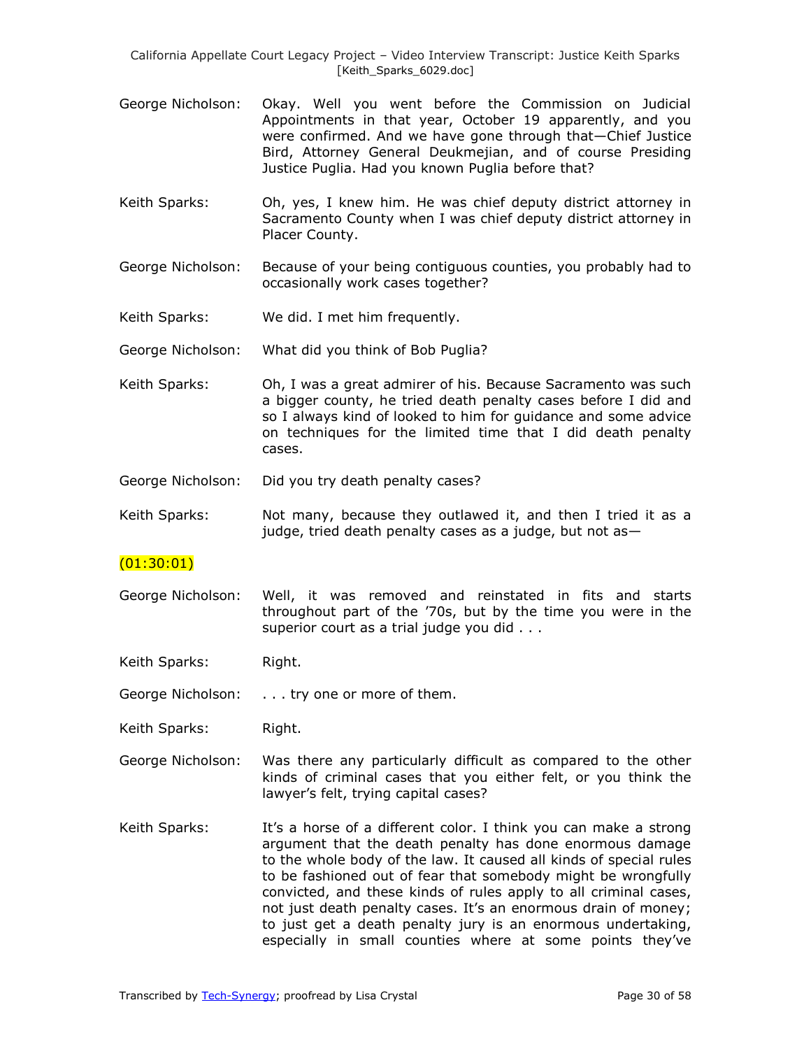George Nicholson: Okay. Well you went before the Commission on Judicial Appointments in that year, October 19 apparently, and you were confirmed. And we have gone through that—Chief Justice Bird, Attorney General Deukmejian, and of course Presiding Justice Puglia. Had you known Puglia before that?

Keith Sparks: Oh, yes, I knew him. He was chief deputy district attorney in Sacramento County when I was chief deputy district attorney in Placer County.

George Nicholson: Because of your being contiguous counties, you probably had to occasionally work cases together?

Keith Sparks: We did. I met him frequently.

George Nicholson: What did you think of Bob Puglia?

Keith Sparks: Oh, I was a great admirer of his. Because Sacramento was such a bigger county, he tried death penalty cases before I did and so I always kind of looked to him for guidance and some advice on techniques for the limited time that I did death penalty cases.

George Nicholson: Did you try death penalty cases?

Keith Sparks: Not many, because they outlawed it, and then I tried it as a judge, tried death penalty cases as a judge, but not as—

(01:30:01)

George Nicholson: Well, it was removed and reinstated in fits and starts throughout part of the '70s, but by the time you were in the superior court as a trial judge you did . . .

Keith Sparks: Right.

George Nicholson: . . . try one or more of them.

Keith Sparks: Right.

George Nicholson: Was there any particularly difficult as compared to the other kinds of criminal cases that you either felt, or you think the lawyer's felt, trying capital cases?

Keith Sparks: It's a horse of a different color. I think you can make a strong argument that the death penalty has done enormous damage to the whole body of the law. It caused all kinds of special rules to be fashioned out of fear that somebody might be wrongfully convicted, and these kinds of rules apply to all criminal cases, not just death penalty cases. It's an enormous drain of money; to just get a death penalty jury is an enormous undertaking, especially in small counties where at some points they've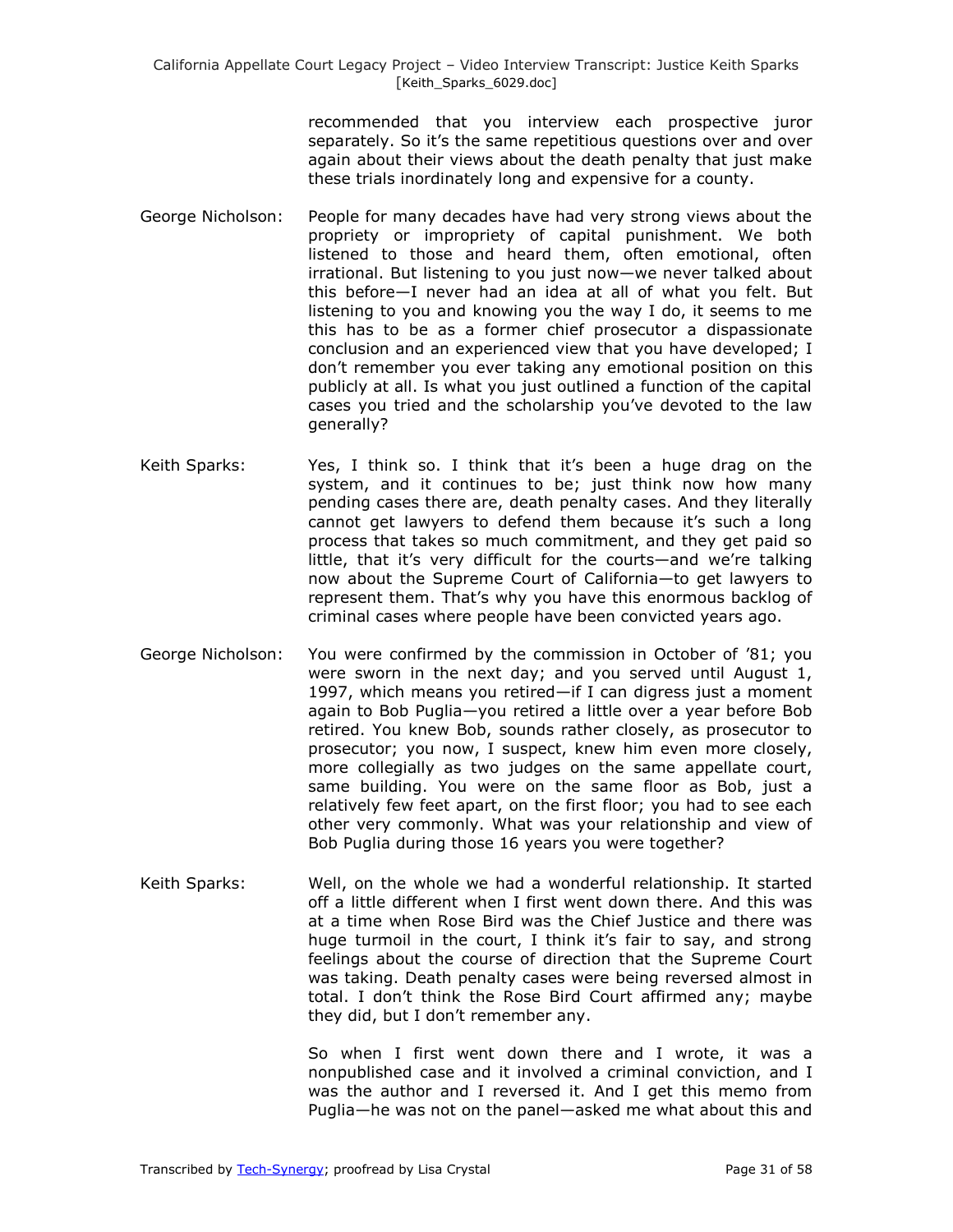recommended that you interview each prospective juror separately. So it's the same repetitious questions over and over again about their views about the death penalty that just make these trials inordinately long and expensive for a county.

George Nicholson: People for many decades have had very strong views about the propriety or impropriety of capital punishment. We both listened to those and heard them, often emotional, often irrational. But listening to you just now—we never talked about this before—I never had an idea at all of what you felt. But listening to you and knowing you the way I do, it seems to me this has to be as a former chief prosecutor a dispassionate conclusion and an experienced view that you have developed; I don't remember you ever taking any emotional position on this publicly at all. Is what you just outlined a function of the capital cases you tried and the scholarship you've devoted to the law generally?

Keith Sparks: Yes, I think so. I think that it's been a huge drag on the system, and it continues to be; just think now how many pending cases there are, death penalty cases. And they literally cannot get lawyers to defend them because it's such a long process that takes so much commitment, and they get paid so little, that it's very difficult for the courts—and we're talking now about the Supreme Court of California—to get lawyers to represent them. That's why you have this enormous backlog of criminal cases where people have been convicted years ago.

George Nicholson: You were confirmed by the commission in October of '81; you were sworn in the next day; and you served until August 1, 1997, which means you retired—if I can digress just a moment again to Bob Puglia—you retired a little over a year before Bob retired. You knew Bob, sounds rather closely, as prosecutor to prosecutor; you now, I suspect, knew him even more closely, more collegially as two judges on the same appellate court, same building. You were on the same floor as Bob, just a relatively few feet apart, on the first floor; you had to see each other very commonly. What was your relationship and view of Bob Puglia during those 16 years you were together?

Keith Sparks: Well, on the whole we had a wonderful relationship. It started off a little different when I first went down there. And this was at a time when Rose Bird was the Chief Justice and there was huge turmoil in the court, I think it's fair to say, and strong feelings about the course of direction that the Supreme Court was taking. Death penalty cases were being reversed almost in total. I don't think the Rose Bird Court affirmed any; maybe they did, but I don't remember any.

So when I first went down there and I wrote, it was a nonpublished case and it involved a criminal conviction, and I was the author and I reversed it. And I get this memo from Puglia—he was not on the panel—asked me what about this and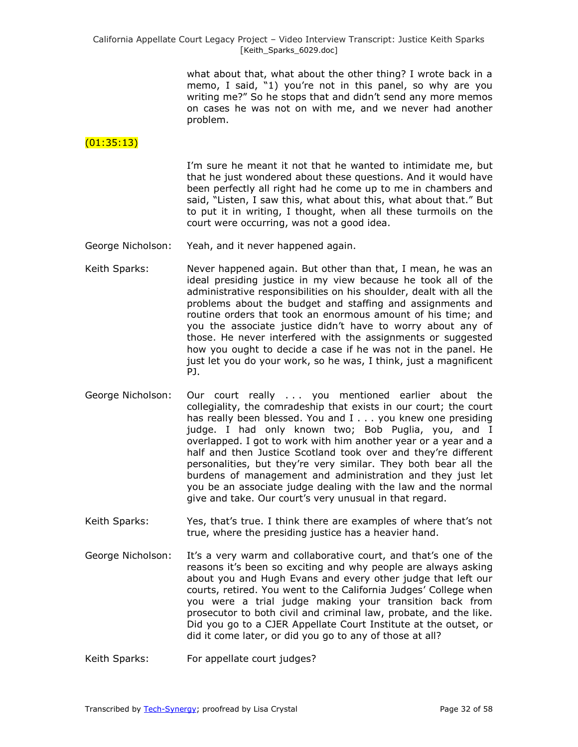what about that, what about the other thing? I wrote back in a memo, I said, "1) you're not in this panel, so why are you writing me?" So he stops that and didn't send any more memos on cases he was not on with me, and we never had another problem.

(01:35:13)

I'm sure he meant it not that he wanted to intimidate me, but that he just wondered about these questions. And it would have been perfectly all right had he come up to me in chambers and said, "Listen, I saw this, what about this, what about that." But to put it in writing, I thought, when all these turmoils on the court were occurring, was not a good idea.

George Nicholson: Yeah, and it never happened again.

Keith Sparks: Never happened again. But other than that, I mean, he was an ideal presiding justice in my view because he took all of the administrative responsibilities on his shoulder, dealt with all the problems about the budget and staffing and assignments and routine orders that took an enormous amount of his time; and you the associate justice didn't have to worry about any of those. He never interfered with the assignments or suggested how you ought to decide a case if he was not in the panel. He just let you do your work, so he was, I think, just a magnificent PJ.

George Nicholson: Our court really . . . you mentioned earlier about the collegiality, the comradeship that exists in our court; the court has really been blessed. You and I . . . you knew one presiding judge. I had only known two; Bob Puglia, you, and I overlapped. I got to work with him another year or a year and a half and then Justice Scotland took over and they're different personalities, but they're very similar. They both bear all the burdens of management and administration and they just let you be an associate judge dealing with the law and the normal give and take. Our court's very unusual in that regard.

Keith Sparks: Yes, that's true. I think there are examples of where that's not true, where the presiding justice has a heavier hand.

George Nicholson: It's a very warm and collaborative court, and that's one of the reasons it's been so exciting and why people are always asking about you and Hugh Evans and every other judge that left our courts, retired. You went to the California Judges' College when you were a trial judge making your transition back from prosecutor to both civil and criminal law, probate, and the like. Did you go to a CJER Appellate Court Institute at the outset, or did it come later, or did you go to any of those at all?

Keith Sparks: For appellate court judges?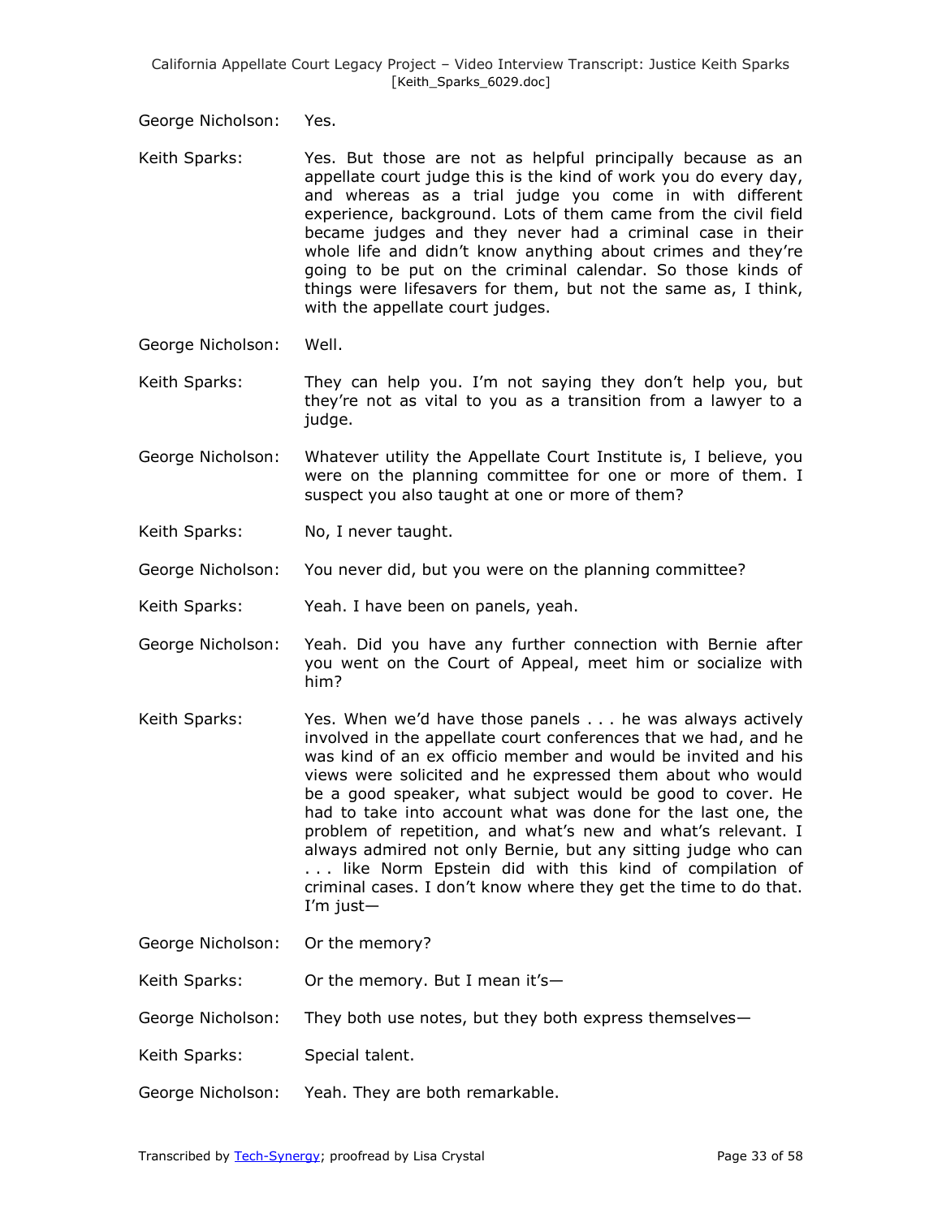George Nicholson: Yes.

Keith Sparks: Yes. But those are not as helpful principally because as an appellate court judge this is the kind of work you do every day, and whereas as a trial judge you come in with different experience, background. Lots of them came from the civil field became judges and they never had a criminal case in their whole life and didn't know anything about crimes and they're going to be put on the criminal calendar. So those kinds of things were lifesavers for them, but not the same as, I think, with the appellate court judges.

George Nicholson: Well.

Keith Sparks: They can help you. I'm not saying they don't help you, but they're not as vital to you as a transition from a lawyer to a judge.

George Nicholson: Whatever utility the Appellate Court Institute is, I believe, you were on the planning committee for one or more of them. I suspect you also taught at one or more of them?

Keith Sparks: No, I never taught.

George Nicholson: You never did, but you were on the planning committee?

Keith Sparks: Yeah. I have been on panels, yeah.

George Nicholson: Yeah. Did you have any further connection with Bernie after you went on the Court of Appeal, meet him or socialize with him?

Keith Sparks: Yes. When we'd have those panels . . . he was always actively involved in the appellate court conferences that we had, and he was kind of an ex officio member and would be invited and his views were solicited and he expressed them about who would be a good speaker, what subject would be good to cover. He had to take into account what was done for the last one, the problem of repetition, and what's new and what's relevant. I always admired not only Bernie, but any sitting judge who can . . . like Norm Epstein did with this kind of compilation of criminal cases. I don't know where they get the time to do that. I'm just—

George Nicholson: Or the memory?

Keith Sparks: Or the memory. But I mean it's—

George Nicholson: They both use notes, but they both express themselves—

Keith Sparks: Special talent.

George Nicholson: Yeah. They are both remarkable.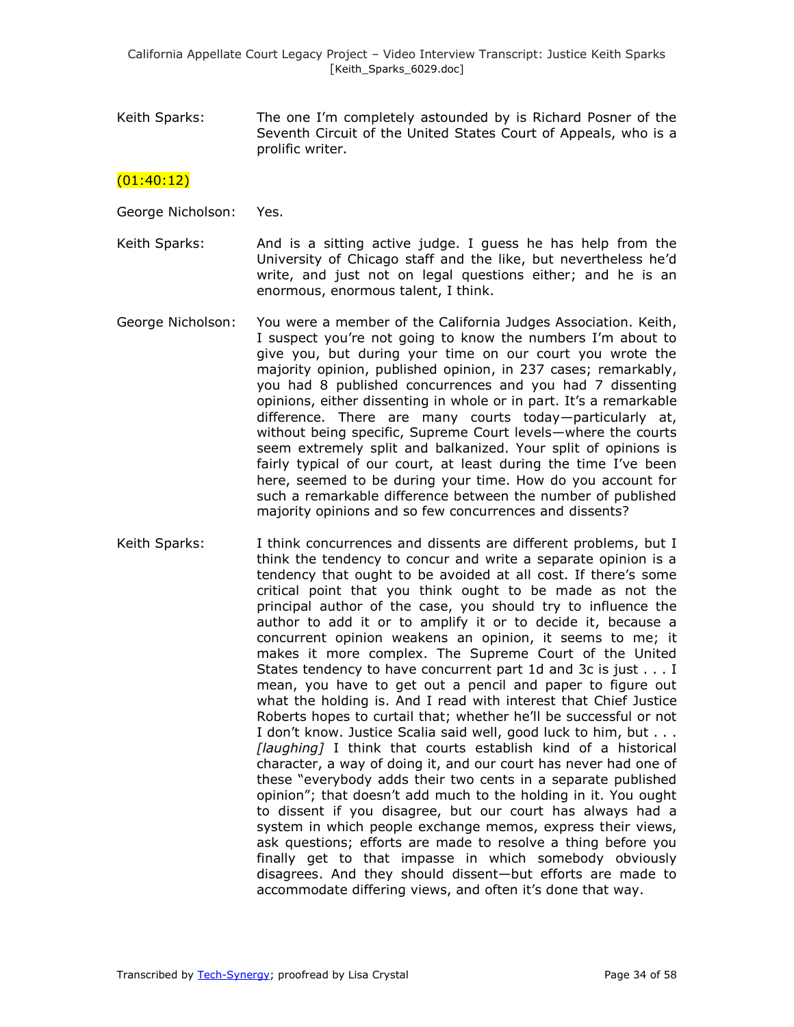Keith Sparks: The one I'm completely astounded by is Richard Posner of the Seventh Circuit of the United States Court of Appeals, who is a prolific writer.

(01:40:12)

George Nicholson: Yes.

Keith Sparks: And is a sitting active judge. I guess he has help from the University of Chicago staff and the like, but nevertheless he'd write, and just not on legal questions either; and he is an enormous, enormous talent, I think.

George Nicholson: You were a member of the California Judges Association. Keith, I suspect you're not going to know the numbers I'm about to give you, but during your time on our court you wrote the majority opinion, published opinion, in 237 cases; remarkably, you had 8 published concurrences and you had 7 dissenting opinions, either dissenting in whole or in part. It's a remarkable difference. There are many courts today—particularly at, without being specific, Supreme Court levels—where the courts seem extremely split and balkanized. Your split of opinions is fairly typical of our court, at least during the time I've been here, seemed to be during your time. How do you account for such a remarkable difference between the number of published majority opinions and so few concurrences and dissents?

Keith Sparks: I think concurrences and dissents are different problems, but I think the tendency to concur and write a separate opinion is a tendency that ought to be avoided at all cost. If there's some critical point that you think ought to be made as not the principal author of the case, you should try to influence the author to add it or to amplify it or to decide it, because a concurrent opinion weakens an opinion, it seems to me; it makes it more complex. The Supreme Court of the United States tendency to have concurrent part 1d and 3c is just . . . I mean, you have to get out a pencil and paper to figure out what the holding is. And I read with interest that Chief Justice Roberts hopes to curtail that; whether he'll be successful or not I don't know. Justice Scalia said well, good luck to him, but . . . *[laughing]* I think that courts establish kind of a historical character, a way of doing it, and our court has never had one of these "everybody adds their two cents in a separate published opinion"; that doesn't add much to the holding in it. You ought to dissent if you disagree, but our court has always had a system in which people exchange memos, express their views, ask questions; efforts are made to resolve a thing before you finally get to that impasse in which somebody obviously disagrees. And they should dissent—but efforts are made to accommodate differing views, and often it's done that way.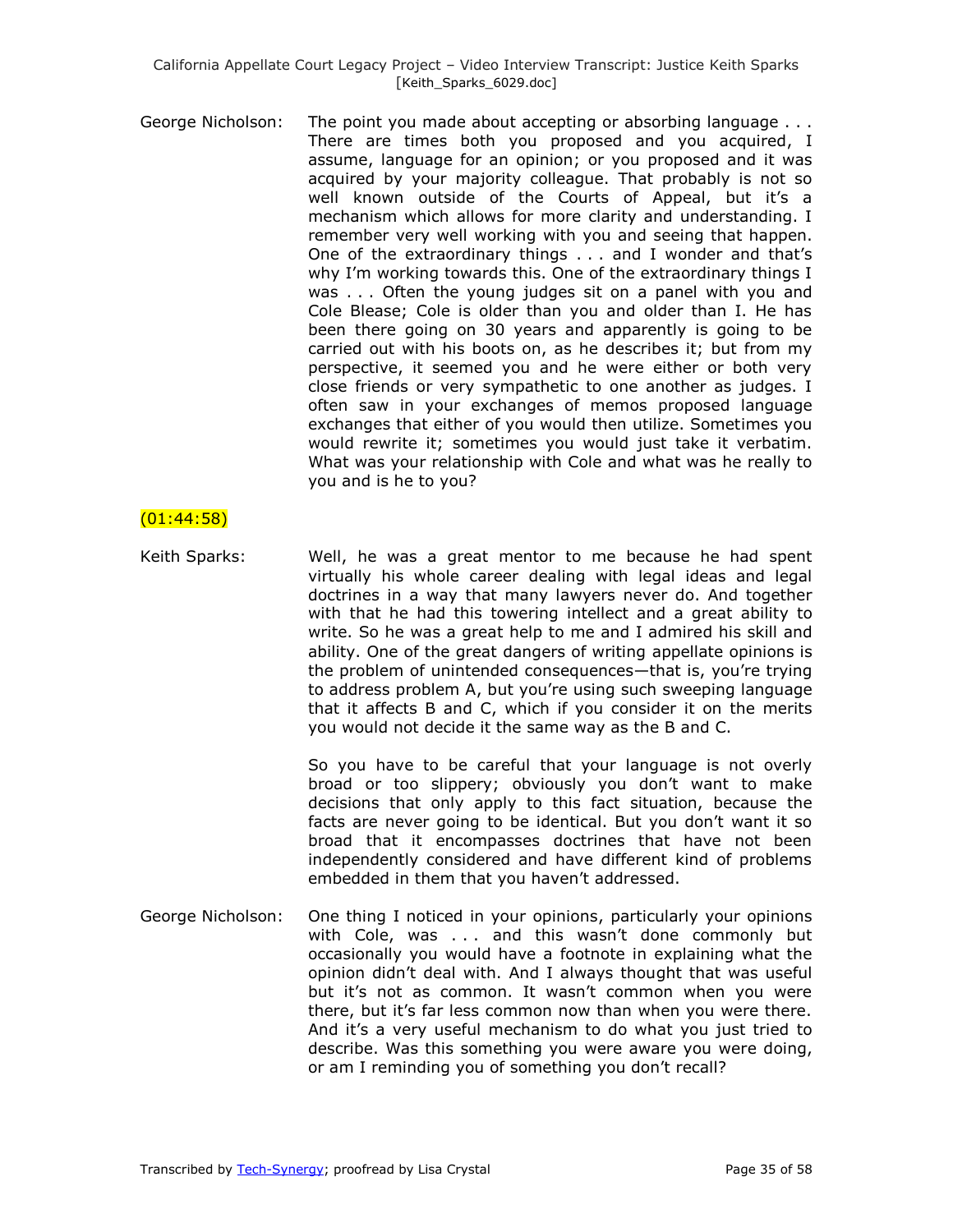George Nicholson: The point you made about accepting or absorbing language . . . There are times both you proposed and you acquired, I assume, language for an opinion; or you proposed and it was acquired by your majority colleague. That probably is not so well known outside of the Courts of Appeal, but it's a mechanism which allows for more clarity and understanding. I remember very well working with you and seeing that happen. One of the extraordinary things . . . and I wonder and that's why I'm working towards this. One of the extraordinary things I was . . . Often the young judges sit on a panel with you and Cole Blease; Cole is older than you and older than I. He has been there going on 30 years and apparently is going to be carried out with his boots on, as he describes it; but from my perspective, it seemed you and he were either or both very close friends or very sympathetic to one another as judges. I often saw in your exchanges of memos proposed language exchanges that either of you would then utilize. Sometimes you would rewrite it; sometimes you would just take it verbatim. What was your relationship with Cole and what was he really to you and is he to you?

(01:44:58)

Keith Sparks: Well, he was a great mentor to me because he had spent virtually his whole career dealing with legal ideas and legal doctrines in a way that many lawyers never do. And together with that he had this towering intellect and a great ability to write. So he was a great help to me and I admired his skill and ability. One of the great dangers of writing appellate opinions is the problem of unintended consequences—that is, you're trying to address problem A, but you're using such sweeping language that it affects B and C, which if you consider it on the merits you would not decide it the same way as the B and C.

So you have to be careful that your language is not overly broad or too slippery; obviously you don't want to make decisions that only apply to this fact situation, because the facts are never going to be identical. But you don't want it so broad that it encompasses doctrines that have not been independently considered and have different kind of problems embedded in them that you haven't addressed.

George Nicholson: One thing I noticed in your opinions, particularly your opinions with Cole, was . . . and this wasn't done commonly but occasionally you would have a footnote in explaining what the opinion didn't deal with. And I always thought that was useful but it's not as common. It wasn't common when you were there, but it's far less common now than when you were there. And it's a very useful mechanism to do what you just tried to describe. Was this something you were aware you were doing, or am I reminding you of something you don't recall?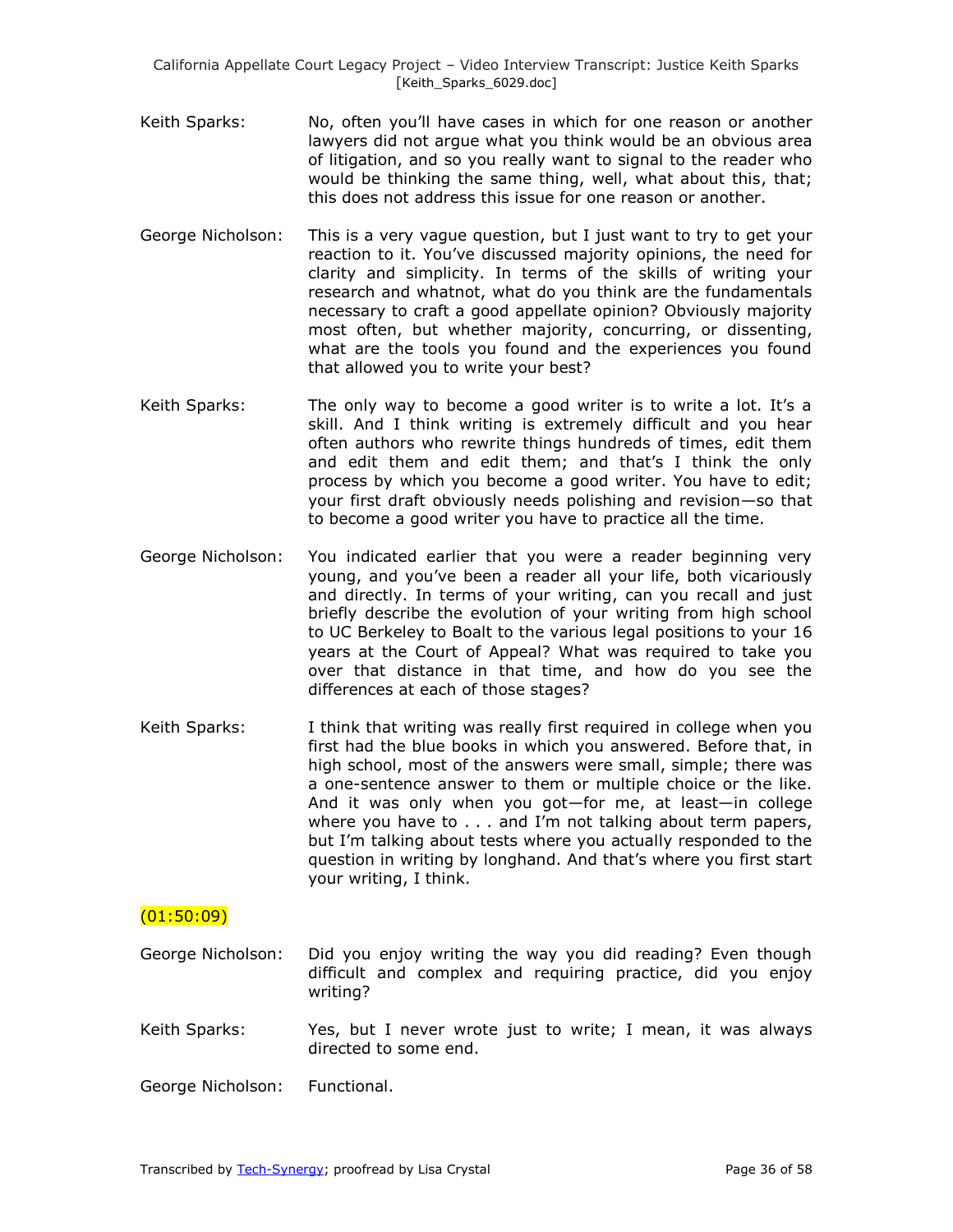Keith Sparks: No, often you'll have cases in which for one reason or another lawyers did not argue what you think would be an obvious area of litigation, and so you really want to signal to the reader who would be thinking the same thing, well, what about this, that; this does not address this issue for one reason or another.

George Nicholson: This is a very vague question, but I just want to try to get your reaction to it. You've discussed majority opinions, the need for clarity and simplicity. In terms of the skills of writing your research and whatnot, what do you think are the fundamentals necessary to craft a good appellate opinion? Obviously majority most often, but whether majority, concurring, or dissenting, what are the tools you found and the experiences you found that allowed you to write your best?

Keith Sparks: The only way to become a good writer is to write a lot. It's a skill. And I think writing is extremely difficult and you hear often authors who rewrite things hundreds of times, edit them and edit them and edit them; and that's I think the only process by which you become a good writer. You have to edit; your first draft obviously needs polishing and revision—so that to become a good writer you have to practice all the time.

George Nicholson: You indicated earlier that you were a reader beginning very young, and you've been a reader all your life, both vicariously and directly. In terms of your writing, can you recall and just briefly describe the evolution of your writing from high school to UC Berkeley to Boalt to the various legal positions to your 16 years at the Court of Appeal? What was required to take you over that distance in that time, and how do you see the differences at each of those stages?

Keith Sparks: I think that writing was really first required in college when you first had the blue books in which you answered. Before that, in high school, most of the answers were small, simple; there was a one-sentence answer to them or multiple choice or the like. And it was only when you got—for me, at least—in college where you have to . . . and I'm not talking about term papers, but I'm talking about tests where you actually responded to the question in writing by longhand. And that's where you first start your writing, I think.

(01:50:09)

George Nicholson: Did you enjoy writing the way you did reading? Even though difficult and complex and requiring practice, did you enjoy writing?

Keith Sparks: Yes, but I never wrote just to write; I mean, it was always directed to some end.

George Nicholson: Functional.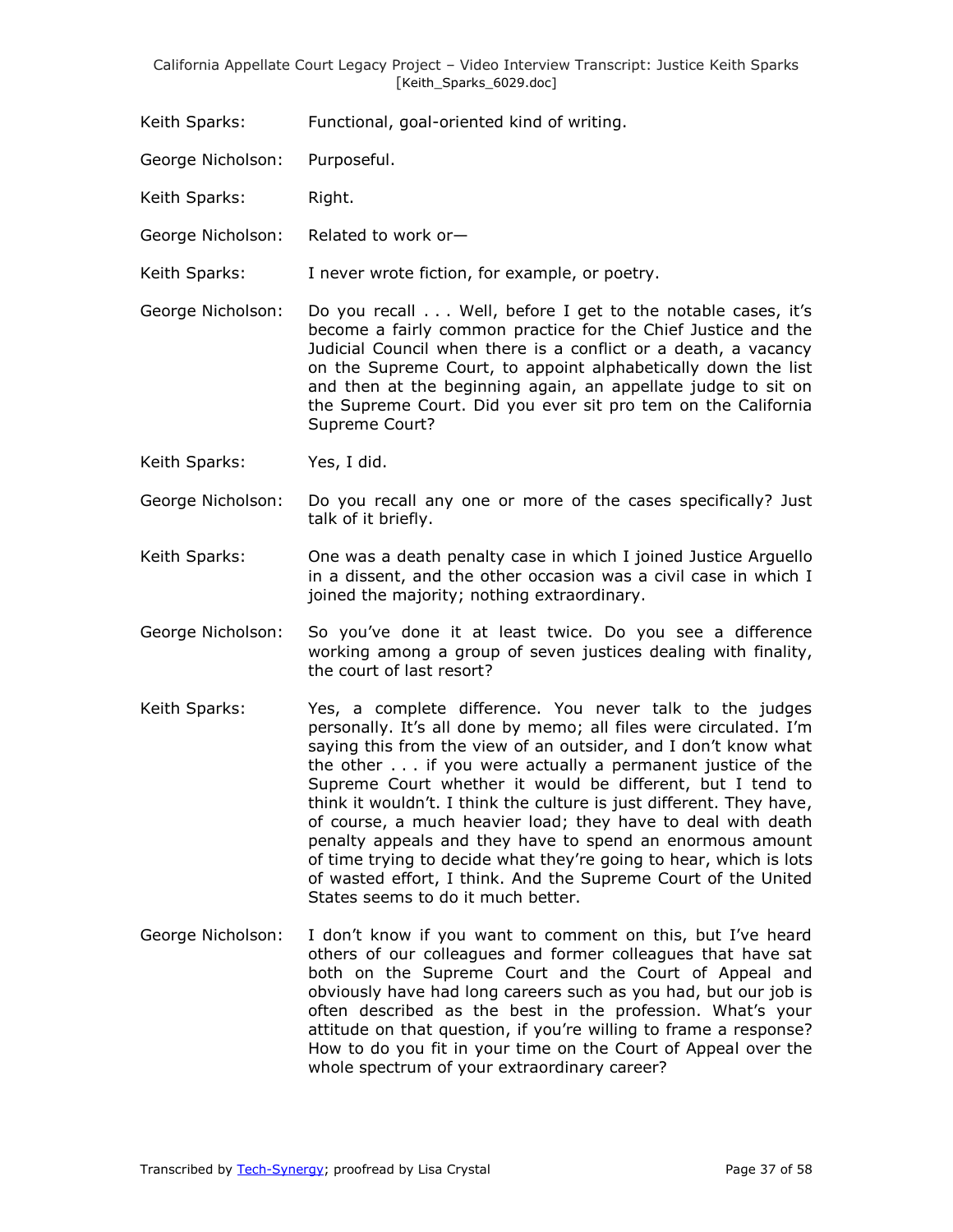Keith Sparks: Functional, goal-oriented kind of writing.

George Nicholson: Purposeful.

Keith Sparks: Right.

George Nicholson: Related to work or—

Keith Sparks: I never wrote fiction, for example, or poetry.

George Nicholson: Do you recall . . . Well, before I get to the notable cases, it's become a fairly common practice for the Chief Justice and the Judicial Council when there is a conflict or a death, a vacancy on the Supreme Court, to appoint alphabetically down the list and then at the beginning again, an appellate judge to sit on the Supreme Court. Did you ever sit pro tem on the California Supreme Court?

Keith Sparks: Yes, I did.

George Nicholson: Do you recall any one or more of the cases specifically? Just talk of it briefly.

Keith Sparks: One was a death penalty case in which I joined Justice Arguello in a dissent, and the other occasion was a civil case in which I joined the majority; nothing extraordinary.

George Nicholson: So you've done it at least twice. Do you see a difference working among a group of seven justices dealing with finality, the court of last resort?

Keith Sparks: Yes, a complete difference. You never talk to the judges personally. It's all done by memo; all files were circulated. I'm saying this from the view of an outsider, and I don't know what the other . . . if you were actually a permanent justice of the Supreme Court whether it would be different, but I tend to think it wouldn't. I think the culture is just different. They have, of course, a much heavier load; they have to deal with death penalty appeals and they have to spend an enormous amount of time trying to decide what they're going to hear, which is lots of wasted effort, I think. And the Supreme Court of the United States seems to do it much better.

George Nicholson: I don't know if you want to comment on this, but I've heard others of our colleagues and former colleagues that have sat both on the Supreme Court and the Court of Appeal and obviously have had long careers such as you had, but our job is often described as the best in the profession. What's your attitude on that question, if you're willing to frame a response? How to do you fit in your time on the Court of Appeal over the whole spectrum of your extraordinary career?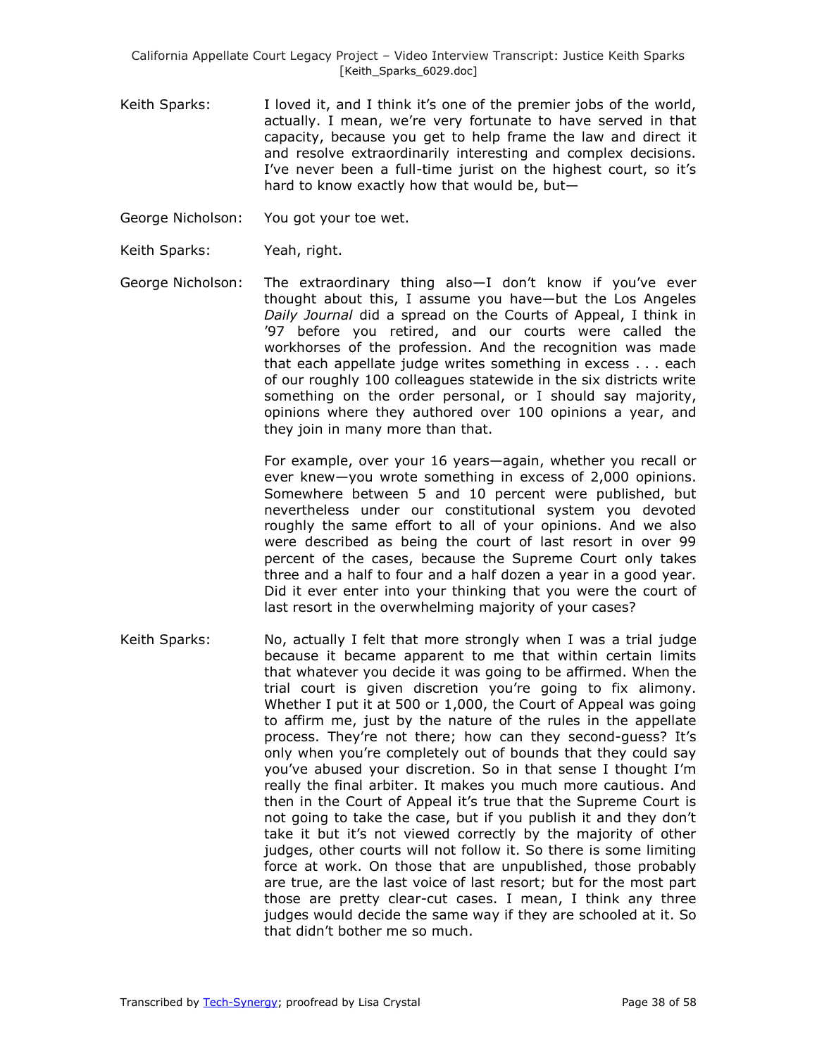Keith Sparks: I loved it, and I think it's one of the premier jobs of the world, actually. I mean, we're very fortunate to have served in that capacity, because you get to help frame the law and direct it and resolve extraordinarily interesting and complex decisions. I've never been a full-time jurist on the highest court, so it's hard to know exactly how that would be, but—

George Nicholson: You got your toe wet.

Keith Sparks: Yeah, right.

George Nicholson: The extraordinary thing also—I don't know if you've ever thought about this, I assume you have—but the Los Angeles *Daily Journal* did a spread on the Courts of Appeal, I think in '97 before you retired, and our courts were called the workhorses of the profession. And the recognition was made that each appellate judge writes something in excess . . . each of our roughly 100 colleagues statewide in the six districts write something on the order personal, or I should say majority, opinions where they authored over 100 opinions a year, and they join in many more than that.

For example, over your 16 years—again, whether you recall or ever knew—you wrote something in excess of 2,000 opinions. Somewhere between 5 and 10 percent were published, but nevertheless under our constitutional system you devoted roughly the same effort to all of your opinions. And we also were described as being the court of last resort in over 99 percent of the cases, because the Supreme Court only takes three and a half to four and a half dozen a year in a good year. Did it ever enter into your thinking that you were the court of last resort in the overwhelming majority of your cases?

Keith Sparks: No, actually I felt that more strongly when I was a trial judge because it became apparent to me that within certain limits that whatever you decide it was going to be affirmed. When the trial court is given discretion you're going to fix alimony. Whether I put it at 500 or 1,000, the Court of Appeal was going to affirm me, just by the nature of the rules in the appellate process. They're not there; how can they second-guess? It's only when you're completely out of bounds that they could say you've abused your discretion. So in that sense I thought I'm really the final arbiter. It makes you much more cautious. And then in the Court of Appeal it's true that the Supreme Court is not going to take the case, but if you publish it and they don't take it but it's not viewed correctly by the majority of other judges, other courts will not follow it. So there is some limiting force at work. On those that are unpublished, those probably are true, are the last voice of last resort; but for the most part those are pretty clear-cut cases. I mean, I think any three judges would decide the same way if they are schooled at it. So that didn't bother me so much.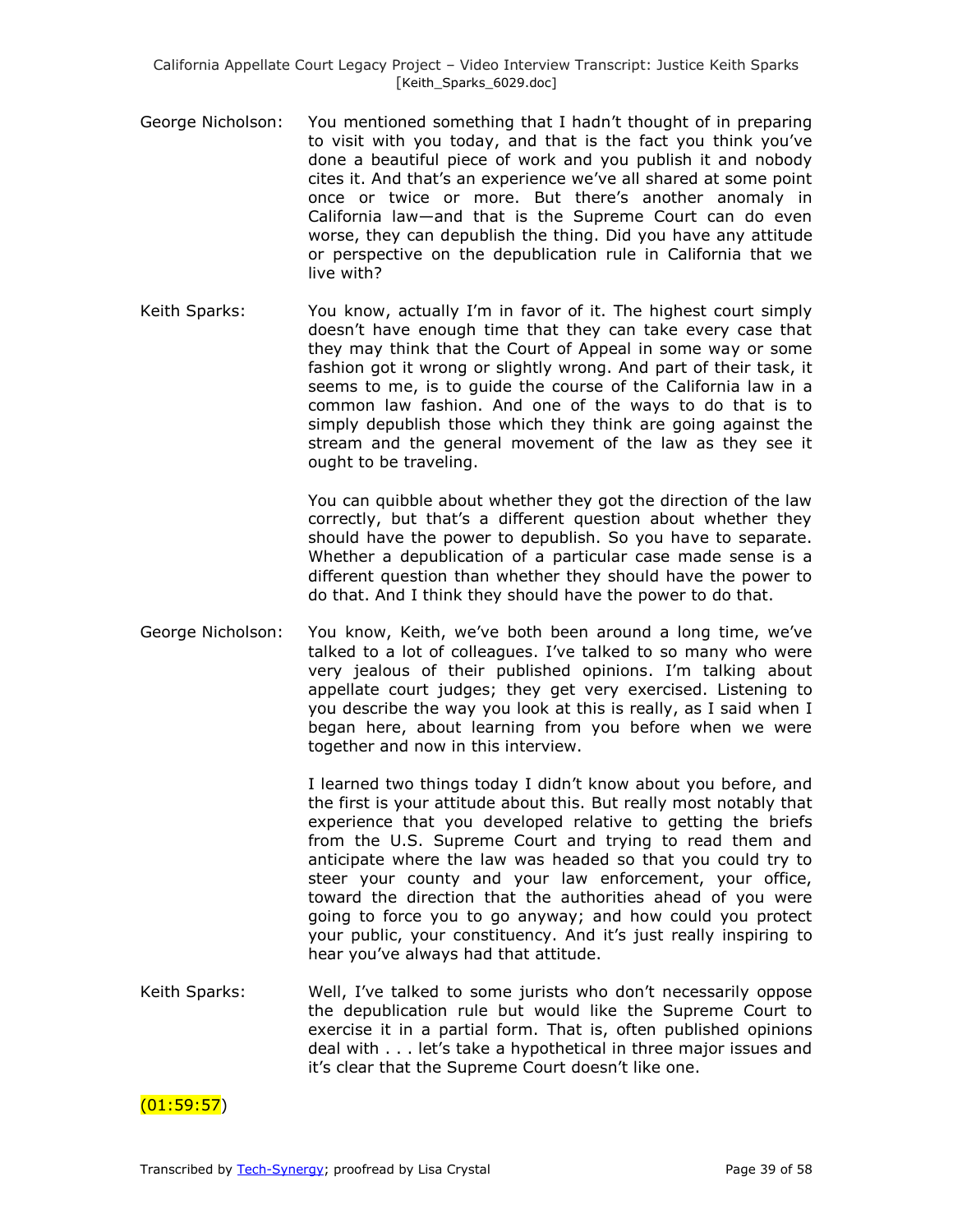George Nicholson: You mentioned something that I hadn't thought of in preparing to visit with you today, and that is the fact you think you've done a beautiful piece of work and you publish it and nobody cites it. And that's an experience we've all shared at some point once or twice or more. But there's another anomaly in California law—and that is the Supreme Court can do even worse, they can depublish the thing. Did you have any attitude or perspective on the depublication rule in California that we live with?

Keith Sparks: You know, actually I'm in favor of it. The highest court simply doesn't have enough time that they can take every case that they may think that the Court of Appeal in some way or some fashion got it wrong or slightly wrong. And part of their task, it seems to me, is to guide the course of the California law in a common law fashion. And one of the ways to do that is to simply depublish those which they think are going against the stream and the general movement of the law as they see it ought to be traveling.

You can quibble about whether they got the direction of the law correctly, but that's a different question about whether they should have the power to depublish. So you have to separate. Whether a depublication of a particular case made sense is a different question than whether they should have the power to do that. And I think they should have the power to do that.

George Nicholson: You know, Keith, we've both been around a long time, we've talked to a lot of colleagues. I've talked to so many who were very jealous of their published opinions. I'm talking about appellate court judges; they get very exercised. Listening to you describe the way you look at this is really, as I said when I began here, about learning from you before when we were together and now in this interview.

I learned two things today I didn't know about you before, and the first is your attitude about this. But really most notably that experience that you developed relative to getting the briefs from the U.S. Supreme Court and trying to read them and anticipate where the law was headed so that you could try to steer your county and your law enforcement, your office, toward the direction that the authorities ahead of you were going to force you to go anyway; and how could you protect your public, your constituency. And it's just really inspiring to hear you've always had that attitude.

Keith Sparks: Well, I've talked to some jurists who don't necessarily oppose the depublication rule but would like the Supreme Court to exercise it in a partial form. That is, often published opinions deal with . . . let's take a hypothetical in three major issues and it's clear that the Supreme Court doesn't like one.

(01:59:57)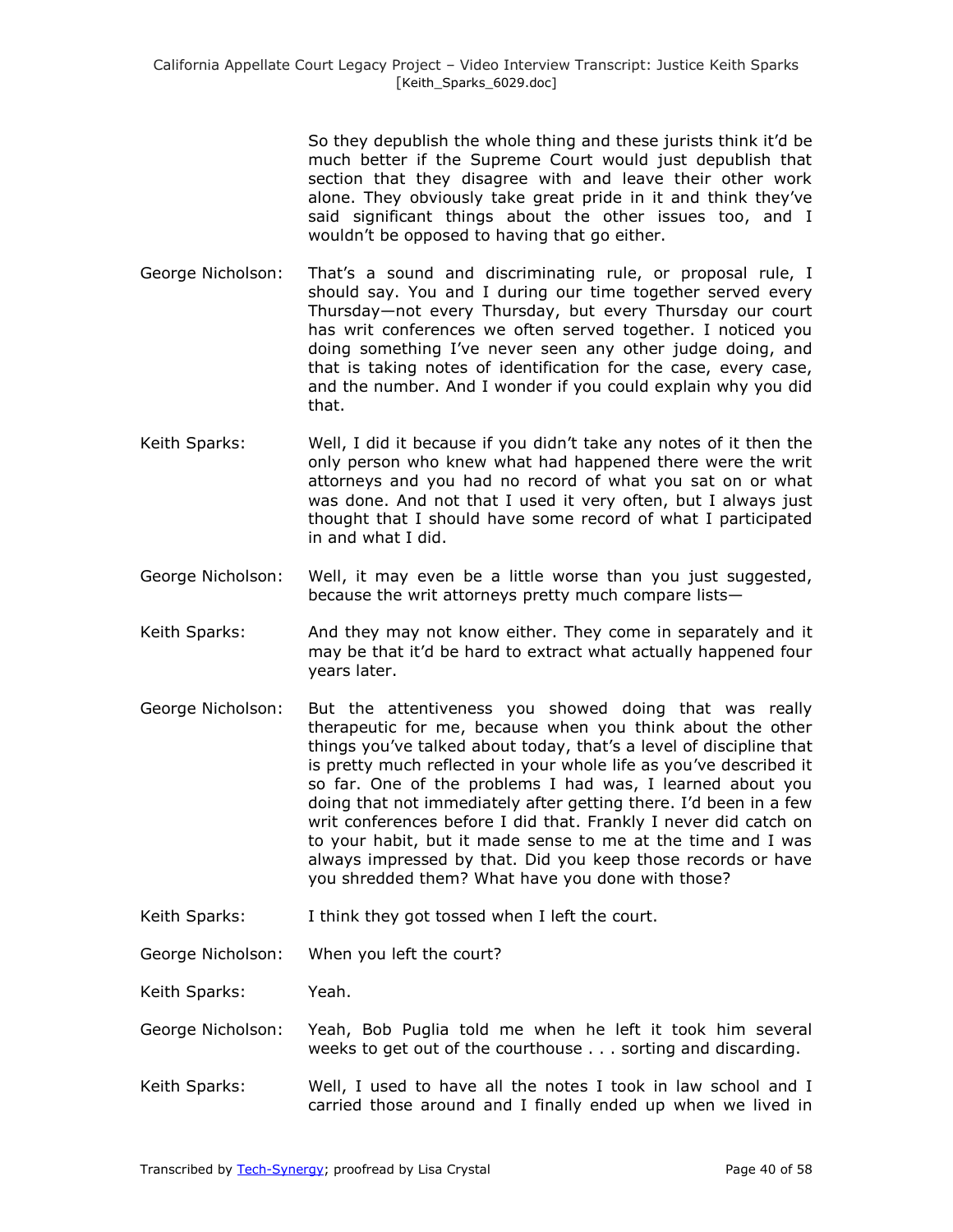So they depublish the whole thing and these jurists think it'd be much better if the Supreme Court would just depublish that section that they disagree with and leave their other work alone. They obviously take great pride in it and think they've said significant things about the other issues too, and I wouldn't be opposed to having that go either.

George Nicholson: That's a sound and discriminating rule, or proposal rule, I should say. You and I during our time together served every Thursday—not every Thursday, but every Thursday our court has writ conferences we often served together. I noticed you doing something I've never seen any other judge doing, and that is taking notes of identification for the case, every case, and the number. And I wonder if you could explain why you did that.

Keith Sparks: Well, I did it because if you didn't take any notes of it then the only person who knew what had happened there were the writ attorneys and you had no record of what you sat on or what was done. And not that I used it very often, but I always just thought that I should have some record of what I participated in and what I did.

George Nicholson: Well, it may even be a little worse than you just suggested, because the writ attorneys pretty much compare lists—

Keith Sparks: And they may not know either. They come in separately and it may be that it'd be hard to extract what actually happened four years later.

George Nicholson: But the attentiveness you showed doing that was really therapeutic for me, because when you think about the other things you've talked about today, that's a level of discipline that is pretty much reflected in your whole life as you've described it so far. One of the problems I had was, I learned about you doing that not immediately after getting there. I'd been in a few writ conferences before I did that. Frankly I never did catch on to your habit, but it made sense to me at the time and I was always impressed by that. Did you keep those records or have you shredded them? What have you done with those?

Keith Sparks: I think they got tossed when I left the court.

George Nicholson: When you left the court?

Keith Sparks: Yeah.

George Nicholson: Yeah, Bob Puglia told me when he left it took him several weeks to get out of the courthouse . . . sorting and discarding.

Keith Sparks: Well, I used to have all the notes I took in law school and I carried those around and I finally ended up when we lived in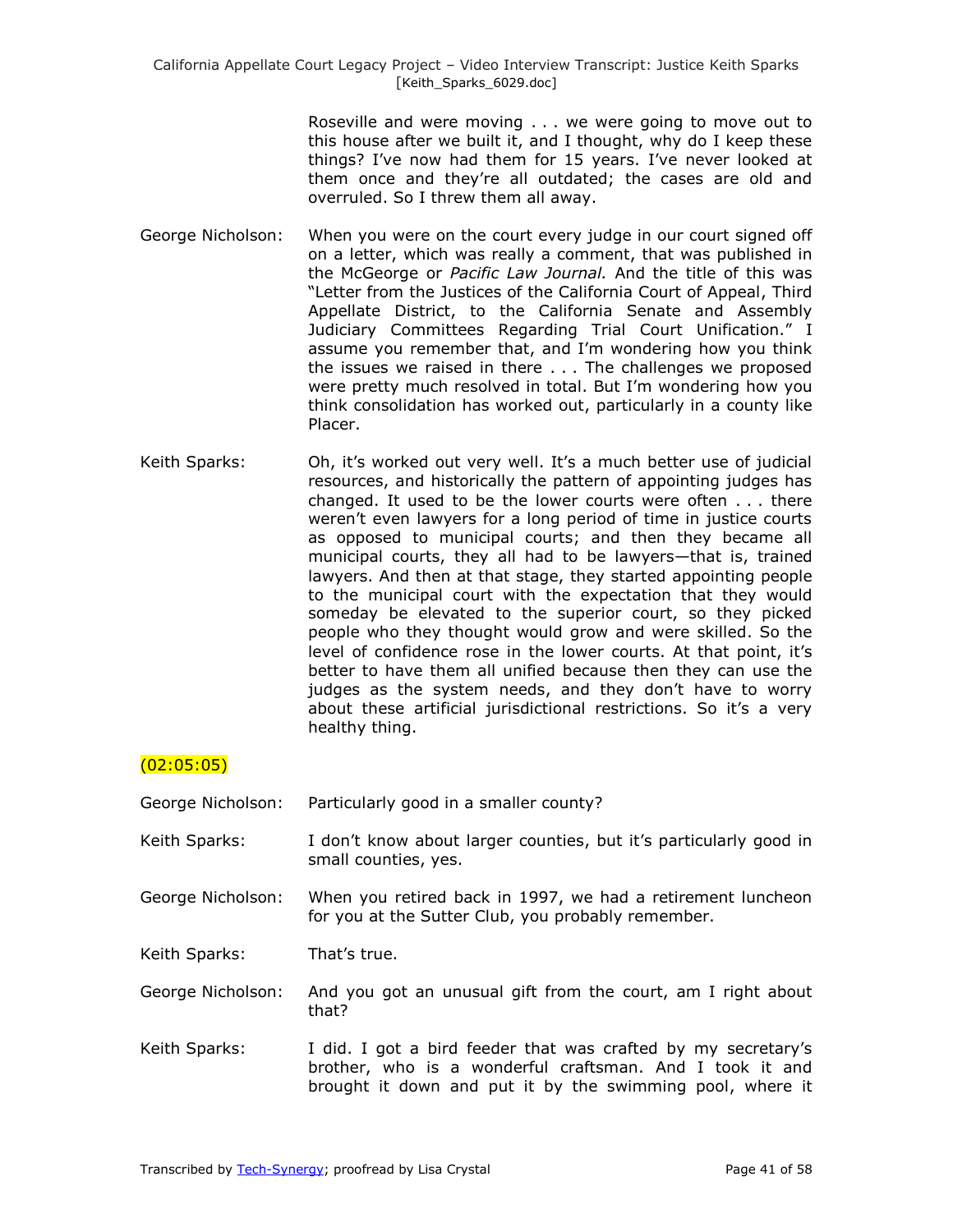Roseville and were moving . . . we were going to move out to this house after we built it, and I thought, why do I keep these things? I've now had them for 15 years. I've never looked at them once and they're all outdated; the cases are old and overruled. So I threw them all away.

George Nicholson: When you were on the court every judge in our court signed off on a letter, which was really a comment, that was published in the McGeorge or *Pacific Law Journal.* And the title of this was "Letter from the Justices of the California Court of Appeal, Third Appellate District, to the California Senate and Assembly Judiciary Committees Regarding Trial Court Unification." I assume you remember that, and I'm wondering how you think the issues we raised in there . . . The challenges we proposed were pretty much resolved in total. But I'm wondering how you think consolidation has worked out, particularly in a county like Placer.

Keith Sparks: Oh, it's worked out very well. It's a much better use of judicial resources, and historically the pattern of appointing judges has changed. It used to be the lower courts were often . . . there weren't even lawyers for a long period of time in justice courts as opposed to municipal courts; and then they became all municipal courts, they all had to be lawyers—that is, trained lawyers. And then at that stage, they started appointing people to the municipal court with the expectation that they would someday be elevated to the superior court, so they picked people who they thought would grow and were skilled. So the level of confidence rose in the lower courts. At that point, it's better to have them all unified because then they can use the judges as the system needs, and they don't have to worry about these artificial jurisdictional restrictions. So it's a very healthy thing.

(02:05:05)

George Nicholson: Particularly good in a smaller county?

Keith Sparks: I don't know about larger counties, but it's particularly good in small counties, yes.

George Nicholson: When you retired back in 1997, we had a retirement luncheon for you at the Sutter Club, you probably remember.

Keith Sparks: That's true.

George Nicholson: And you got an unusual gift from the court, am I right about that?

Keith Sparks: I did. I got a bird feeder that was crafted by my secretary's brother, who is a wonderful craftsman. And I took it and brought it down and put it by the swimming pool, where it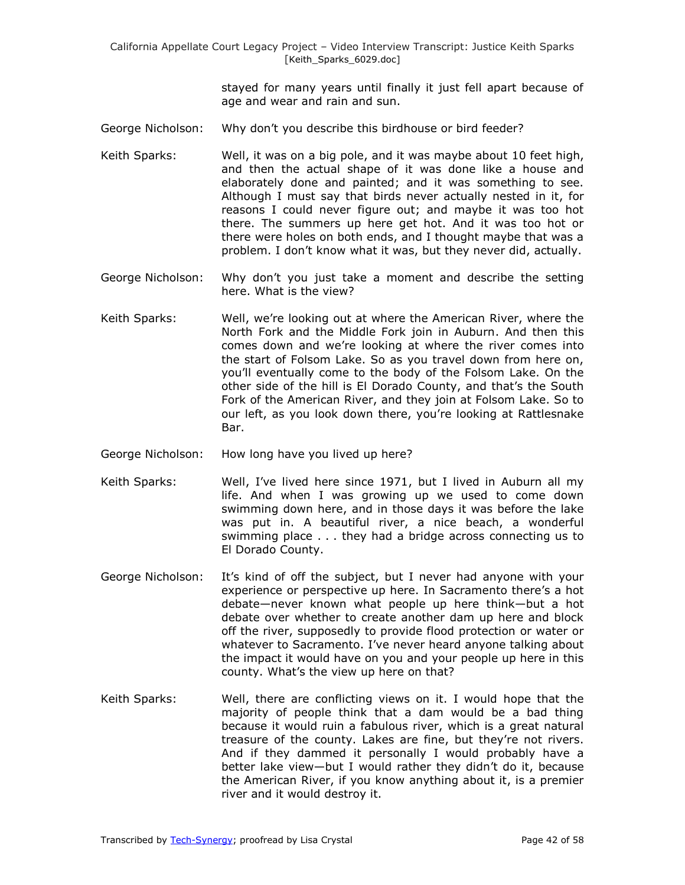stayed for many years until finally it just fell apart because of age and wear and rain and sun.

George Nicholson: Why don't you describe this birdhouse or bird feeder?

Keith Sparks: Well, it was on a big pole, and it was maybe about 10 feet high, and then the actual shape of it was done like a house and elaborately done and painted; and it was something to see. Although I must say that birds never actually nested in it, for reasons I could never figure out; and maybe it was too hot there. The summers up here get hot. And it was too hot or there were holes on both ends, and I thought maybe that was a problem. I don't know what it was, but they never did, actually.

George Nicholson: Why don't you just take a moment and describe the setting here. What is the view?

Keith Sparks: Well, we're looking out at where the American River, where the North Fork and the Middle Fork join in Auburn. And then this comes down and we're looking at where the river comes into the start of Folsom Lake. So as you travel down from here on, you'll eventually come to the body of the Folsom Lake. On the other side of the hill is El Dorado County, and that's the South Fork of the American River, and they join at Folsom Lake. So to our left, as you look down there, you're looking at Rattlesnake Bar.

George Nicholson: How long have you lived up here?

Keith Sparks: Well, I've lived here since 1971, but I lived in Auburn all my life. And when I was growing up we used to come down swimming down here, and in those days it was before the lake was put in. A beautiful river, a nice beach, a wonderful swimming place . . . they had a bridge across connecting us to El Dorado County.

George Nicholson: It's kind of off the subject, but I never had anyone with your experience or perspective up here. In Sacramento there's a hot debate—never known what people up here think—but a hot debate over whether to create another dam up here and block off the river, supposedly to provide flood protection or water or whatever to Sacramento. I've never heard anyone talking about the impact it would have on you and your people up here in this county. What's the view up here on that?

Keith Sparks: Well, there are conflicting views on it. I would hope that the majority of people think that a dam would be a bad thing because it would ruin a fabulous river, which is a great natural treasure of the county. Lakes are fine, but they're not rivers. And if they dammed it personally I would probably have a better lake view—but I would rather they didn't do it, because the American River, if you know anything about it, is a premier river and it would destroy it.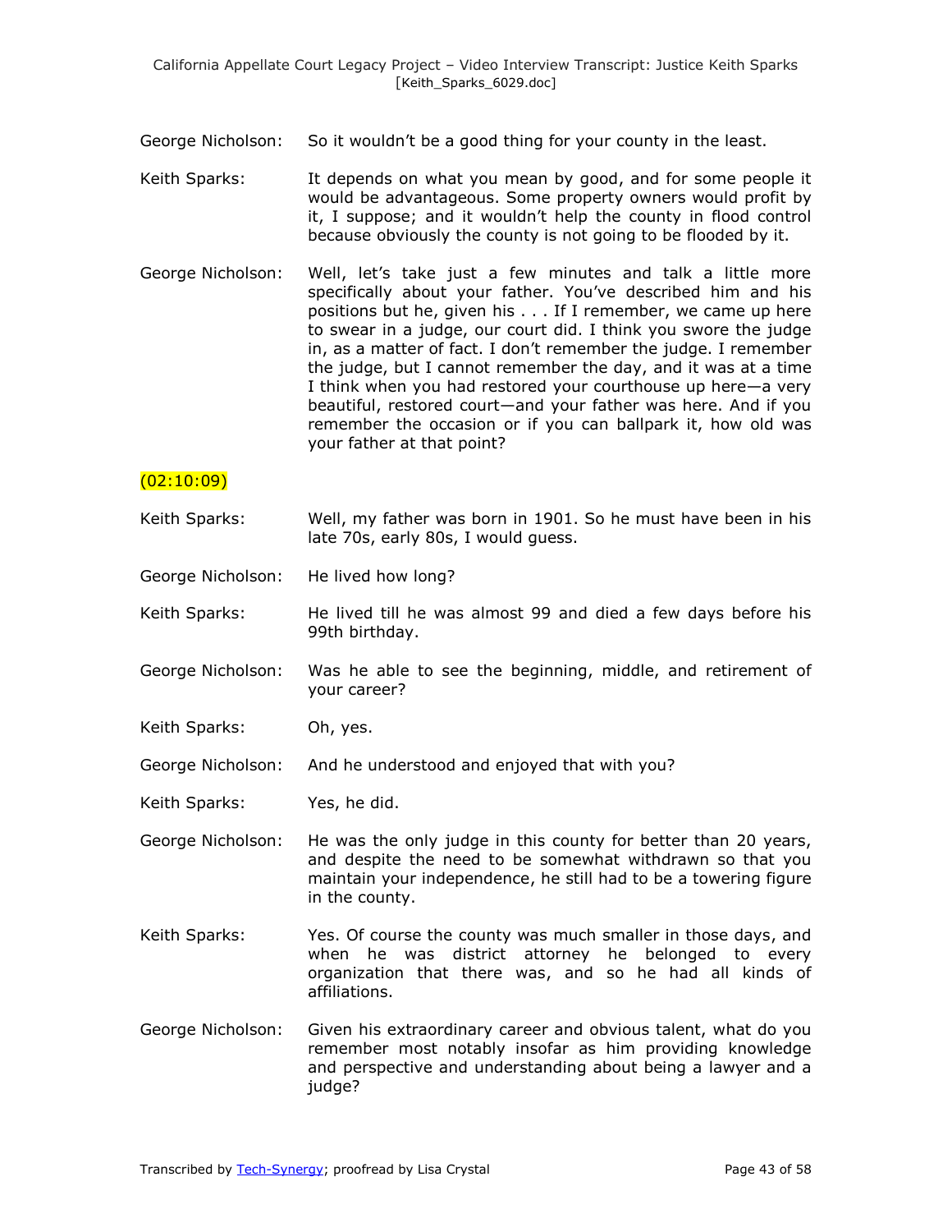George Nicholson: So it wouldn't be a good thing for your county in the least.

Keith Sparks: It depends on what you mean by good, and for some people it would be advantageous. Some property owners would profit by it, I suppose; and it wouldn't help the county in flood control because obviously the county is not going to be flooded by it.

George Nicholson: Well, let's take just a few minutes and talk a little more specifically about your father. You've described him and his positions but he, given his . . . If I remember, we came up here to swear in a judge, our court did. I think you swore the judge in, as a matter of fact. I don't remember the judge. I remember the judge, but I cannot remember the day, and it was at a time I think when you had restored your courthouse up here—a very beautiful, restored court—and your father was here. And if you remember the occasion or if you can ballpark it, how old was your father at that point?

(02:10:09)

Keith Sparks: Well, my father was born in 1901. So he must have been in his late 70s, early 80s, I would guess.

George Nicholson: He lived how long?

Keith Sparks: He lived till he was almost 99 and died a few days before his 99th birthday.

George Nicholson: Was he able to see the beginning, middle, and retirement of your career?

Keith Sparks: Oh, yes.

George Nicholson: And he understood and enjoyed that with you?

Keith Sparks: Yes, he did.

George Nicholson: He was the only judge in this county for better than 20 years, and despite the need to be somewhat withdrawn so that you maintain your independence, he still had to be a towering figure in the county.

Keith Sparks: Yes. Of course the county was much smaller in those days, and when he was district attorney he belonged to every organization that there was, and so he had all kinds of affiliations.

George Nicholson: Given his extraordinary career and obvious talent, what do you remember most notably insofar as him providing knowledge and perspective and understanding about being a lawyer and a judge?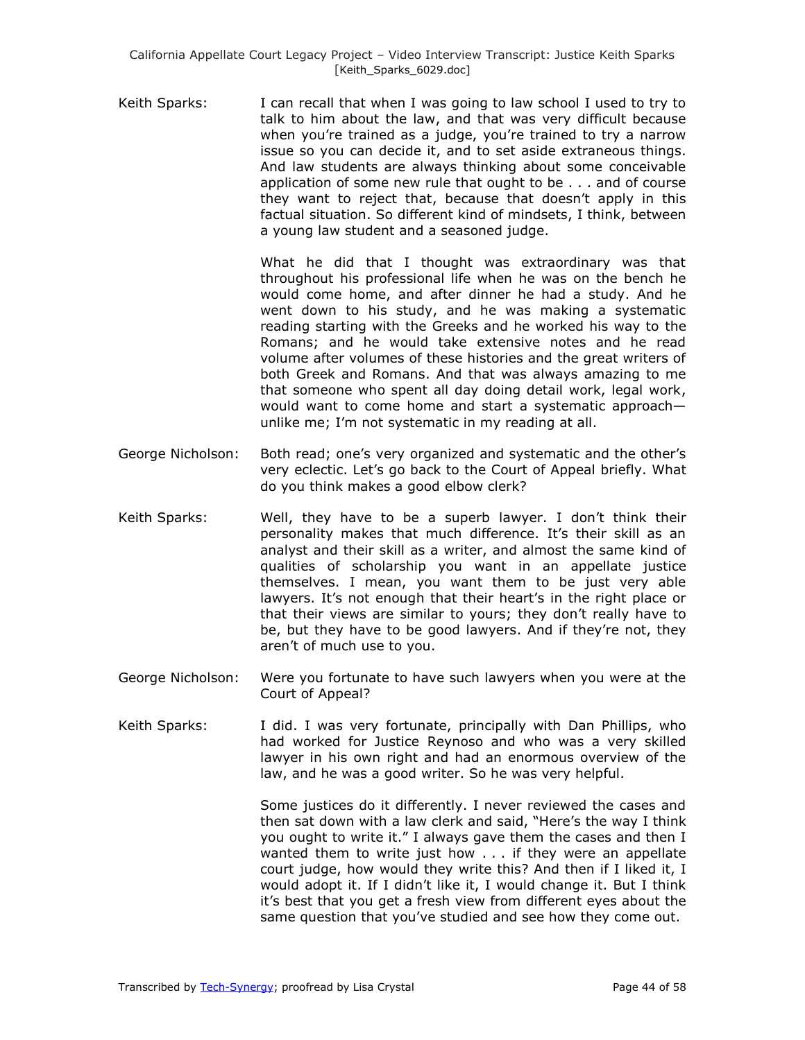Keith Sparks: I can recall that when I was going to law school I used to try to talk to him about the law, and that was very difficult because when you're trained as a judge, you're trained to try a narrow issue so you can decide it, and to set aside extraneous things. And law students are always thinking about some conceivable application of some new rule that ought to be . . . and of course they want to reject that, because that doesn't apply in this factual situation. So different kind of mindsets, I think, between a young law student and a seasoned judge.

What he did that I thought was extraordinary was that throughout his professional life when he was on the bench he would come home, and after dinner he had a study. And he went down to his study, and he was making a systematic reading starting with the Greeks and he worked his way to the Romans; and he would take extensive notes and he read volume after volumes of these histories and the great writers of both Greek and Romans. And that was always amazing to me that someone who spent all day doing detail work, legal work, would want to come home and start a systematic approach—unlike me; I'm not systematic in my reading at all.

George Nicholson: Both read; one's very organized and systematic and the other's very eclectic. Let's go back to the Court of Appeal briefly. What do you think makes a good elbow clerk?

Keith Sparks: Well, they have to be a superb lawyer. I don't think their personality makes that much difference. It's their skill as an analyst and their skill as a writer, and almost the same kind of qualities of scholarship you want in an appellate justice themselves. I mean, you want them to be just very able lawyers. It's not enough that their heart's in the right place or that their views are similar to yours; they don't really have to be, but they have to be good lawyers. And if they're not, they aren't of much use to you.

George Nicholson: Were you fortunate to have such lawyers when you were at the Court of Appeal?

Keith Sparks: I did. I was very fortunate, principally with Dan Phillips, who had worked for Justice Reynoso and who was a very skilled lawyer in his own right and had an enormous overview of the law, and he was a good writer. So he was very helpful.

Some justices do it differently. I never reviewed the cases and then sat down with a law clerk and said, "Here's the way I think you ought to write it." I always gave them the cases and then I wanted them to write just how . . . if they were an appellate court judge, how would they write this? And then if I liked it, I would adopt it. If I didn't like it, I would change it. But I think it's best that you get a fresh view from different eyes about the same question that you've studied and see how they come out.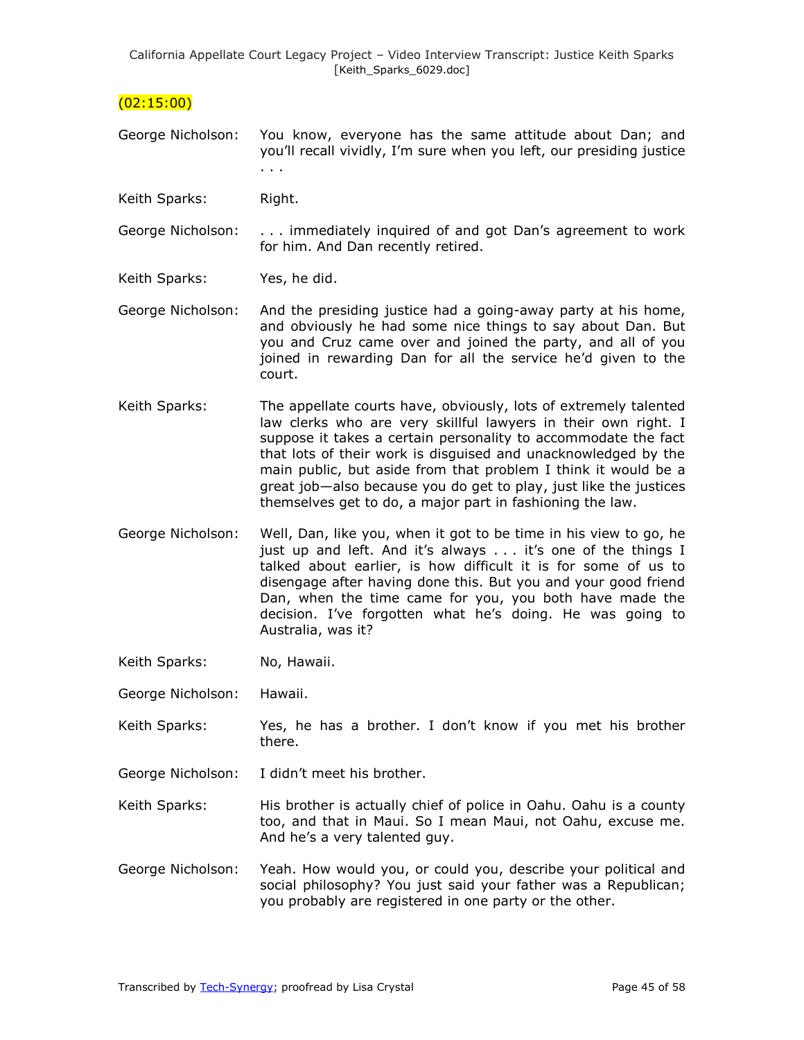(02:15:00)

George Nicholson: You know, everyone has the same attitude about Dan; and you'll recall vividly, I'm sure when you left, our presiding justice . . .

Keith Sparks: Right.

George Nicholson: . . . immediately inquired of and got Dan's agreement to work for him. And Dan recently retired.

Keith Sparks: Yes, he did.

George Nicholson: And the presiding justice had a going-away party at his home, and obviously he had some nice things to say about Dan. But you and Cruz came over and joined the party, and all of you joined in rewarding Dan for all the service he'd given to the court.

Keith Sparks: The appellate courts have, obviously, lots of extremely talented law clerks who are very skillful lawyers in their own right. I suppose it takes a certain personality to accommodate the fact that lots of their work is disguised and unacknowledged by the main public, but aside from that problem I think it would be a great job—also because you do get to play, just like the justices themselves get to do, a major part in fashioning the law.

George Nicholson: Well, Dan, like you, when it got to be time in his view to go, he just up and left. And it's always . . . it's one of the things I talked about earlier, is how difficult it is for some of us to disengage after having done this. But you and your good friend Dan, when the time came for you, you both have made the decision. I've forgotten what he's doing. He was going to Australia, was it?

Keith Sparks: No, Hawaii.

George Nicholson: Hawaii.

Keith Sparks: Yes, he has a brother. I don't know if you met his brother there.

George Nicholson: I didn't meet his brother.

Keith Sparks: His brother is actually chief of police in Oahu. Oahu is a county too, and that in Maui. So I mean Maui, not Oahu, excuse me. And he's a very talented guy.

George Nicholson: Yeah. How would you, or could you, describe your political and social philosophy? You just said your father was a Republican; you probably are registered in one party or the other.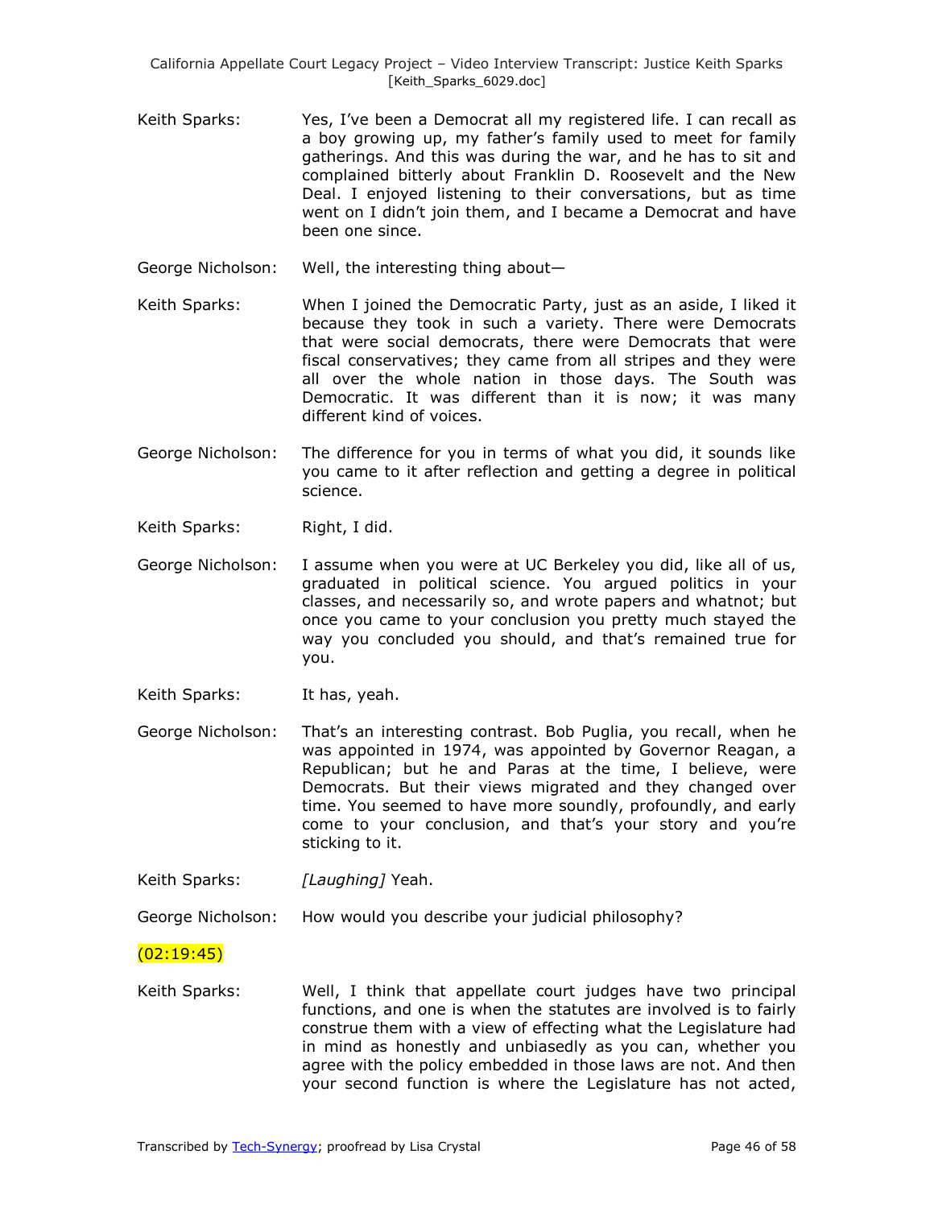Keith Sparks: Yes, I've been a Democrat all my registered life. I can recall as a boy growing up, my father's family used to meet for family gatherings. And this was during the war, and he has to sit and complained bitterly about Franklin D. Roosevelt and the New Deal. I enjoyed listening to their conversations, but as time went on I didn't join them, and I became a Democrat and have been one since.

George Nicholson: Well, the interesting thing about—

Keith Sparks: When I joined the Democratic Party, just as an aside, I liked it because they took in such a variety. There were Democrats that were social democrats, there were Democrats that were fiscal conservatives; they came from all stripes and they were all over the whole nation in those days. The South was Democratic. It was different than it is now; it was many different kind of voices.

George Nicholson: The difference for you in terms of what you did, it sounds like you came to it after reflection and getting a degree in political science.

Keith Sparks: Right, I did.

George Nicholson: I assume when you were at UC Berkeley you did, like all of us, graduated in political science. You argued politics in your classes, and necessarily so, and wrote papers and whatnot; but once you came to your conclusion you pretty much stayed the way you concluded you should, and that's remained true for you.

Keith Sparks: It has, yeah.

George Nicholson: That's an interesting contrast. Bob Puglia, you recall, when he was appointed in 1974, was appointed by Governor Reagan, a Republican; but he and Paras at the time, I believe, were Democrats. But their views migrated and they changed over time. You seemed to have more soundly, profoundly, and early come to your conclusion, and that's your story and you're sticking to it.

Keith Sparks: *[Laughing]* Yeah.

George Nicholson: How would you describe your judicial philosophy?

(02:19:45)

Keith Sparks: Well, I think that appellate court judges have two principal functions, and one is when the statutes are involved is to fairly construe them with a view of effecting what the Legislature had in mind as honestly and unbiasedly as you can, whether you agree with the policy embedded in those laws are not. And then your second function is where the Legislature has not acted,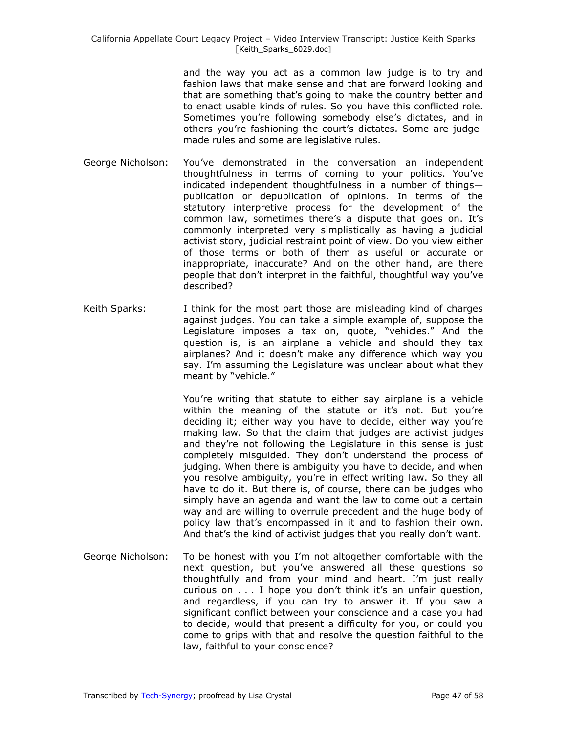and the way you act as a common law judge is to try and fashion laws that make sense and that are forward looking and that are something that's going to make the country better and to enact usable kinds of rules. So you have this conflicted role. Sometimes you're following somebody else's dictates, and in others you're fashioning the court's dictates. Some are judge-made rules and some are legislative rules.

George Nicholson: You've demonstrated in the conversation an independent thoughtfulness in terms of coming to your politics. You've indicated independent thoughtfulness in a number of things—publication or depublication of opinions. In terms of the statutory interpretive process for the development of the common law, sometimes there's a dispute that goes on. It's commonly interpreted very simplistically as having a judicial activist story, judicial restraint point of view. Do you view either of those terms or both of them as useful or accurate or inappropriate, inaccurate? And on the other hand, are there people that don't interpret in the faithful, thoughtful way you've described?

Keith Sparks: I think for the most part those are misleading kind of charges against judges. You can take a simple example of, suppose the Legislature imposes a tax on, quote, "vehicles." And the question is, is an airplane a vehicle and should they tax airplanes? And it doesn't make any difference which way you say. I'm assuming the Legislature was unclear about what they meant by "vehicle."

You're writing that statute to either say airplane is a vehicle within the meaning of the statute or it's not. But you're deciding it; either way you have to decide, either way you're making law. So that the claim that judges are activist judges and they're not following the Legislature in this sense is just completely misguided. They don't understand the process of judging. When there is ambiguity you have to decide, and when you resolve ambiguity, you're in effect writing law. So they all have to do it. But there is, of course, there can be judges who simply have an agenda and want the law to come out a certain way and are willing to overrule precedent and the huge body of policy law that's encompassed in it and to fashion their own. And that's the kind of activist judges that you really don't want.

George Nicholson: To be honest with you I'm not altogether comfortable with the next question, but you've answered all these questions so thoughtfully and from your mind and heart. I'm just really curious on . . . I hope you don't think it's an unfair question, and regardless, if you can try to answer it. If you saw a significant conflict between your conscience and a case you had to decide, would that present a difficulty for you, or could you come to grips with that and resolve the question faithful to the law, faithful to your conscience?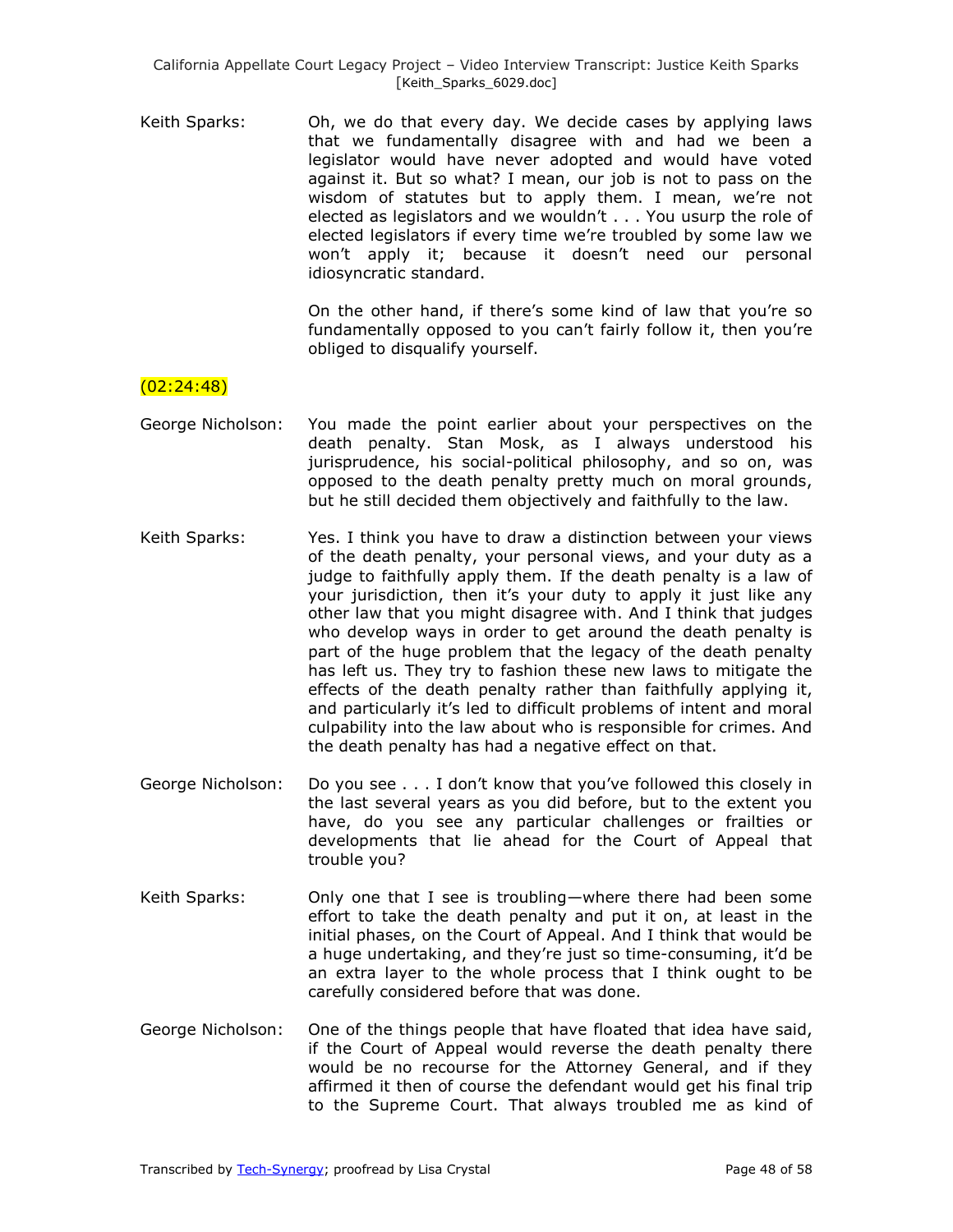Keith Sparks: Oh, we do that every day. We decide cases by applying laws that we fundamentally disagree with and had we been a legislator would have never adopted and would have voted against it. But so what? I mean, our job is not to pass on the wisdom of statutes but to apply them. I mean, we're not elected as legislators and we wouldn't . . . You usurp the role of elected legislators if every time we're troubled by some law we won't apply it; because it doesn't need our personal idiosyncratic standard.

On the other hand, if there's some kind of law that you're so fundamentally opposed to you can't fairly follow it, then you're obliged to disqualify yourself.

(02:24:48)

George Nicholson: You made the point earlier about your perspectives on the death penalty. Stan Mosk, as I always understood his jurisprudence, his social-political philosophy, and so on, was opposed to the death penalty pretty much on moral grounds, but he still decided them objectively and faithfully to the law.

Keith Sparks: Yes. I think you have to draw a distinction between your views of the death penalty, your personal views, and your duty as a judge to faithfully apply them. If the death penalty is a law of your jurisdiction, then it's your duty to apply it just like any other law that you might disagree with. And I think that judges who develop ways in order to get around the death penalty is part of the huge problem that the legacy of the death penalty has left us. They try to fashion these new laws to mitigate the effects of the death penalty rather than faithfully applying it, and particularly it's led to difficult problems of intent and moral culpability into the law about who is responsible for crimes. And the death penalty has had a negative effect on that.

George Nicholson: Do you see . . . I don't know that you've followed this closely in the last several years as you did before, but to the extent you have, do you see any particular challenges or frailties or developments that lie ahead for the Court of Appeal that trouble you?

Keith Sparks: Only one that I see is troubling—where there had been some effort to take the death penalty and put it on, at least in the initial phases, on the Court of Appeal. And I think that would be a huge undertaking, and they're just so time-consuming, it'd be an extra layer to the whole process that I think ought to be carefully considered before that was done.

George Nicholson: One of the things people that have floated that idea have said, if the Court of Appeal would reverse the death penalty there would be no recourse for the Attorney General, and if they affirmed it then of course the defendant would get his final trip to the Supreme Court. That always troubled me as kind of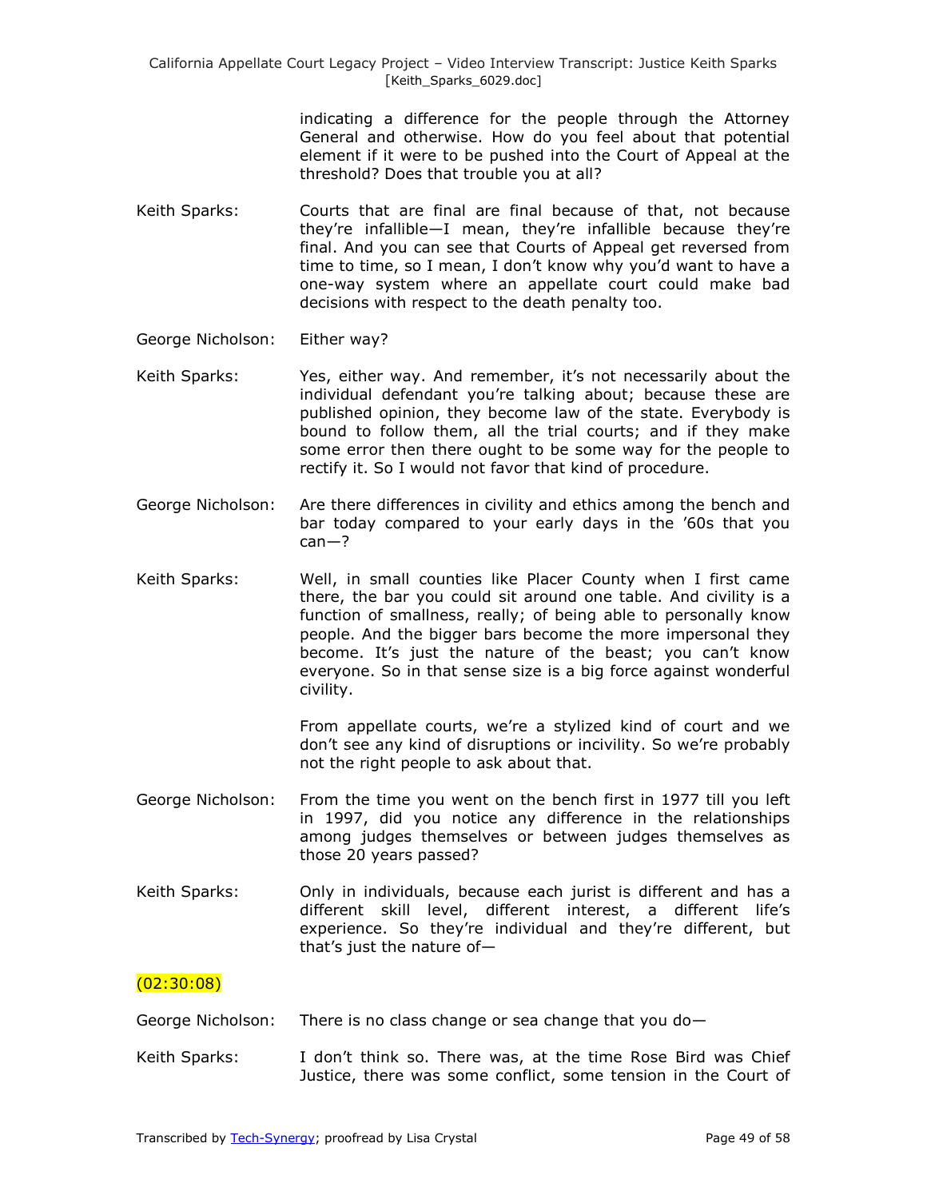indicating a difference for the people through the Attorney General and otherwise. How do you feel about that potential element if it were to be pushed into the Court of Appeal at the threshold? Does that trouble you at all?

Keith Sparks: Courts that are final are final because of that, not because they're infallible—I mean, they're infallible because they're final. And you can see that Courts of Appeal get reversed from time to time, so I mean, I don't know why you'd want to have a one-way system where an appellate court could make bad decisions with respect to the death penalty too.

George Nicholson: Either way?

Keith Sparks: Yes, either way. And remember, it's not necessarily about the individual defendant you're talking about; because these are published opinion, they become law of the state. Everybody is bound to follow them, all the trial courts; and if they make some error then there ought to be some way for the people to rectify it. So I would not favor that kind of procedure.

George Nicholson: Are there differences in civility and ethics among the bench and bar today compared to your early days in the '60s that you can—?

Keith Sparks: Well, in small counties like Placer County when I first came there, the bar you could sit around one table. And civility is a function of smallness, really; of being able to personally know people. And the bigger bars become the more impersonal they become. It's just the nature of the beast; you can't know everyone. So in that sense size is a big force against wonderful civility.

From appellate courts, we're a stylized kind of court and we don't see any kind of disruptions or incivility. So we're probably not the right people to ask about that.

George Nicholson: From the time you went on the bench first in 1977 till you left in 1997, did you notice any difference in the relationships among judges themselves or between judges themselves as those 20 years passed?

Keith Sparks: Only in individuals, because each jurist is different and has a different skill level, different interest, a different life's experience. So they're individual and they're different, but that's just the nature of—

(02:30:08)

George Nicholson: There is no class change or sea change that you do—

Keith Sparks: I don't think so. There was, at the time Rose Bird was Chief Justice, there was some conflict, some tension in the Court of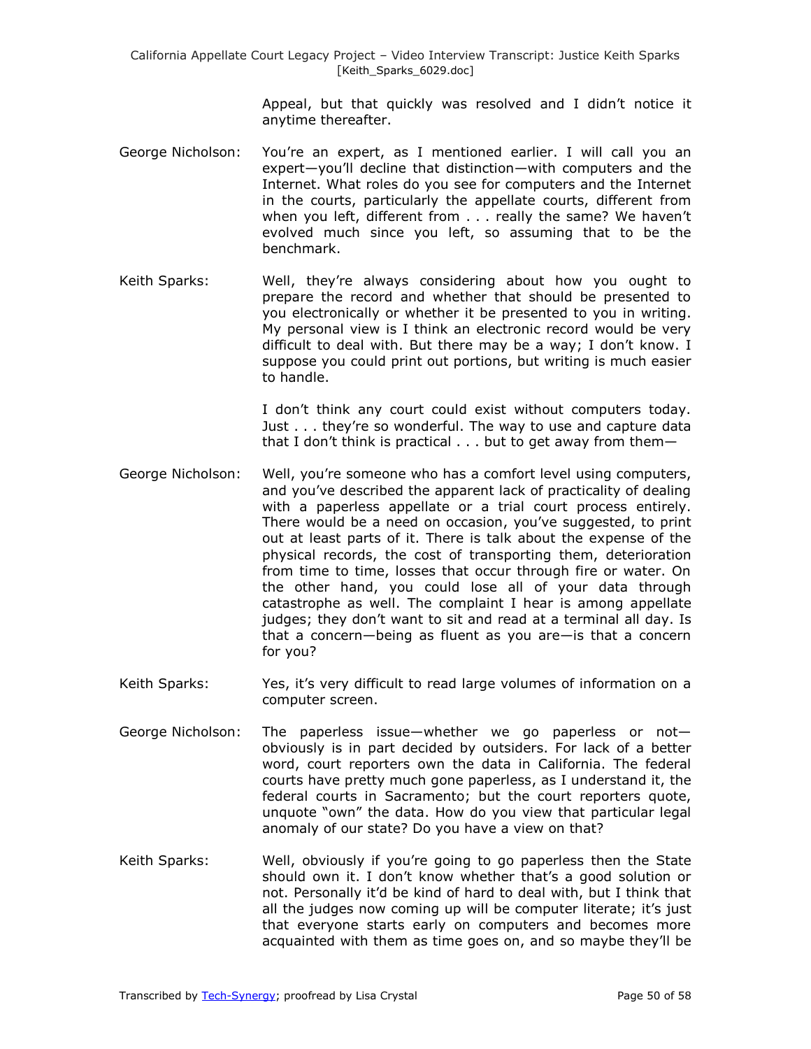Appeal, but that quickly was resolved and I didn't notice it anytime thereafter.

George Nicholson: You're an expert, as I mentioned earlier. I will call you an expert—you'll decline that distinction—with computers and the Internet. What roles do you see for computers and the Internet in the courts, particularly the appellate courts, different from when you left, different from . . . really the same? We haven't evolved much since you left, so assuming that to be the benchmark.

Keith Sparks: Well, they're always considering about how you ought to prepare the record and whether that should be presented to you electronically or whether it be presented to you in writing. My personal view is I think an electronic record would be very difficult to deal with. But there may be a way; I don't know. I suppose you could print out portions, but writing is much easier to handle.

I don't think any court could exist without computers today. Just . . . they're so wonderful. The way to use and capture data that I don't think is practical . . . but to get away from them—

George Nicholson: Well, you're someone who has a comfort level using computers, and you've described the apparent lack of practicality of dealing with a paperless appellate or a trial court process entirely. There would be a need on occasion, you've suggested, to print out at least parts of it. There is talk about the expense of the physical records, the cost of transporting them, deterioration from time to time, losses that occur through fire or water. On the other hand, you could lose all of your data through catastrophe as well. The complaint I hear is among appellate judges; they don't want to sit and read at a terminal all day. Is that a concern—being as fluent as you are—is that a concern for you?

Keith Sparks: Yes, it's very difficult to read large volumes of information on a computer screen.

George Nicholson: The paperless issue—whether we go paperless or not—obviously is in part decided by outsiders. For lack of a better word, court reporters own the data in California. The federal courts have pretty much gone paperless, as I understand it, the federal courts in Sacramento; but the court reporters quote, unquote "own" the data. How do you view that particular legal anomaly of our state? Do you have a view on that?

Keith Sparks: Well, obviously if you're going to go paperless then the State should own it. I don't know whether that's a good solution or not. Personally it'd be kind of hard to deal with, but I think that all the judges now coming up will be computer literate; it's just that everyone starts early on computers and becomes more acquainted with them as time goes on, and so maybe they'll be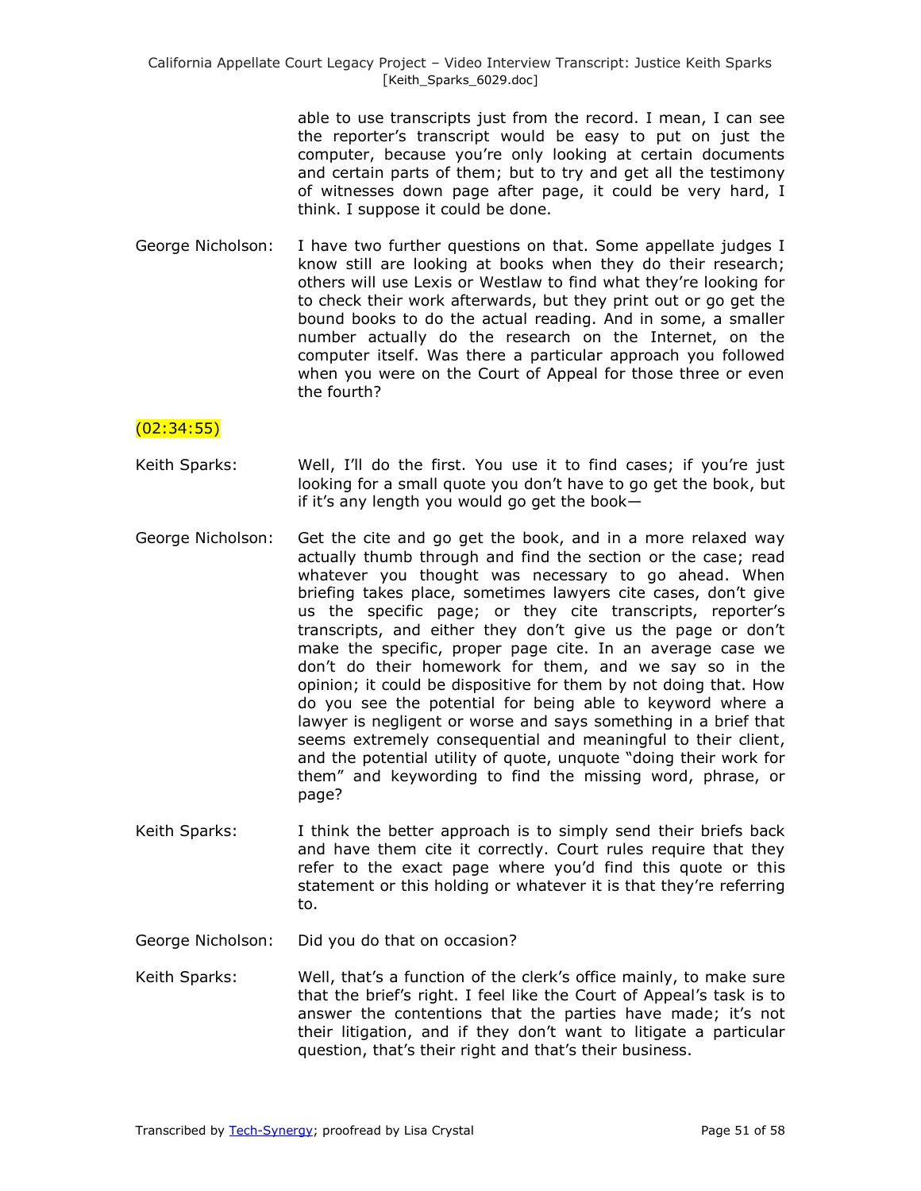able to use transcripts just from the record. I mean, I can see the reporter's transcript would be easy to put on just the computer, because you're only looking at certain documents and certain parts of them; but to try and get all the testimony of witnesses down page after page, it could be very hard, I think. I suppose it could be done.

George Nicholson: I have two further questions on that. Some appellate judges I know still are looking at books when they do their research; others will use Lexis or Westlaw to find what they're looking for to check their work afterwards, but they print out or go get the bound books to do the actual reading. And in some, a smaller number actually do the research on the Internet, on the computer itself. Was there a particular approach you followed when you were on the Court of Appeal for those three or even the fourth?

(02:34:55)

Keith Sparks: Well, I'll do the first. You use it to find cases; if you're just looking for a small quote you don't have to go get the book, but if it's any length you would go get the book—

George Nicholson: Get the cite and go get the book, and in a more relaxed way actually thumb through and find the section or the case; read whatever you thought was necessary to go ahead. When briefing takes place, sometimes lawyers cite cases, don't give us the specific page; or they cite transcripts, reporter's transcripts, and either they don't give us the page or don't make the specific, proper page cite. In an average case we don't do their homework for them, and we say so in the opinion; it could be dispositive for them by not doing that. How do you see the potential for being able to keyword where a lawyer is negligent or worse and says something in a brief that seems extremely consequential and meaningful to their client, and the potential utility of quote, unquote "doing their work for them" and keywording to find the missing word, phrase, or page?

Keith Sparks: I think the better approach is to simply send their briefs back and have them cite it correctly. Court rules require that they refer to the exact page where you'd find this quote or this statement or this holding or whatever it is that they're referring to.

George Nicholson: Did you do that on occasion?

Keith Sparks: Well, that's a function of the clerk's office mainly, to make sure that the brief's right. I feel like the Court of Appeal's task is to answer the contentions that the parties have made; it's not their litigation, and if they don't want to litigate a particular question, that's their right and that's their business.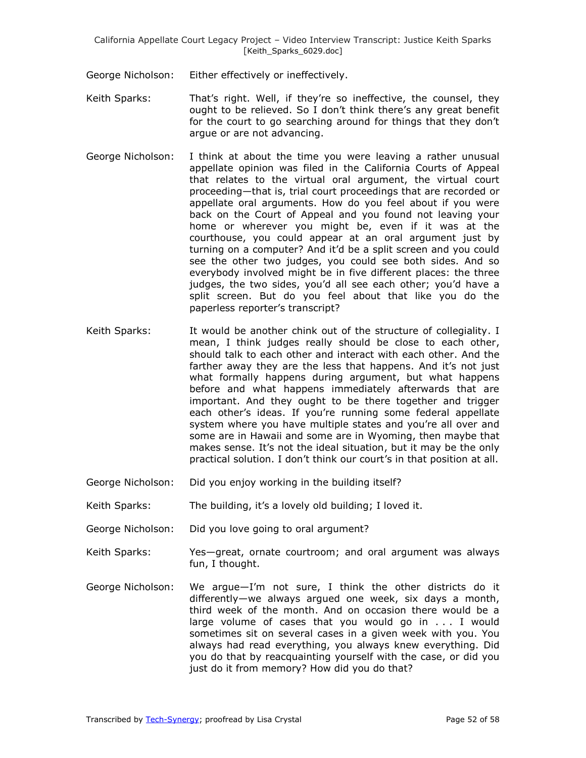George Nicholson: Either effectively or ineffectively.

Keith Sparks: That's right. Well, if they're so ineffective, the counsel, they ought to be relieved. So I don't think there's any great benefit for the court to go searching around for things that they don't argue or are not advancing.

George Nicholson: I think at about the time you were leaving a rather unusual appellate opinion was filed in the California Courts of Appeal that relates to the virtual oral argument, the virtual court proceeding—that is, trial court proceedings that are recorded or appellate oral arguments. How do you feel about if you were back on the Court of Appeal and you found not leaving your home or wherever you might be, even if it was at the courthouse, you could appear at an oral argument just by turning on a computer? And it'd be a split screen and you could see the other two judges, you could see both sides. And so everybody involved might be in five different places: the three judges, the two sides, you'd all see each other; you'd have a split screen. But do you feel about that like you do the paperless reporter's transcript?

Keith Sparks: It would be another chink out of the structure of collegiality. I mean, I think judges really should be close to each other, should talk to each other and interact with each other. And the farther away they are the less that happens. And it's not just what formally happens during argument, but what happens before and what happens immediately afterwards that are important. And they ought to be there together and trigger each other's ideas. If you're running some federal appellate system where you have multiple states and you're all over and some are in Hawaii and some are in Wyoming, then maybe that makes sense. It's not the ideal situation, but it may be the only practical solution. I don't think our court's in that position at all.

George Nicholson: Did you enjoy working in the building itself?

Keith Sparks: The building, it's a lovely old building; I loved it.

George Nicholson: Did you love going to oral argument?

Keith Sparks: Yes—great, ornate courtroom; and oral argument was always fun, I thought.

George Nicholson: We argue—I'm not sure, I think the other districts do it differently—we always argued one week, six days a month, third week of the month. And on occasion there would be a large volume of cases that you would go in . . . I would sometimes sit on several cases in a given week with you. You always had read everything, you always knew everything. Did you do that by reacquainting yourself with the case, or did you just do it from memory? How did you do that?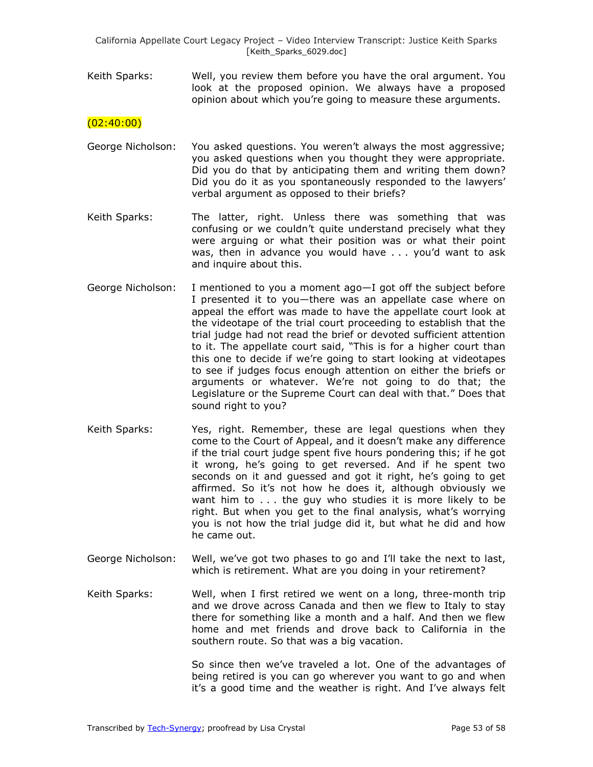Keith Sparks: Well, you review them before you have the oral argument. You look at the proposed opinion. We always have a proposed opinion about which you're going to measure these arguments.

(02:40:00)

George Nicholson: You asked questions. You weren't always the most aggressive; you asked questions when you thought they were appropriate. Did you do that by anticipating them and writing them down? Did you do it as you spontaneously responded to the lawyers' verbal argument as opposed to their briefs?

Keith Sparks: The latter, right. Unless there was something that was confusing or we couldn't quite understand precisely what they were arguing or what their position was or what their point was, then in advance you would have . . . you'd want to ask and inquire about this.

George Nicholson: I mentioned to you a moment ago—I got off the subject before I presented it to you—there was an appellate case where on appeal the effort was made to have the appellate court look at the videotape of the trial court proceeding to establish that the trial judge had not read the brief or devoted sufficient attention to it. The appellate court said, "This is for a higher court than this one to decide if we're going to start looking at videotapes to see if judges focus enough attention on either the briefs or arguments or whatever. We're not going to do that; the Legislature or the Supreme Court can deal with that." Does that sound right to you?

Keith Sparks: Yes, right. Remember, these are legal questions when they come to the Court of Appeal, and it doesn't make any difference if the trial court judge spent five hours pondering this; if he got it wrong, he's going to get reversed. And if he spent two seconds on it and guessed and got it right, he's going to get affirmed. So it's not how he does it, although obviously we want him to . . . the guy who studies it is more likely to be right. But when you get to the final analysis, what's worrying you is not how the trial judge did it, but what he did and how he came out.

George Nicholson: Well, we've got two phases to go and I'll take the next to last, which is retirement. What are you doing in your retirement?

Keith Sparks: Well, when I first retired we went on a long, three-month trip and we drove across Canada and then we flew to Italy to stay there for something like a month and a half. And then we flew home and met friends and drove back to California in the southern route. So that was a big vacation.

So since then we've traveled a lot. One of the advantages of being retired is you can go wherever you want to go and when it's a good time and the weather is right. And I've always felt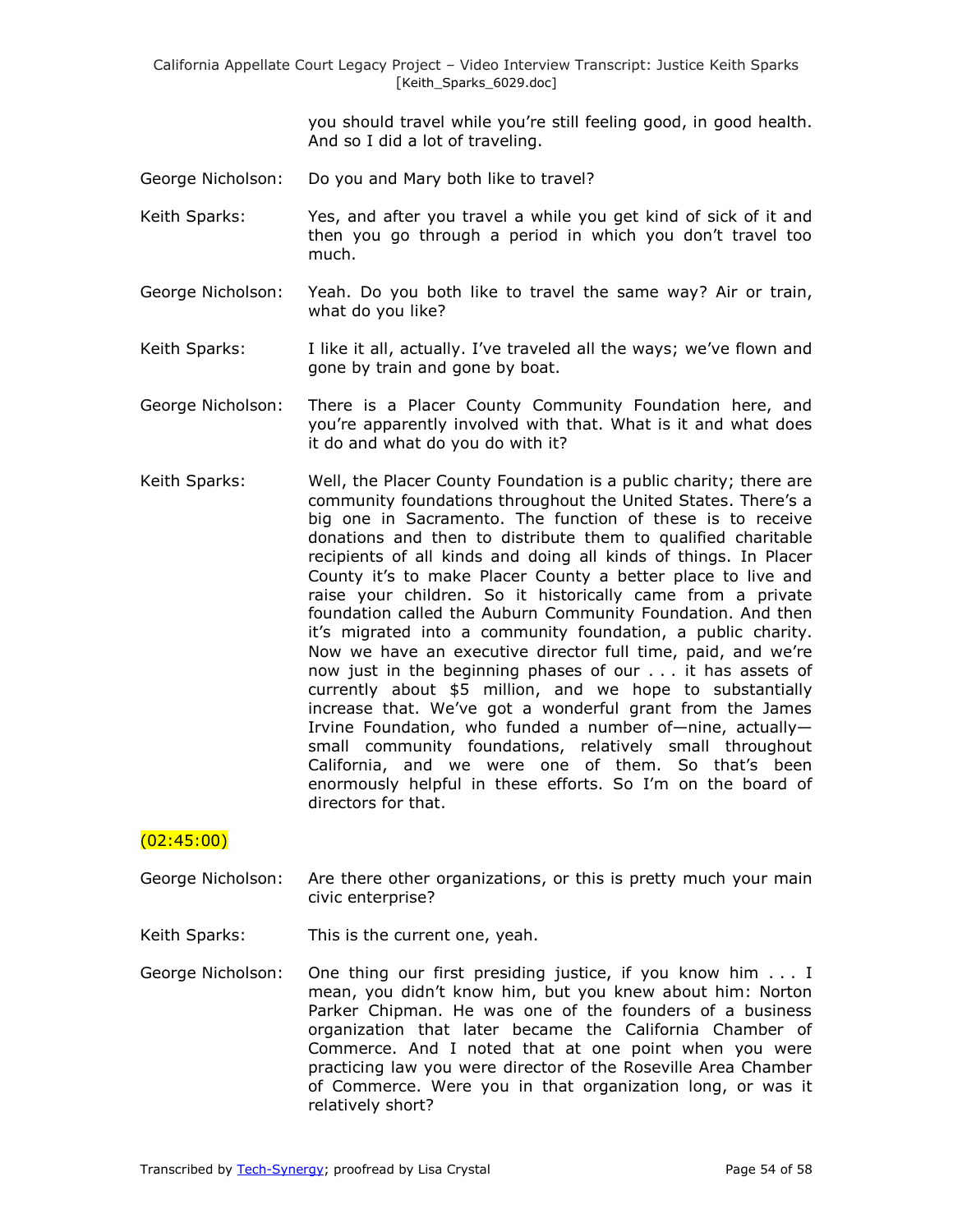you should travel while you're still feeling good, in good health. And so I did a lot of traveling.

George Nicholson: Do you and Mary both like to travel?

Keith Sparks: Yes, and after you travel a while you get kind of sick of it and then you go through a period in which you don't travel too much.

George Nicholson: Yeah. Do you both like to travel the same way? Air or train, what do you like?

Keith Sparks: I like it all, actually. I've traveled all the ways; we've flown and gone by train and gone by boat.

George Nicholson: There is a Placer County Community Foundation here, and you're apparently involved with that. What is it and what does it do and what do you do with it?

Keith Sparks: Well, the Placer County Foundation is a public charity; there are community foundations throughout the United States. There's a big one in Sacramento. The function of these is to receive donations and then to distribute them to qualified charitable recipients of all kinds and doing all kinds of things. In Placer County it's to make Placer County a better place to live and raise your children. So it historically came from a private foundation called the Auburn Community Foundation. And then it's migrated into a community foundation, a public charity. Now we have an executive director full time, paid, and we're now just in the beginning phases of our . . . it has assets of currently about $5 million, and we hope to substantially increase that. We've got a wonderful grant from the James Irvine Foundation, who funded a number of—nine, actually—small community foundations, relatively small throughout California, and we were one of them. So that's been enormously helpful in these efforts. So I'm on the board of directors for that.

(02:45:00)

George Nicholson: Are there other organizations, or this is pretty much your main civic enterprise?

Keith Sparks: This is the current one, yeah.

George Nicholson: One thing our first presiding justice, if you know him . . . I mean, you didn't know him, but you knew about him: Norton Parker Chipman. He was one of the founders of a business organization that later became the California Chamber of Commerce. And I noted that at one point when you were practicing law you were director of the Roseville Area Chamber of Commerce. Were you in that organization long, or was it relatively short?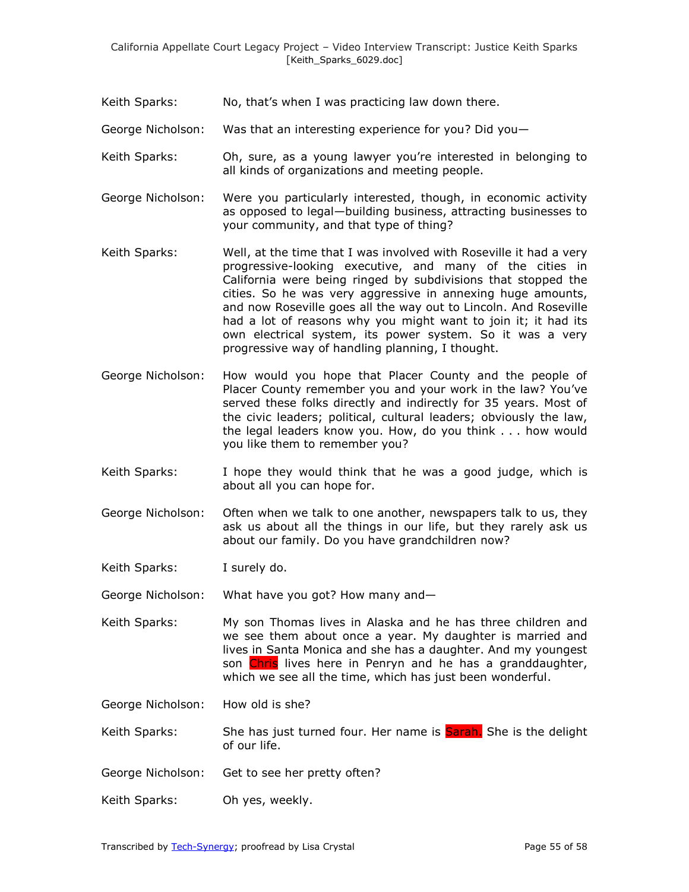Keith Sparks: No, that's when I was practicing law down there.

George Nicholson: Was that an interesting experience for you? Did you—

Keith Sparks: Oh, sure, as a young lawyer you're interested in belonging to all kinds of organizations and meeting people.

George Nicholson: Were you particularly interested, though, in economic activity as opposed to legal—building business, attracting businesses to your community, and that type of thing?

Keith Sparks: Well, at the time that I was involved with Roseville it had a very progressive-looking executive, and many of the cities in California were being ringed by subdivisions that stopped the cities. So he was very aggressive in annexing huge amounts, and now Roseville goes all the way out to Lincoln. And Roseville had a lot of reasons why you might want to join it; it had its own electrical system, its power system. So it was a very progressive way of handling planning, I thought.

George Nicholson: How would you hope that Placer County and the people of Placer County remember you and your work in the law? You've served these folks directly and indirectly for 35 years. Most of the civic leaders; political, cultural leaders; obviously the law, the legal leaders know you. How, do you think . . . how would you like them to remember you?

Keith Sparks: I hope they would think that he was a good judge, which is about all you can hope for.

George Nicholson: Often when we talk to one another, newspapers talk to us, they ask us about all the things in our life, but they rarely ask us about our family. Do you have grandchildren now?

Keith Sparks: I surely do.

George Nicholson: What have you got? How many and—

Keith Sparks: My son Thomas lives in Alaska and he has three children and we see them about once a year. My daughter is married and lives in Santa Monica and she has a daughter. And my youngest son Chris lives here in Penryn and he has a granddaughter, which we see all the time, which has just been wonderful.

George Nicholson: How old is she?

Keith Sparks: She has just turned four. Her name is Sarah. She is the delight of our life.

George Nicholson: Get to see her pretty often?

Keith Sparks: Oh yes, weekly.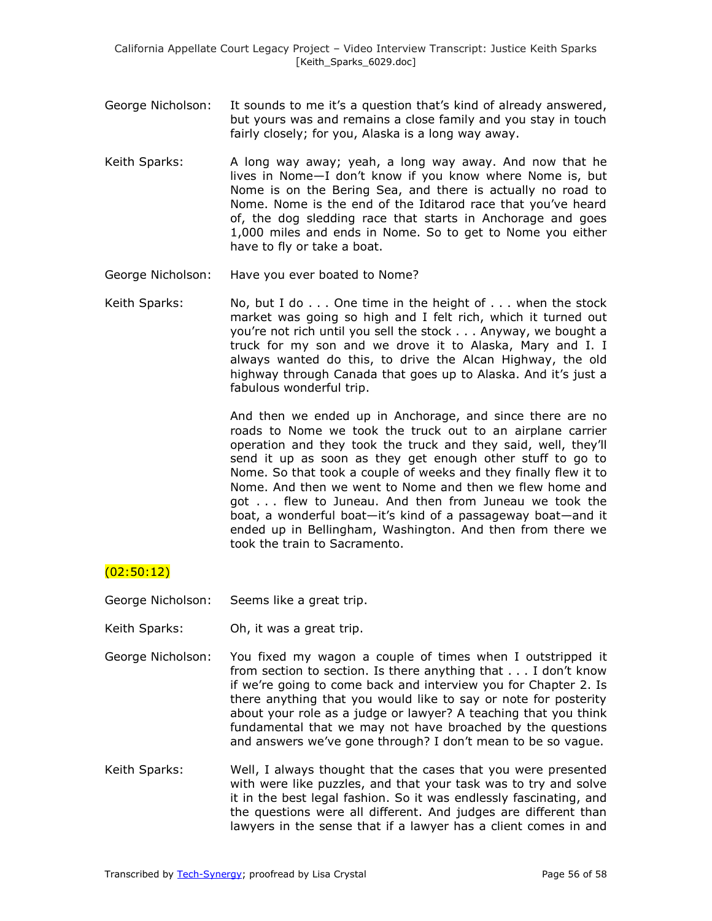George Nicholson: It sounds to me it's a question that's kind of already answered, but yours was and remains a close family and you stay in touch fairly closely; for you, Alaska is a long way away.

Keith Sparks: A long way away; yeah, a long way away. And now that he lives in Nome—I don't know if you know where Nome is, but Nome is on the Bering Sea, and there is actually no road to Nome. Nome is the end of the Iditarod race that you've heard of, the dog sledding race that starts in Anchorage and goes 1,000 miles and ends in Nome. So to get to Nome you either have to fly or take a boat.

George Nicholson: Have you ever boated to Nome?

Keith Sparks: No, but I do . . . One time in the height of . . . when the stock market was going so high and I felt rich, which it turned out you're not rich until you sell the stock . . . Anyway, we bought a truck for my son and we drove it to Alaska, Mary and I. I always wanted do this, to drive the Alcan Highway, the old highway through Canada that goes up to Alaska. And it's just a fabulous wonderful trip.

And then we ended up in Anchorage, and since there are no roads to Nome we took the truck out to an airplane carrier operation and they took the truck and they said, well, they'll send it up as soon as they get enough other stuff to go to Nome. So that took a couple of weeks and they finally flew it to Nome. And then we went to Nome and then we flew home and got . . . flew to Juneau. And then from Juneau we took the boat, a wonderful boat—it's kind of a passageway boat—and it ended up in Bellingham, Washington. And then from there we took the train to Sacramento.

(02:50:12)

George Nicholson: Seems like a great trip.

Keith Sparks: Oh, it was a great trip.

George Nicholson: You fixed my wagon a couple of times when I outstripped it from section to section. Is there anything that . . . I don't know if we're going to come back and interview you for Chapter 2. Is there anything that you would like to say or note for posterity about your role as a judge or lawyer? A teaching that you think fundamental that we may not have broached by the questions and answers we've gone through? I don't mean to be so vague.

Keith Sparks: Well, I always thought that the cases that you were presented with were like puzzles, and that your task was to try and solve it in the best legal fashion. So it was endlessly fascinating, and the questions were all different. And judges are different than lawyers in the sense that if a lawyer has a client comes in and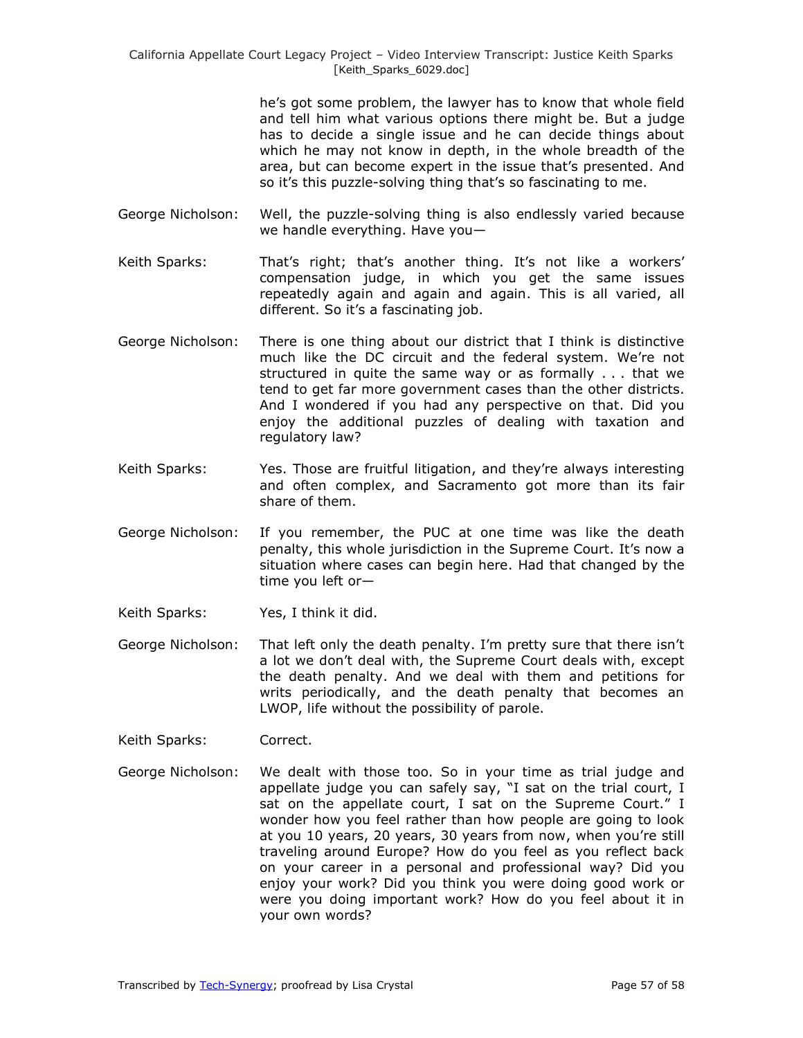he's got some problem, the lawyer has to know that whole field and tell him what various options there might be. But a judge has to decide a single issue and he can decide things about which he may not know in depth, in the whole breadth of the area, but can become expert in the issue that's presented. And so it's this puzzle-solving thing that's so fascinating to me.

George Nicholson: Well, the puzzle-solving thing is also endlessly varied because we handle everything. Have you—

Keith Sparks: That's right; that's another thing. It's not like a workers' compensation judge, in which you get the same issues repeatedly again and again and again. This is all varied, all different. So it's a fascinating job.

George Nicholson: There is one thing about our district that I think is distinctive much like the DC circuit and the federal system. We're not structured in quite the same way or as formally . . . that we tend to get far more government cases than the other districts. And I wondered if you had any perspective on that. Did you enjoy the additional puzzles of dealing with taxation and regulatory law?

Keith Sparks: Yes. Those are fruitful litigation, and they're always interesting and often complex, and Sacramento got more than its fair share of them.

George Nicholson: If you remember, the PUC at one time was like the death penalty, this whole jurisdiction in the Supreme Court. It's now a situation where cases can begin here. Had that changed by the time you left or—

Keith Sparks: Yes, I think it did.

George Nicholson: That left only the death penalty. I'm pretty sure that there isn't a lot we don't deal with, the Supreme Court deals with, except the death penalty. And we deal with them and petitions for writs periodically, and the death penalty that becomes an LWOP, life without the possibility of parole.

Keith Sparks: Correct.

George Nicholson: We dealt with those too. So in your time as trial judge and appellate judge you can safely say, "I sat on the trial court, I sat on the appellate court, I sat on the Supreme Court." I wonder how you feel rather than how people are going to look at you 10 years, 20 years, 30 years from now, when you're still traveling around Europe? How do you feel as you reflect back on your career in a personal and professional way? Did you enjoy your work? Did you think you were doing good work or were you doing important work? How do you feel about it in your own words?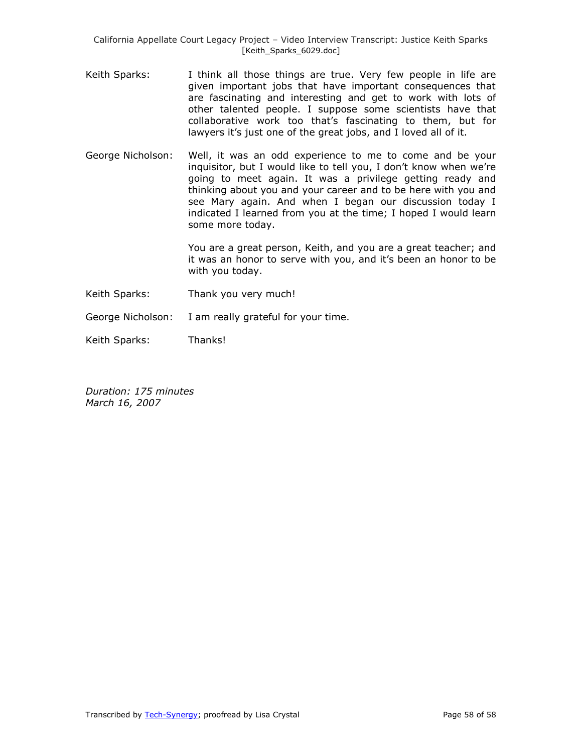Keith Sparks: I think all those things are true. Very few people in life are given important jobs that have important consequences that are fascinating and interesting and get to work with lots of other talented people. I suppose some scientists have that collaborative work too that's fascinating to them, but for lawyers it's just one of the great jobs, and I loved all of it.

George Nicholson: Well, it was an odd experience to me to come and be your inquisitor, but I would like to tell you, I don't know when we're going to meet again. It was a privilege getting ready and thinking about you and your career and to be here with you and see Mary again. And when I began our discussion today I indicated I learned from you at the time; I hoped I would learn some more today.

You are a great person, Keith, and you are a great teacher; and it was an honor to serve with you, and it's been an honor to be with you today.

Keith Sparks: Thank you very much!

George Nicholson: I am really grateful for your time.

Keith Sparks: Thanks!

*Duration: 175 minutes*
*March 16, 2007*

Transcribed by Tech-Synergy; proofread by Lisa Crystal